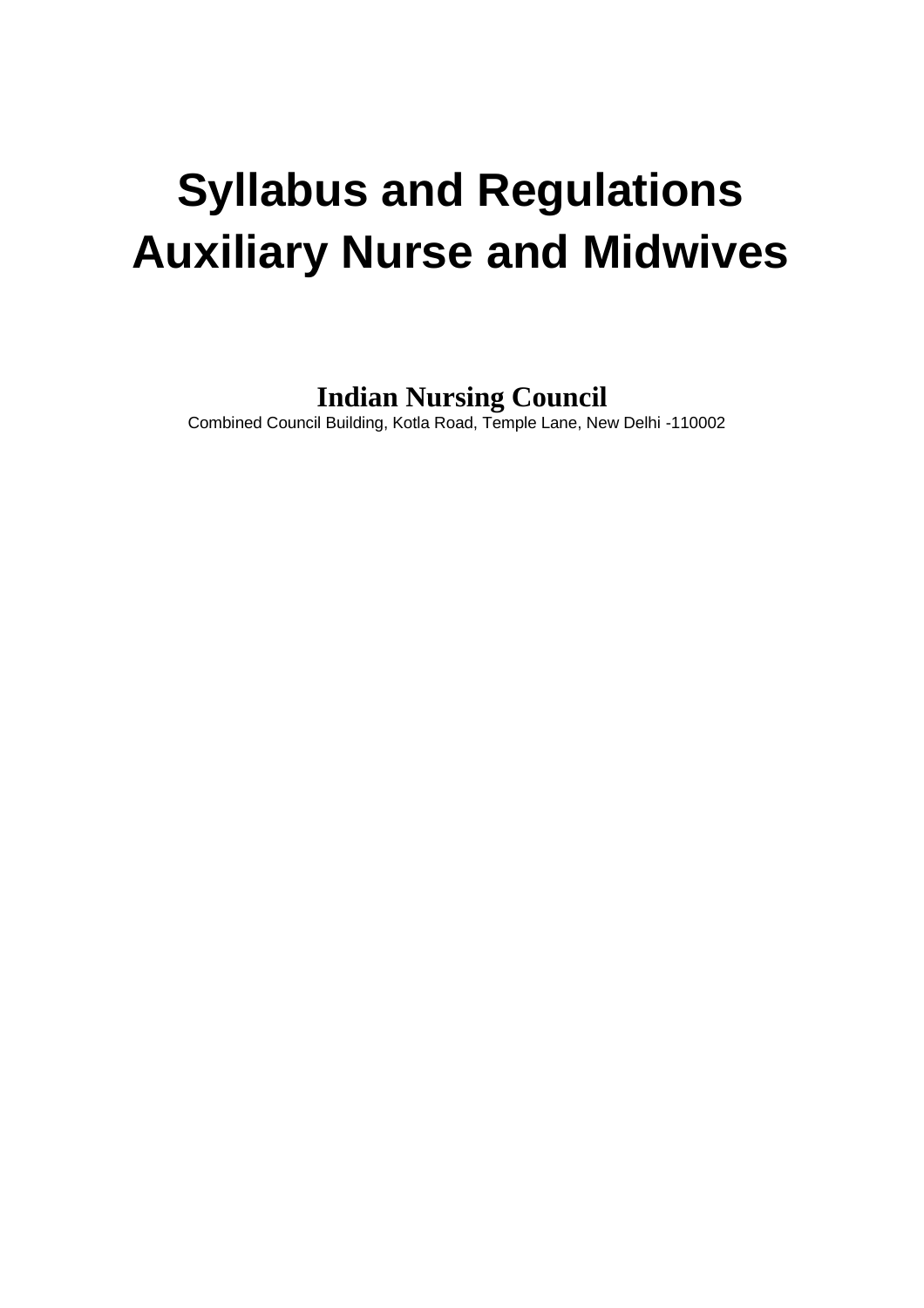# Syllabus and Regulations
# Auxiliary Nurse and Midwives

**Indian Nursing Council**

Combined Council Building, Kotla Road, Temple Lane, New Delhi -110002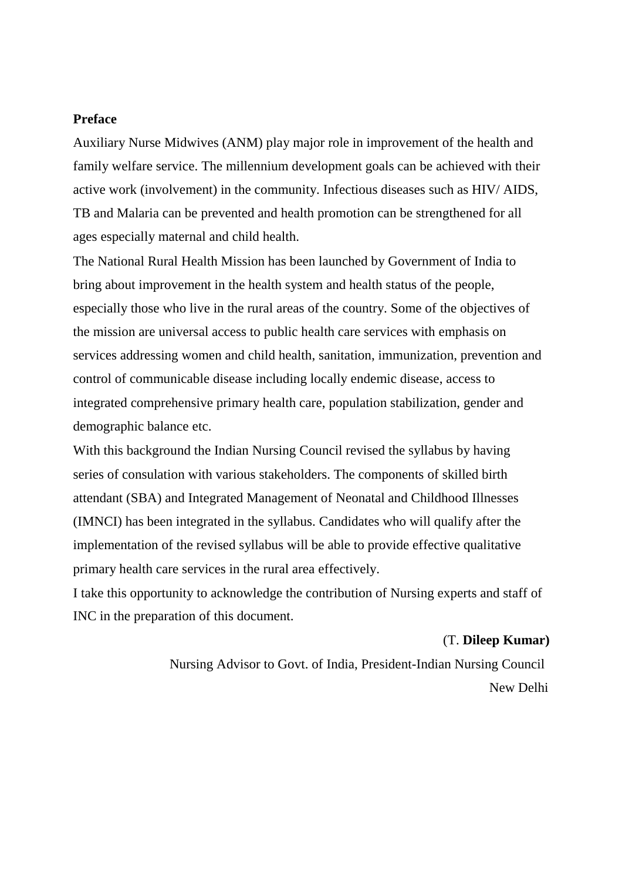**Preface**

Auxiliary Nurse Midwives (ANM) play major role in improvement of the health and family welfare service. The millennium development goals can be achieved with their active work (involvement) in the community. Infectious diseases such as HIV/ AIDS, TB and Malaria can be prevented and health promotion can be strengthened for all ages especially maternal and child health.

The National Rural Health Mission has been launched by Government of India to bring about improvement in the health system and health status of the people, especially those who live in the rural areas of the country. Some of the objectives of the mission are universal access to public health care services with emphasis on services addressing women and child health, sanitation, immunization, prevention and control of communicable disease including locally endemic disease, access to integrated comprehensive primary health care, population stabilization, gender and demographic balance etc.

With this background the Indian Nursing Council revised the syllabus by having series of consulation with various stakeholders. The components of skilled birth attendant (SBA) and Integrated Management of Neonatal and Childhood Illnesses (IMNCI) has been integrated in the syllabus. Candidates who will qualify after the implementation of the revised syllabus will be able to provide effective qualitative primary health care services in the rural area effectively.

I take this opportunity to acknowledge the contribution of Nursing experts and staff of INC in the preparation of this document.

(T. **Dileep Kumar)**

Nursing Advisor to Govt. of India, President-Indian Nursing Council

New Delhi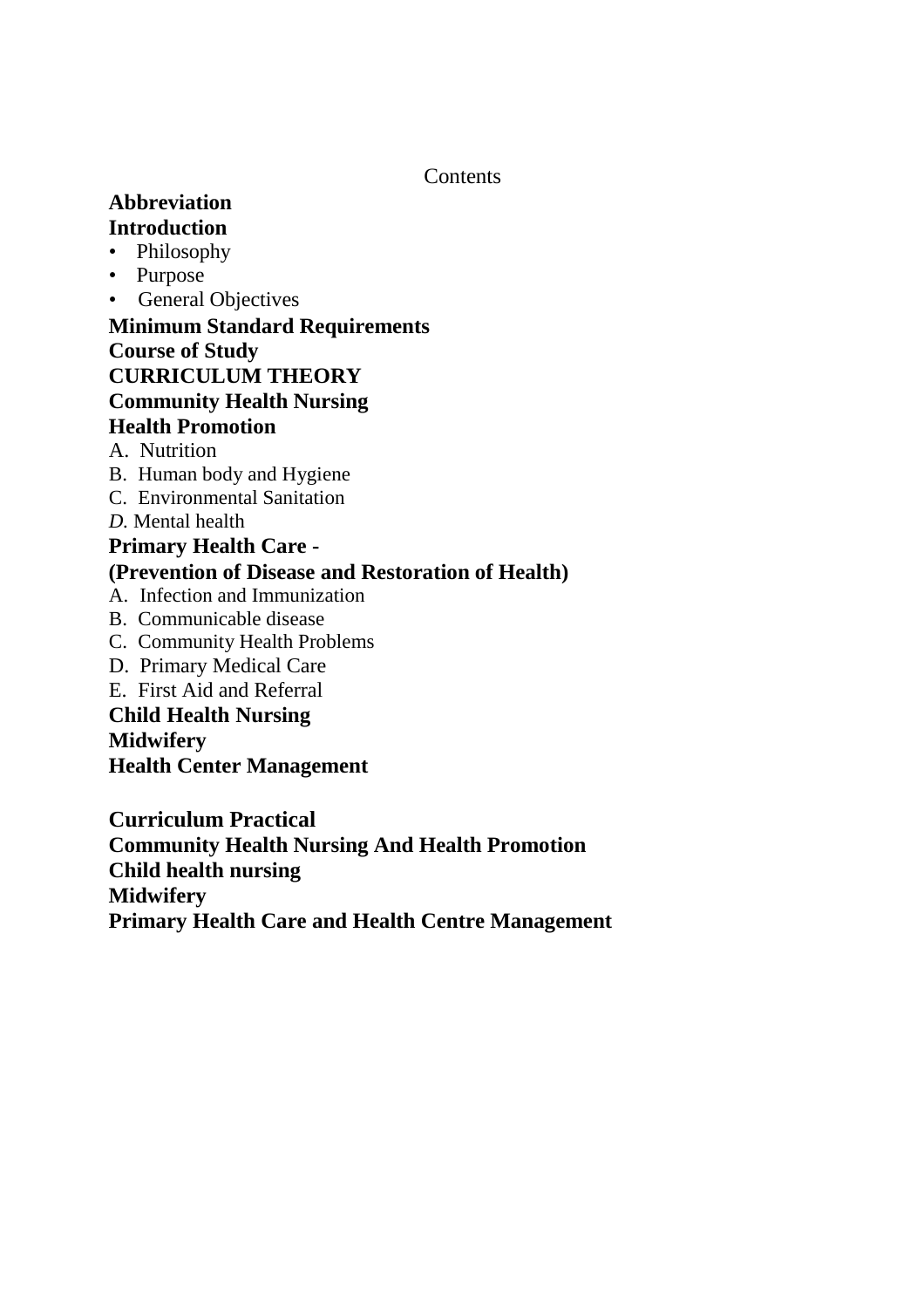Contents

**Abbreviation**

**Introduction**

- Philosophy
- Purpose
- General Objectives

**Minimum Standard Requirements**

**Course of Study**

**CURRICULUM THEORY**

**Community Health Nursing**

**Health Promotion**

A. Nutrition
B. Human body and Hygiene
C. Environmental Sanitation
*D.* Mental health

**Primary Health Care -**

**(Prevention of Disease and Restoration of Health)**

A. Infection and Immunization
B. Communicable disease
C. Community Health Problems
D. Primary Medical Care
E. First Aid and Referral

**Child Health Nursing**

**Midwifery**

**Health Center Management**

**Curriculum Practical**

**Community Health Nursing And Health Promotion**

**Child health nursing**

**Midwifery**

**Primary Health Care and Health Centre Management**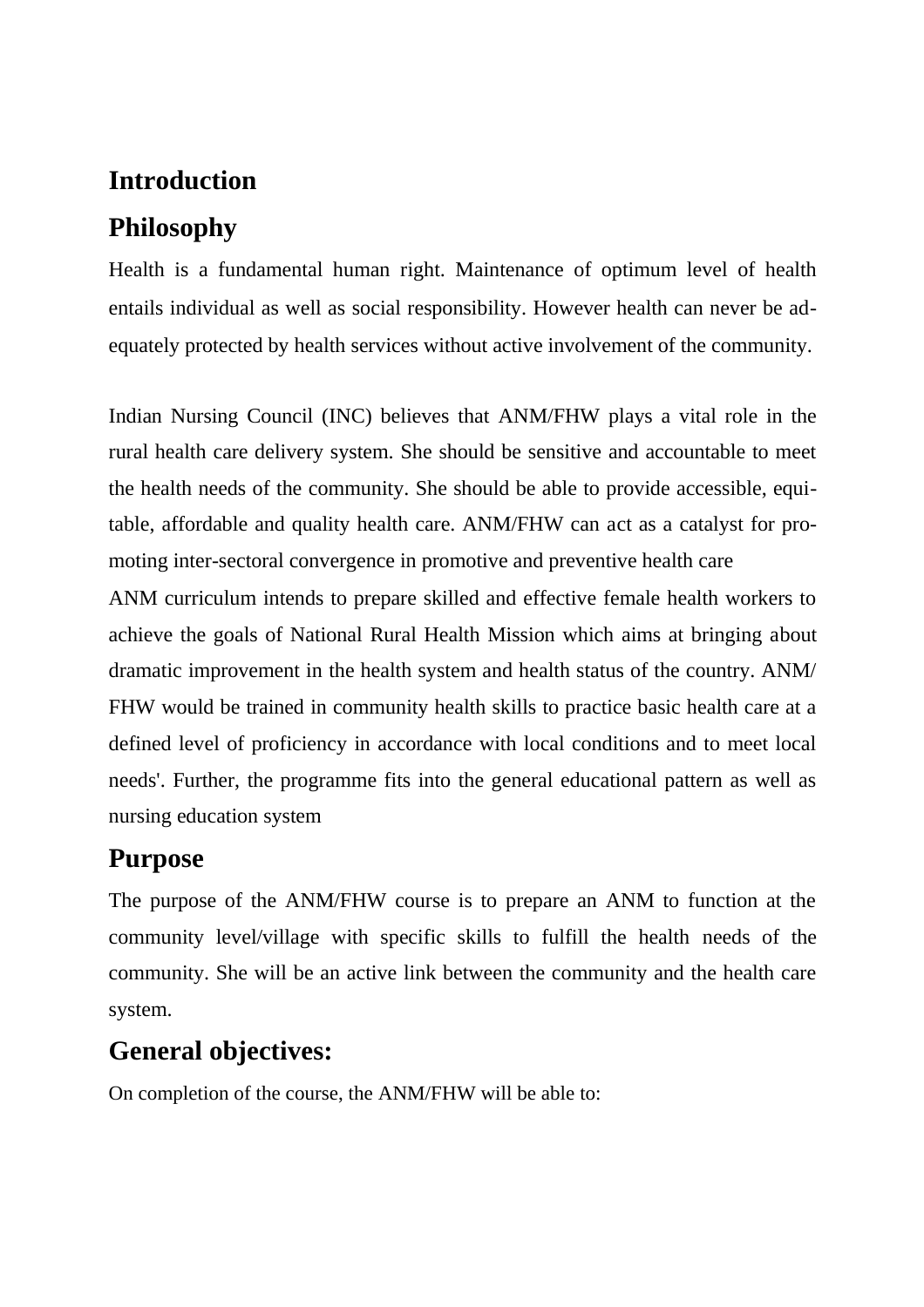# Introduction

## Philosophy

Health is a fundamental human right. Maintenance of optimum level of health entails individual as well as social responsibility. However health can never be adequately protected by health services without active involvement of the community.

Indian Nursing Council (INC) believes that ANM/FHW plays a vital role in the rural health care delivery system. She should be sensitive and accountable to meet the health needs of the community. She should be able to provide accessible, equitable, affordable and quality health care. ANM/FHW can act as a catalyst for promoting inter-sectoral convergence in promotive and preventive health care

ANM curriculum intends to prepare skilled and effective female health workers to achieve the goals of National Rural Health Mission which aims at bringing about dramatic improvement in the health system and health status of the country. ANM/FHW would be trained in community health skills to practice basic health care at a defined level of proficiency in accordance with local conditions and to meet local needs'. Further, the programme fits into the general educational pattern as well as nursing education system

## Purpose

The purpose of the ANM/FHW course is to prepare an ANM to function at the community level/village with specific skills to fulfill the health needs of the community. She will be an active link between the community and the health care system.

## General objectives:

On completion of the course, the ANM/FHW will be able to: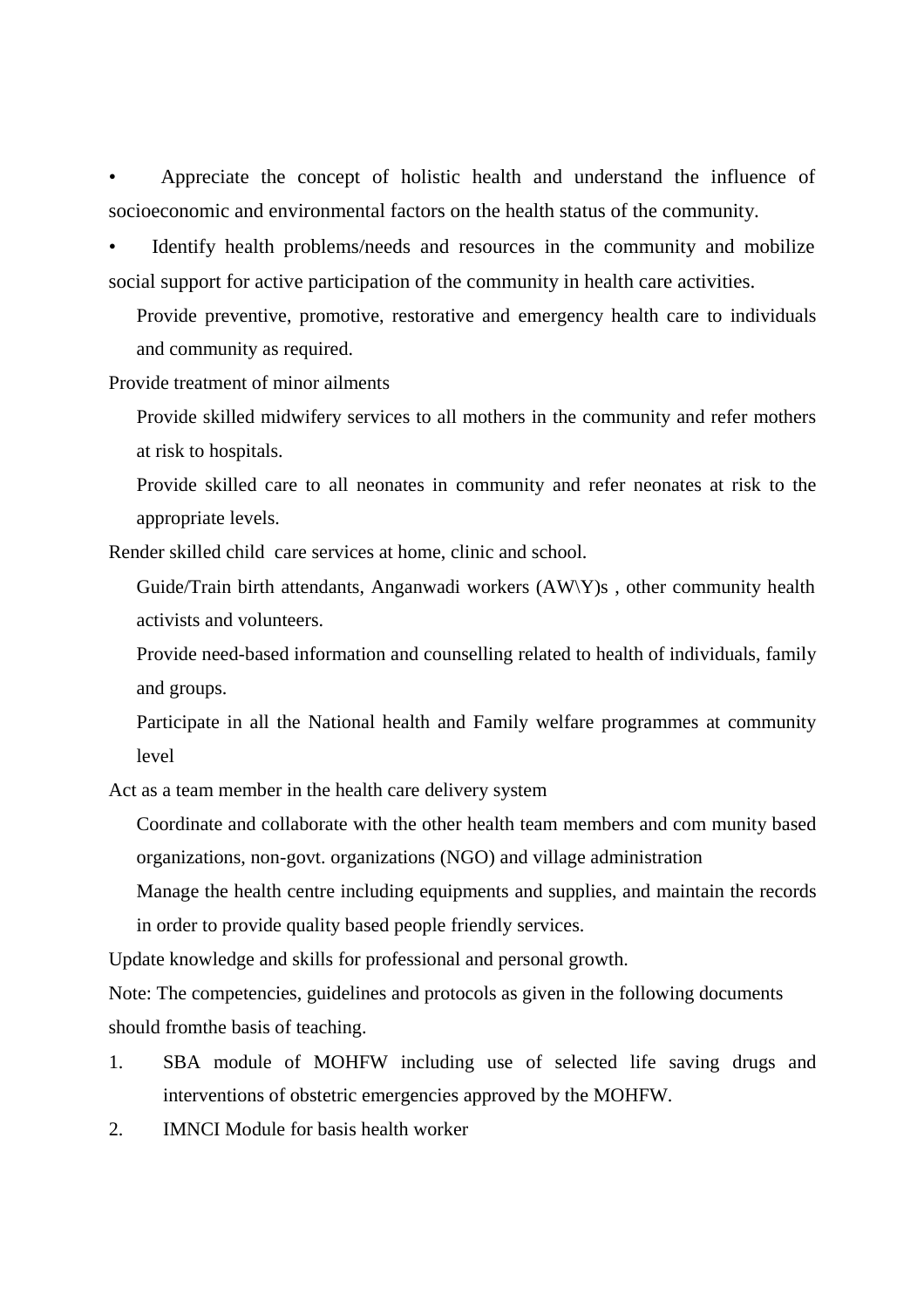- Appreciate the concept of holistic health and understand the influence of socioeconomic and environmental factors on the health status of the community.
- Identify health problems/needs and resources in the community and mobilize social support for active participation of the community in health care activities.

Provide preventive, promotive, restorative and emergency health care to individuals and community as required.

Provide treatment of minor ailments

Provide skilled midwifery services to all mothers in the community and refer mothers at risk to hospitals.

Provide skilled care to all neonates in community and refer neonates at risk to the appropriate levels.

Render skilled child care services at home, clinic and school.

Guide/Train birth attendants, Anganwadi workers (AW\Y)s , other community health activists and volunteers.

Provide need-based information and counselling related to health of individuals, family and groups.

Participate in all the National health and Family welfare programmes at community level

Act as a team member in the health care delivery system

Coordinate and collaborate with the other health team members and com munity based organizations, non-govt. organizations (NGO) and village administration

Manage the health centre including equipments and supplies, and maintain the records in order to provide quality based people friendly services.

Update knowledge and skills for professional and personal growth.

Note: The competencies, guidelines and protocols as given in the following documents should fromthe basis of teaching.

1. SBA module of MOHFW including use of selected life saving drugs and interventions of obstetric emergencies approved by the MOHFW.
2. IMNCI Module for basis health worker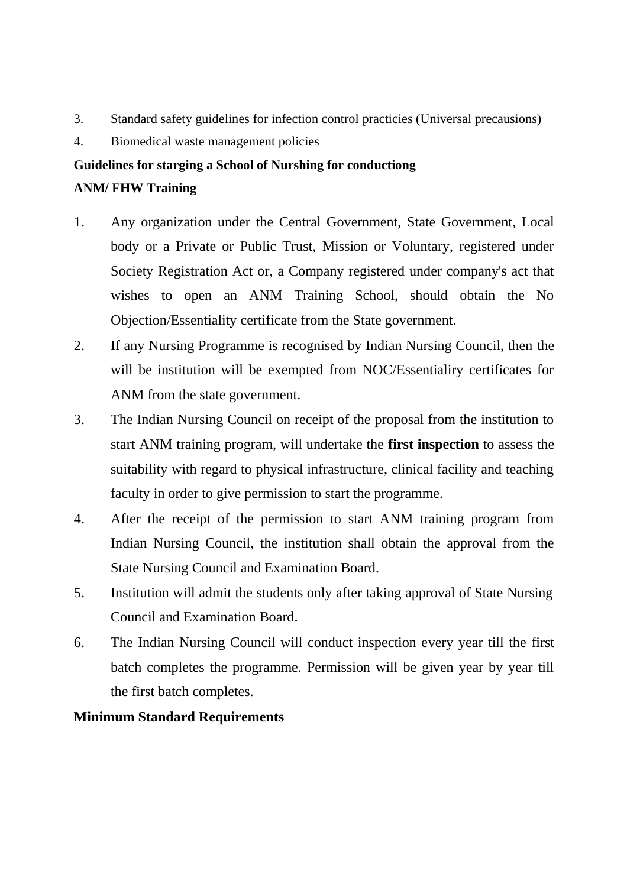3. Standard safety guidelines for infection control practicies (Universal precausions)
4. Biomedical waste management policies

**Guidelines for starging a School of Nurshing for conductiong ANM/ FHW Training**

1. Any organization under the Central Government, State Government, Local body or a Private or Public Trust, Mission or Voluntary, registered under Society Registration Act or, a Company registered under company's act that wishes to open an ANM Training School, should obtain the No Objection/Essentiality certificate from the State government.
2. If any Nursing Programme is recognised by Indian Nursing Council, then the will be institution will be exempted from NOC/Essentialiry certificates for ANM from the state government.
3. The Indian Nursing Council on receipt of the proposal from the institution to start ANM training program, will undertake the **first inspection** to assess the suitability with regard to physical infrastructure, clinical facility and teaching faculty in order to give permission to start the programme.
4. After the receipt of the permission to start ANM training program from Indian Nursing Council, the institution shall obtain the approval from the State Nursing Council and Examination Board.
5. Institution will admit the students only after taking approval of State Nursing Council and Examination Board.
6. The Indian Nursing Council will conduct inspection every year till the first batch completes the programme. Permission will be given year by year till the first batch completes.

**Minimum Standard Requirements**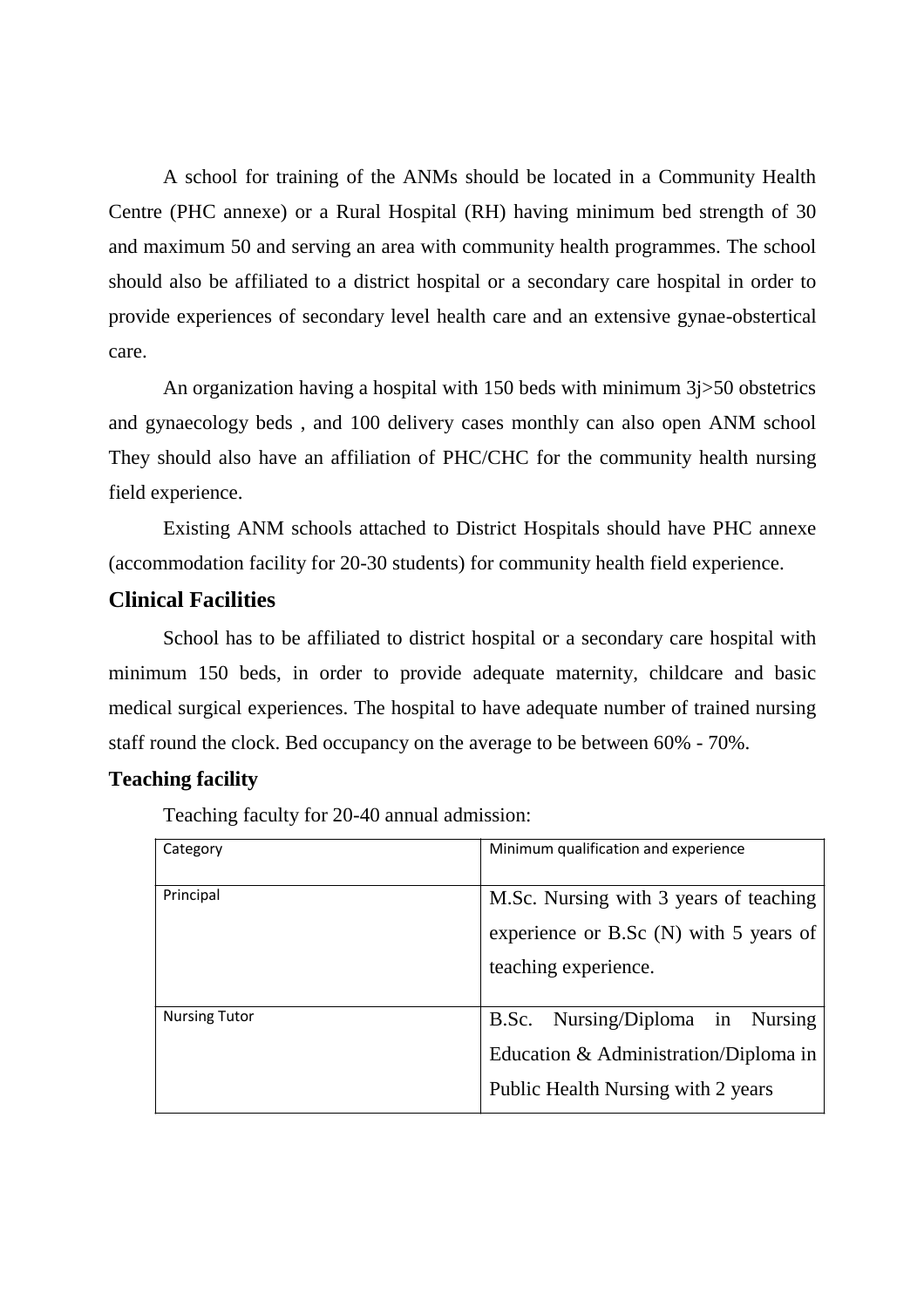A school for training of the ANMs should be located in a Community Health Centre (PHC annexe) or a Rural Hospital (RH) having minimum bed strength of 30 and maximum 50 and serving an area with community health programmes. The school should also be affiliated to a district hospital or a secondary care hospital in order to provide experiences of secondary level health care and an extensive gynae-obstertical care.

An organization having a hospital with 150 beds with minimum 3j>50 obstetrics and gynaecology beds , and 100 delivery cases monthly can also open ANM school They should also have an affiliation of PHC/CHC for the community health nursing field experience.

Existing ANM schools attached to District Hospitals should have PHC annexe (accommodation facility for 20-30 students) for community health field experience.

## Clinical Facilities

School has to be affiliated to district hospital or a secondary care hospital with minimum 150 beds, in order to provide adequate maternity, childcare and basic medical surgical experiences. The hospital to have adequate number of trained nursing staff round the clock. Bed occupancy on the average to be between 60% - 70%.

### Teaching facility

Teaching faculty for 20-40 annual admission:

| Category | Minimum qualification and experience |
|---|---|
| Principal | M.Sc. Nursing with 3 years of teaching experience or B.Sc (N) with 5 years of teaching experience. |
| Nursing Tutor | B.Sc. Nursing/Diploma in Nursing Education & Administration/Diploma in Public Health Nursing with 2 years |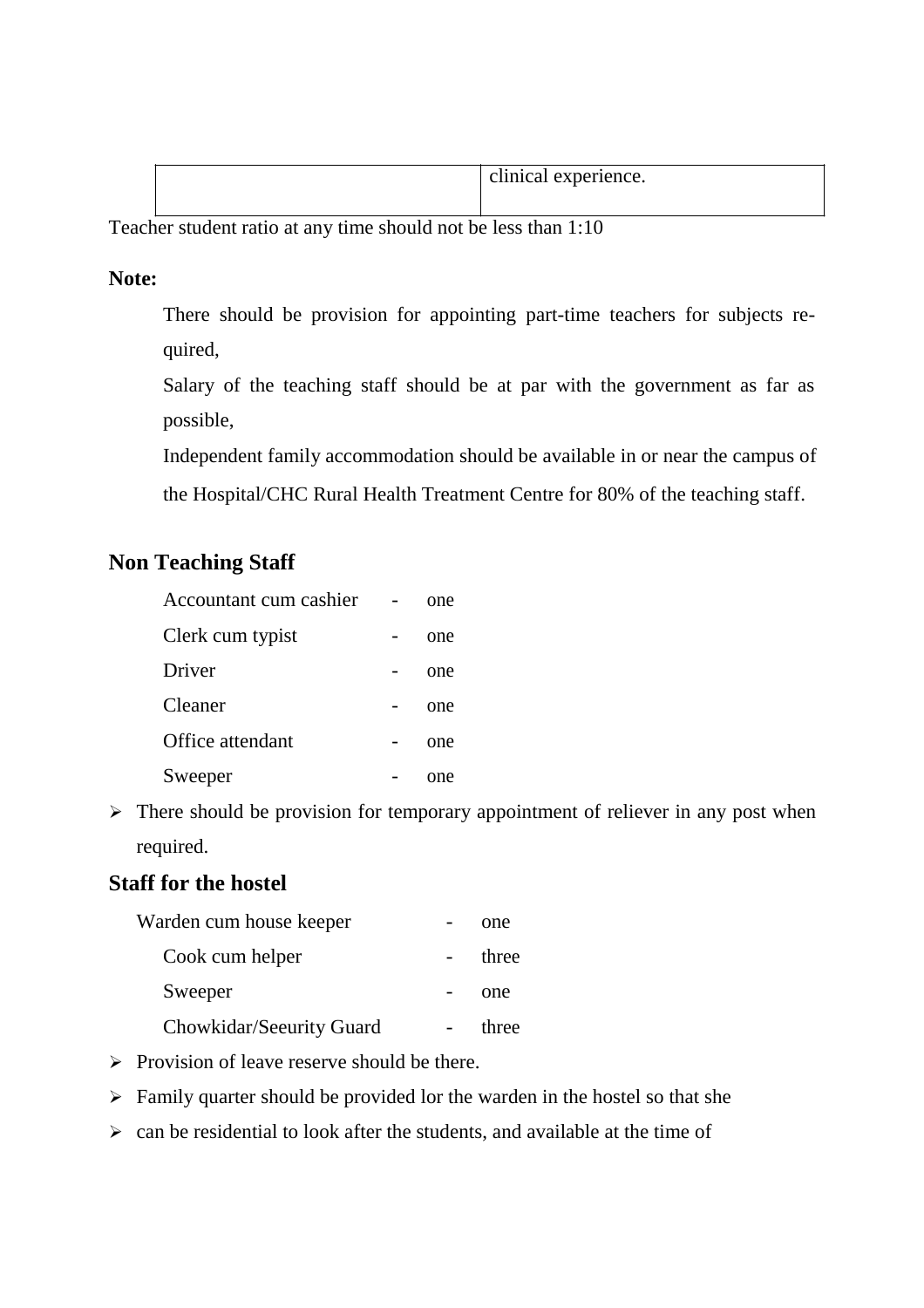| | |
|---|---|
| | clinical experience. |

Teacher student ratio at any time should not be less than 1:10

**Note:**

There should be provision for appointing part-time teachers for subjects required,

Salary of the teaching staff should be at par with the government as far as possible,

Independent family accommodation should be available in or near the campus of the Hospital/CHC Rural Health Treatment Centre for 80% of the teaching staff.

## Non Teaching Staff

Accountant cum cashier - one

Clerk cum typist - one

Driver - one

Cleaner - one

Office attendant - one

Sweeper - one

- There should be provision for temporary appointment of reliever in any post when required.

## Staff for the hostel

Warden cum house keeper - one

Cook cum helper - three

Sweeper - one

Chowkidar/Seeurity Guard - three

- Provision of leave reserve should be there.
- Family quarter should be provided lor the warden in the hostel so that she
- can be residential to look after the students, and available at the time of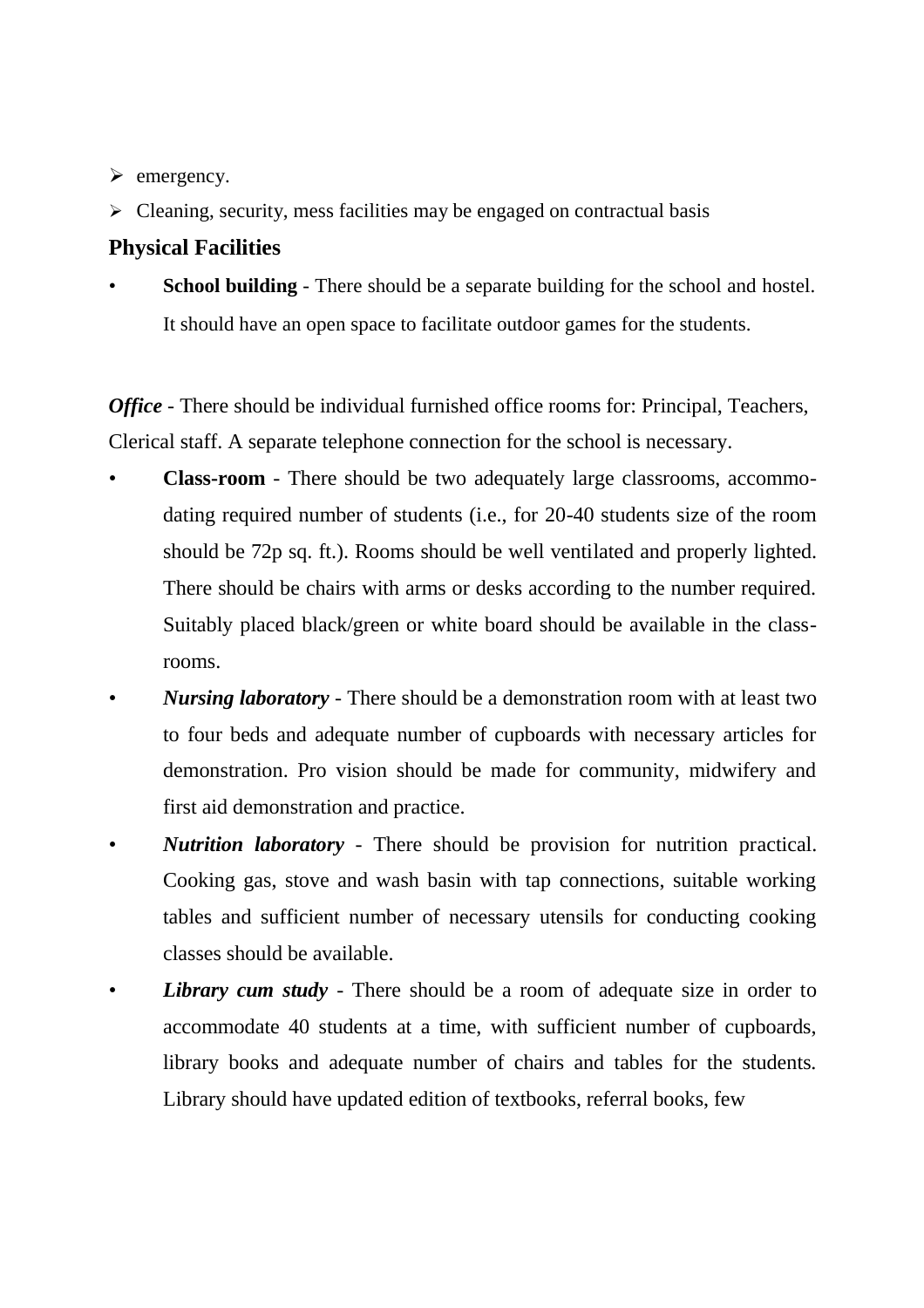- emergency.
- Cleaning, security, mess facilities may be engaged on contractual basis

### Physical Facilities

- **School building** - There should be a separate building for the school and hostel. It should have an open space to facilitate outdoor games for the students.

***Office*** - There should be individual furnished office rooms for: Principal, Teachers, Clerical staff. A separate telephone connection for the school is necessary.

- **Class-room** - There should be two adequately large classrooms, accommodating required number of students (i.e., for 20-40 students size of the room should be 72p sq. ft.). Rooms should be well ventilated and properly lighted. There should be chairs with arms or desks according to the number required. Suitably placed black/green or white board should be available in the classrooms.
- ***Nursing laboratory*** - There should be a demonstration room with at least two to four beds and adequate number of cupboards with necessary articles for demonstration. Pro vision should be made for community, midwifery and first aid demonstration and practice.
- ***Nutrition laboratory*** - There should be provision for nutrition practical. Cooking gas, stove and wash basin with tap connections, suitable working tables and sufficient number of necessary utensils for conducting cooking classes should be available.
- ***Library cum study*** - There should be a room of adequate size in order to accommodate 40 students at a time, with sufficient number of cupboards, library books and adequate number of chairs and tables for the students. Library should have updated edition of textbooks, referral books, few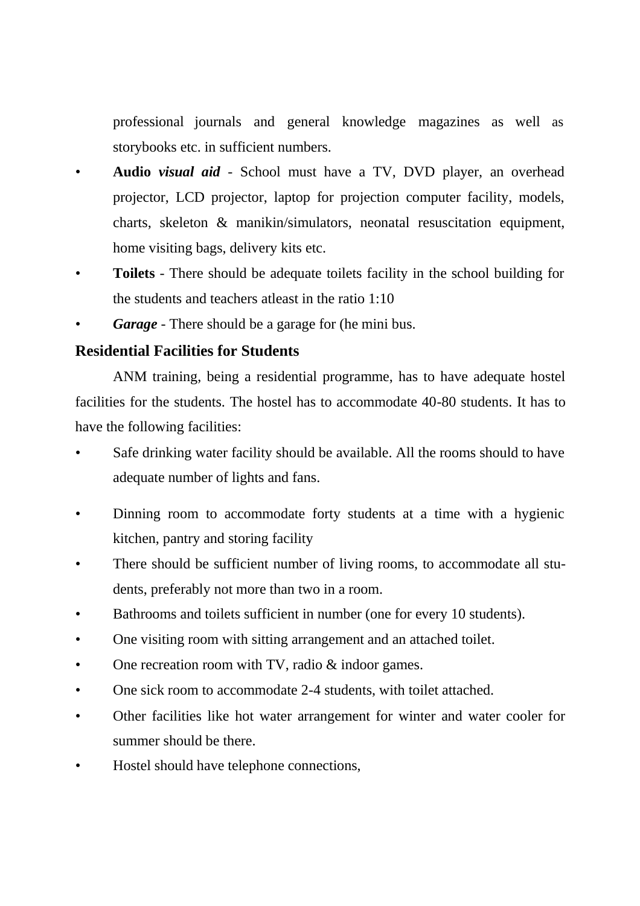professional journals and general knowledge magazines as well as storybooks etc. in sufficient numbers.

- **Audio *visual aid*** - School must have a TV, DVD player, an overhead projector, LCD projector, laptop for projection computer facility, models, charts, skeleton & manikin/simulators, neonatal resuscitation equipment, home visiting bags, delivery kits etc.
- **Toilets** - There should be adequate toilets facility in the school building for the students and teachers atleast in the ratio 1:10
- ***Garage*** - There should be a garage for (he mini bus.

**Residential Facilities for Students**

ANM training, being a residential programme, has to have adequate hostel facilities for the students. The hostel has to accommodate 40-80 students. It has to have the following facilities:

- Safe drinking water facility should be available. All the rooms should to have adequate number of lights and fans.
- Dinning room to accommodate forty students at a time with a hygienic kitchen, pantry and storing facility
- There should be sufficient number of living rooms, to accommodate all students, preferably not more than two in a room.
- Bathrooms and toilets sufficient in number (one for every 10 students).
- One visiting room with sitting arrangement and an attached toilet.
- One recreation room with TV, radio & indoor games.
- One sick room to accommodate 2-4 students, with toilet attached.
- Other facilities like hot water arrangement for winter and water cooler for summer should be there.
- Hostel should have telephone connections,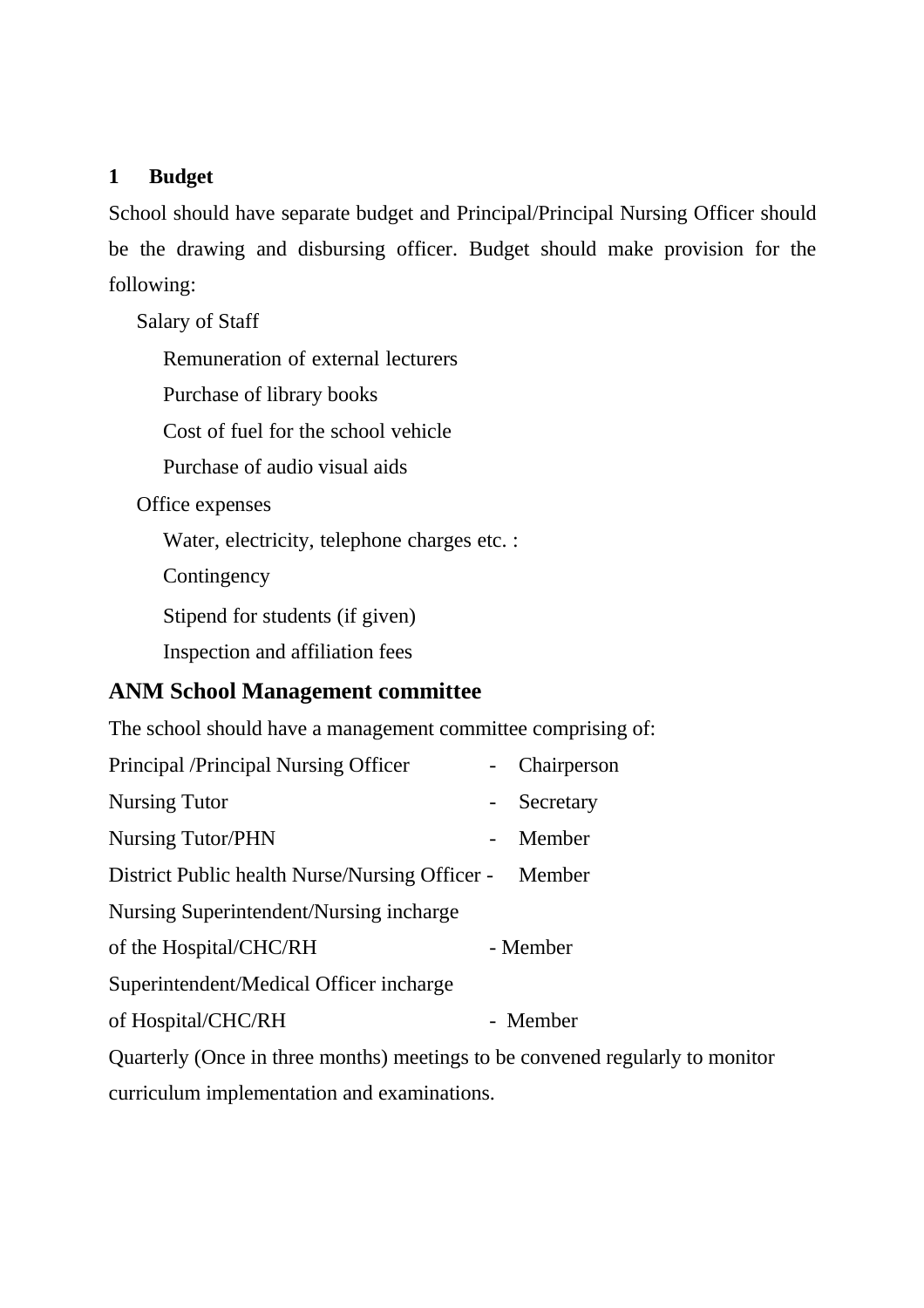## 1 Budget

School should have separate budget and Principal/Principal Nursing Officer should be the drawing and disbursing officer. Budget should make provision for the following:

- Salary of Staff
  - Remuneration of external lecturers
  - Purchase of library books
  - Cost of fuel for the school vehicle
  - Purchase of audio visual aids
- Office expenses
  - Water, electricity, telephone charges etc. :
  - Contingency
  - Stipend for students (if given)
  - Inspection and affiliation fees

## ANM School Management committee

The school should have a management committee comprising of:

| | |
|---|---|
| Principal /Principal Nursing Officer | - Chairperson |
| Nursing Tutor | - Secretary |
| Nursing Tutor/PHN | - Member |
| District Public health Nurse/Nursing Officer | - Member |
| Nursing Superintendent/Nursing incharge of the Hospital/CHC/RH | - Member |
| Superintendent/Medical Officer incharge of Hospital/CHC/RH | - Member |

Quarterly (Once in three months) meetings to be convened regularly to monitor curriculum implementation and examinations.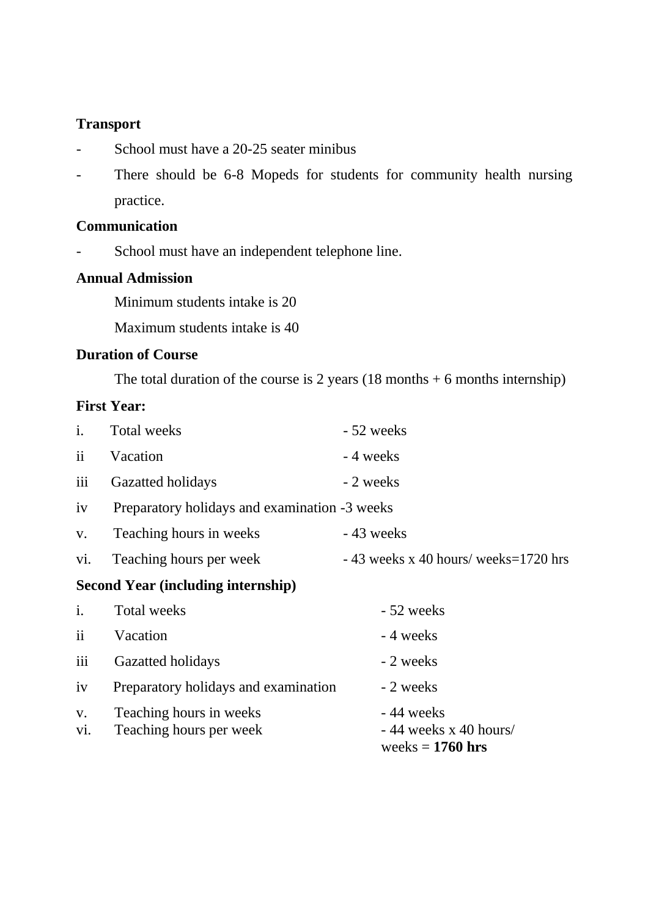**Transport**

- School must have a 20-25 seater minibus
- There should be 6-8 Mopeds for students for community health nursing practice.

**Communication**

- School must have an independent telephone line.

**Annual Admission**

Minimum students intake is 20

Maximum students intake is 40

**Duration of Course**

The total duration of the course is 2 years (18 months + 6 months internship)

**First Year:**

| | | |
|---|---|---|
| i. | Total weeks | - 52 weeks |
| ii | Vacation | - 4 weeks |
| iii | Gazatted holidays | - 2 weeks |
| iv | Preparatory holidays and examination | -3 weeks |
| v. | Teaching hours in weeks | - 43 weeks |
| vi. | Teaching hours per week | - 43 weeks x 40 hours/ weeks=1720 hrs |

**Second Year (including internship)**

| | | |
|---|---|---|
| i. | Total weeks | - 52 weeks |
| ii | Vacation | - 4 weeks |
| iii | Gazatted holidays | - 2 weeks |
| iv | Preparatory holidays and examination | - 2 weeks |
| v. | Teaching hours in weeks | - 44 weeks |
| vi. | Teaching hours per week | - 44 weeks x 40 hours/ weeks = **1760 hrs** |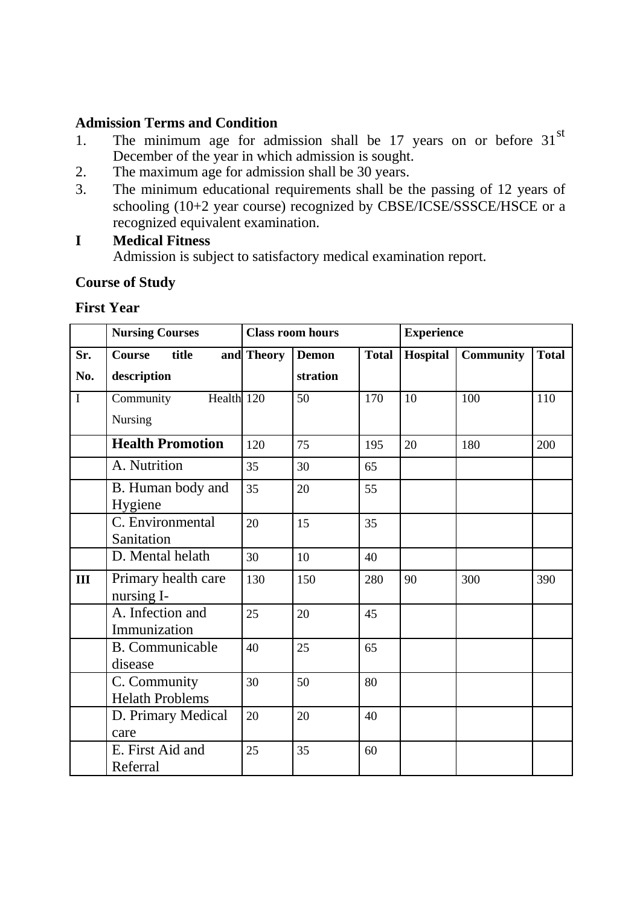**Admission Terms and Condition**

1. The minimum age for admission shall be 17 years on before 31st December of the year in which admission is sought.
2. The maximum age for admission shall be 30 years.
3. The minimum educational requirements shall be the passing of 12 years of schooling (10+2 year course) recognized by CBSE/ICSE/SSSCE/HSCE or a recognized equivalent examination.

**I Medical Fitness**

Admission is subject to satisfactory medical examination report.

**Course of Study**

**First Year**

| | **Nursing Courses** | **Class room hours** | | | **Experience** | | |
|---|---|---|---|---|---|---|---|
| **Sr. No.** | **Course title and description** | **Theory** | **Demon stration** | **Total** | **Hospital** | **Community** | **Total** |
| I | Community Health Nursing | 120 | 50 | 170 | 10 | 100 | 110 |
| | **Health Promotion** | 120 | 75 | 195 | 20 | 180 | 200 |
| | A. Nutrition | 35 | 30 | 65 | | | |
| | B. Human body and Hygiene | 35 | 20 | 55 | | | |
| | C. Environmental Sanitation | 20 | 15 | 35 | | | |
| | D. Mental helath | 30 | 10 | 40 | | | |
| **III** | Primary health care nursing I- | 130 | 150 | 280 | 90 | 300 | 390 |
| | A. Infection and Immunization | 25 | 20 | 45 | | | |
| | B. Communicable disease | 40 | 25 | 65 | | | |
| | C. Community Helath Problems | 30 | 50 | 80 | | | |
| | D. Primary Medical care | 20 | 20 | 40 | | | |
| | E. First Aid and Referral | 25 | 35 | 60 | | | |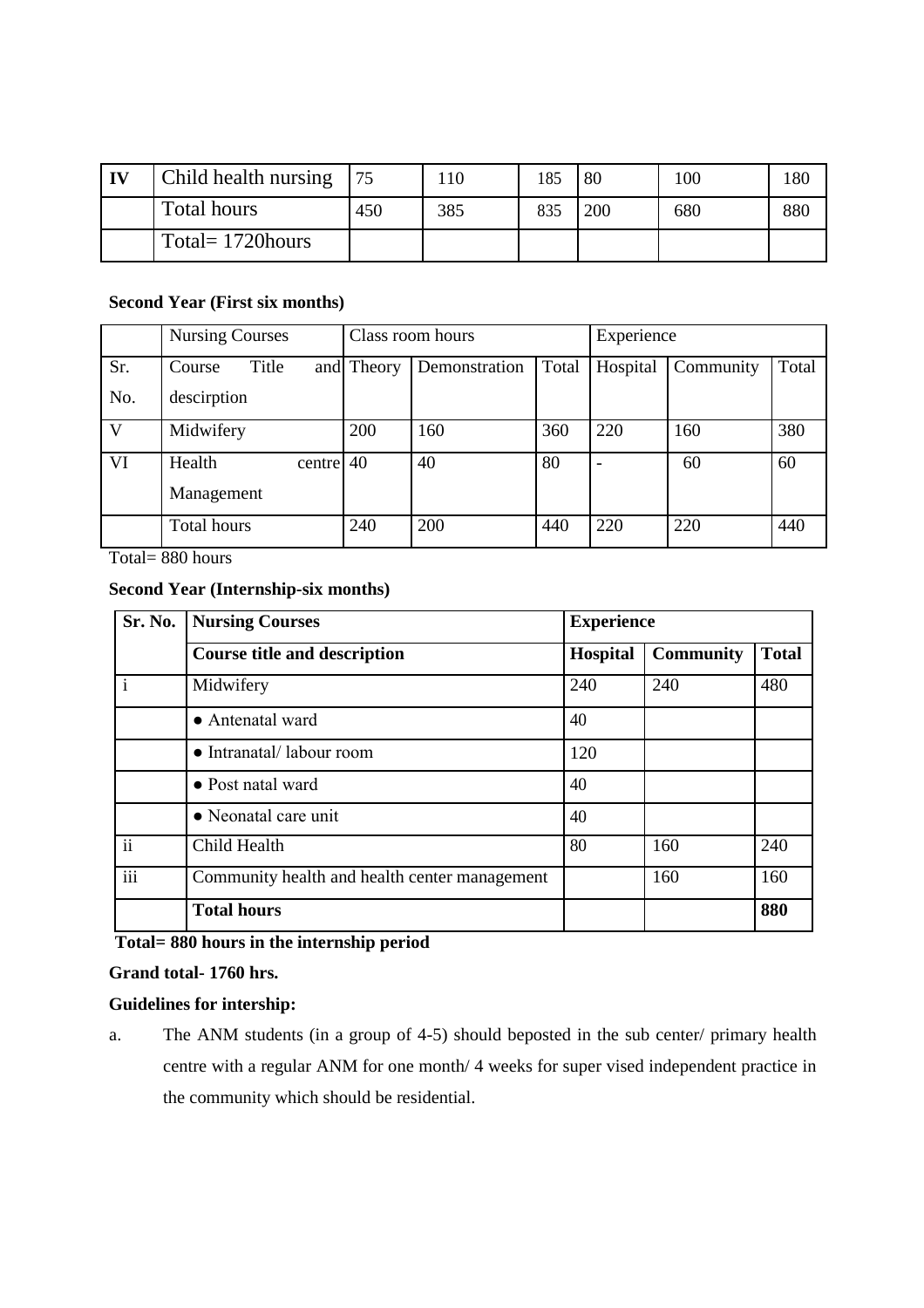| IV | Child health nursing | 75 | 110 | 185 | 80 | 100 | 180 |
|---|---|---|---|---|---|---|---|
| | Total hours | 450 | 385 | 835 | 200 | 680 | 880 |
| | Total= 1720hours | | | | | | |

**Second Year (First six months)**

| | Nursing Courses | Class room hours | | | Experience | | |
|---|---|---|---|---|---|---|---|
| Sr. No. | Course Title and descirption | Theory | Demonstration | Total | Hospital | Community | Total |
| V | Midwifery | 200 | 160 | 360 | 220 | 160 | 380 |
| VI | Health centre Management | 40 | 40 | 80 | - | 60 | 60 |
| | Total hours | 240 | 200 | 440 | 220 | 220 | 440 |

Total= 880 hours

**Second Year (Internship-six months)**

| Sr. No. | Nursing Courses | Experience | | |
|---|---|---|---|---|
| | **Course title and description** | **Hospital** | **Community** | **Total** |
| i | Midwifery | 240 | 240 | 480 |
| | ● Antenatal ward | 40 | | |
| | ● Intranatal/ labour room | 120 | | |
| | ● Post natal ward | 40 | | |
| | ● Neonatal care unit | 40 | | |
| ii | Child Health | 80 | 160 | 240 |
| iii | Community health and health center management | | 160 | 160 |
| | **Total hours** | | | **880** |

**Total= 880 hours in the internship period**

**Grand total- 1760 hrs.**

**Guidelines for intership:**

a. The ANM students (in a group of 4-5) should beposted in the sub center/ primary health centre with a regular ANM for one month/ 4 weeks for super vised independent practice in the community which should be residential.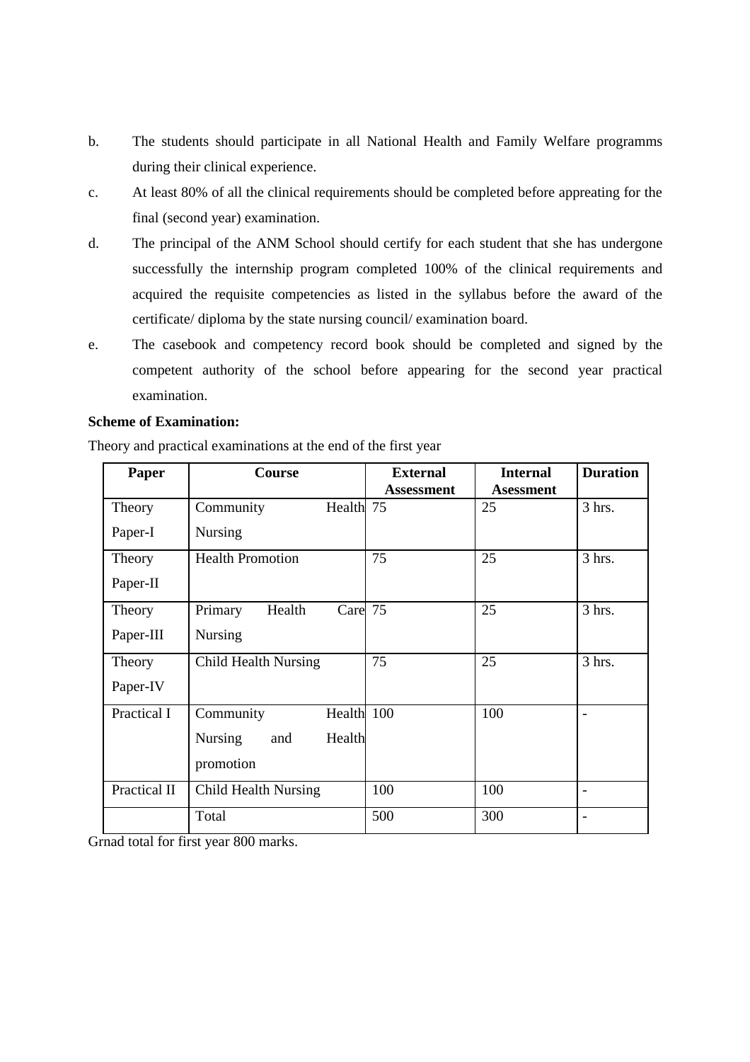b. The students should participate in all National Health and Family Welfare programms during their clinical experience.

c. At least 80% of all the clinical requirements should be completed before appreating for the final (second year) examination.

d. The principal of the ANM School should certify for each student that she has undergone successfully the internship program completed 100% of the clinical requirements and acquired the requisite competencies as listed in the syllabus before the award of the certificate/ diploma by the state nursing council/ examination board.

e. The casebook and competency record book should be completed and signed by the competent authority of the school before appearing for the second year practical examination.

**Scheme of Examination:**

Theory and practical examinations at the end of the first year

| Paper | Course | External Assessment | Internal Asessment | Duration |
|---|---|---|---|---|
| Theory Paper-I | Community Health Nursing | 75 | 25 | 3 hrs. |
| Theory Paper-II | Health Promotion | 75 | 25 | 3 hrs. |
| Theory Paper-III | Primary Health Care Nursing | 75 | 25 | 3 hrs. |
| Theory Paper-IV | Child Health Nursing | 75 | 25 | 3 hrs. |
| Practical I | Community Health Nursing and Health promotion | 100 | 100 | - |
| Practical II | Child Health Nursing | 100 | 100 | - |
| | Total | 500 | 300 | - |

Grnad total for first year 800 marks.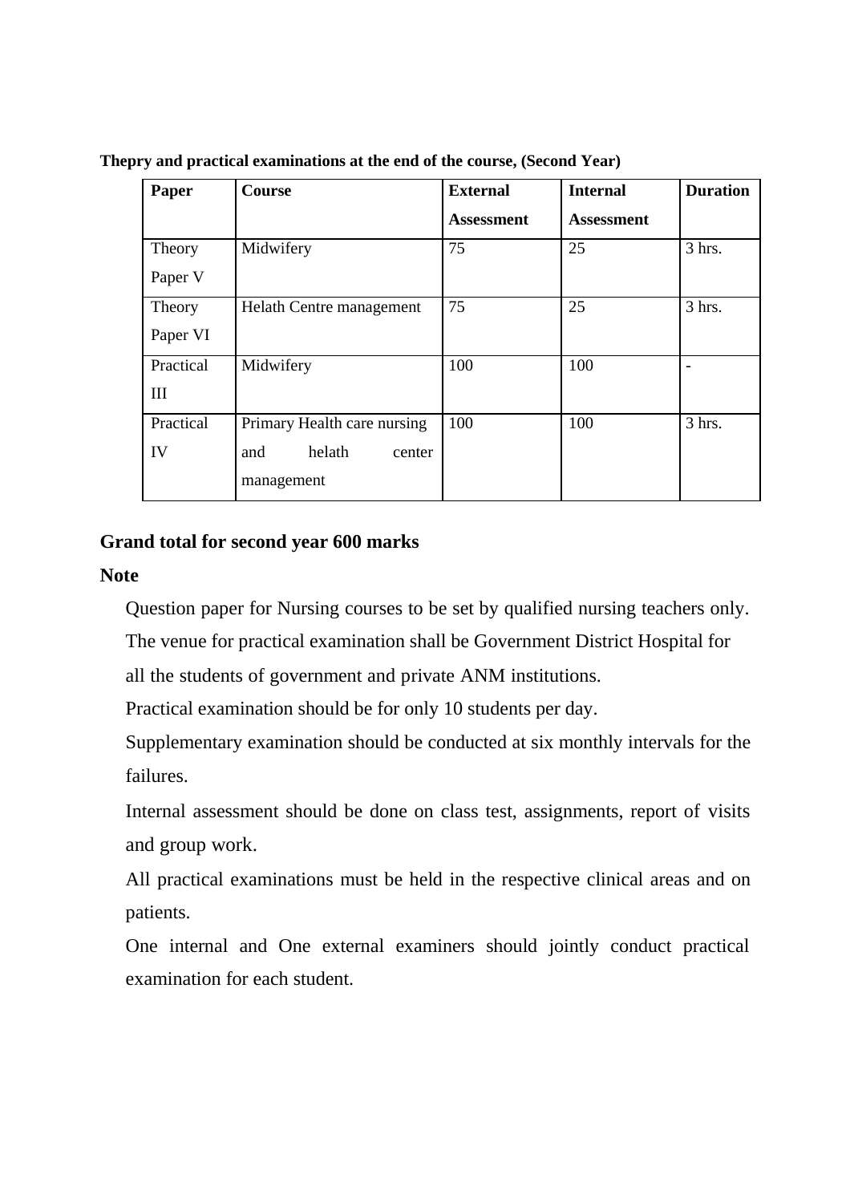**Thepry and practical examinations at the end of the course, (Second Year)**

| Paper | Course | External Assessment | Internal Assessment | Duration |
|---|---|---|---|---|
| Theory Paper V | Midwifery | 75 | 25 | 3 hrs. |
| Theory Paper VI | Helath Centre management | 75 | 25 | 3 hrs. |
| Practical III | Midwifery | 100 | 100 | - |
| Practical IV | Primary Health care nursing and helath center management | 100 | 100 | 3 hrs. |

**Grand total for second year 600 marks**

**Note**

Question paper for Nursing courses to be set by qualified nursing teachers only.

The venue for practical examination shall be Government District Hospital for all the students of government and private ANM institutions.

Practical examination should be for only 10 students per day.

Supplementary examination should be conducted at six monthly intervals for the failures.

Internal assessment should be done on class test, assignments, report of visits and group work.

All practical examinations must be held in the respective clinical areas and on patients.

One internal and One external examiners should jointly conduct practical examination for each student.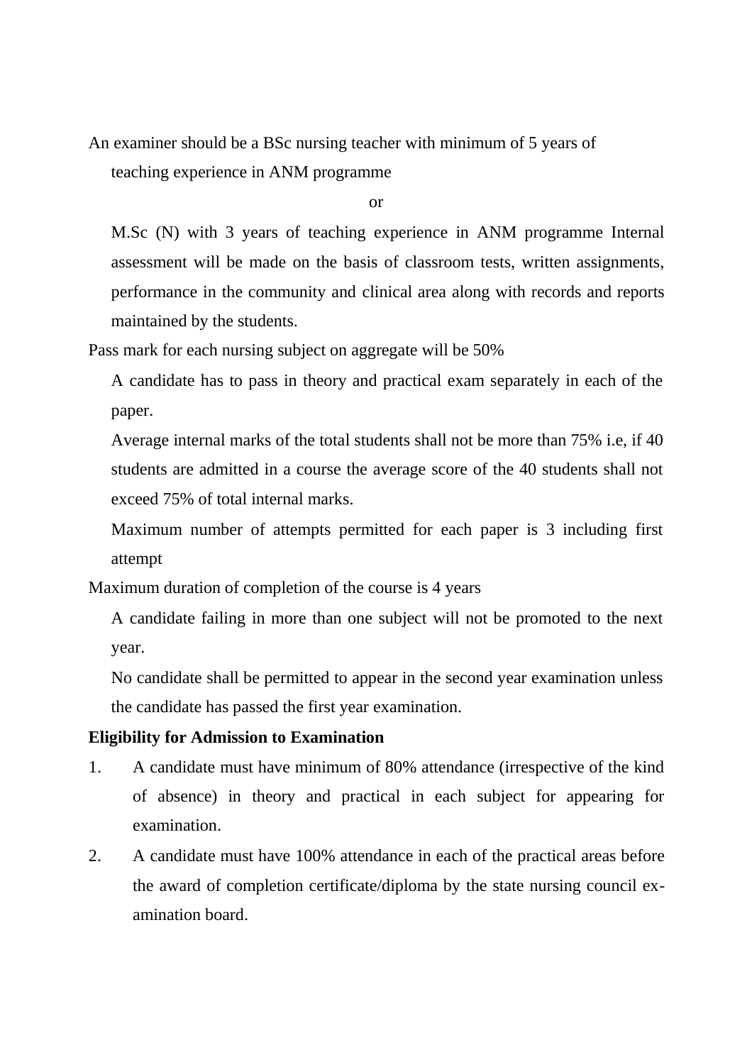An examiner should be a BSc nursing teacher with minimum of 5 years of teaching experience in ANM programme

or

M.Sc (N) with 3 years of teaching experience in ANM programme Internal assessment will be made on the basis of classroom tests, written assignments, performance in the community and clinical area along with records and reports maintained by the students.

Pass mark for each nursing subject on aggregate will be 50%

A candidate has to pass in theory and practical exam separately in each of the paper.

Average internal marks of the total students shall not be more than 75% i.e, if 40 students are admitted in a course the average score of the 40 students shall not exceed 75% of total internal marks.

Maximum number of attempts permitted for each paper is 3 including first attempt

Maximum duration of completion of the course is 4 years

A candidate failing in more than one subject will not be promoted to the next year.

No candidate shall be permitted to appear in the second year examination unless the candidate has passed the first year examination.

**Eligibility for Admission to Examination**

1. A candidate must have minimum of 80% attendance (irrespective of the kind of absence) in theory and practical in each subject for appearing for examination.
2. A candidate must have 100% attendance in each of the practical areas before the award of completion certificate/diploma by the state nursing council examination board.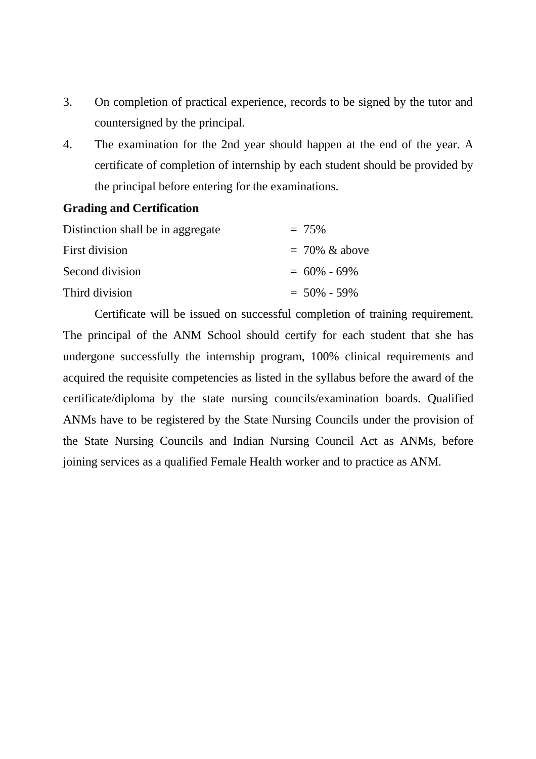3. On completion of practical experience, records to be signed by the tutor and countersigned by the principal.
4. The examination for the 2nd year should happen at the end of the year. A certificate of completion of internship by each student should be provided by the principal before entering for the examinations.

**Grading and Certification**

| | |
|---|---|
| Distinction shall be in aggregate | = 75% |
| First division | = 70% & above |
| Second division | = 60% - 69% |
| Third division | = 50% - 59% |

Certificate will be issued on successful completion of training requirement. The principal of the ANM School should certify for each student that she has undergone successfully the internship program, 100% clinical requirements and acquired the requisite competencies as listed in the syllabus before the award of the certificate/diploma by the state nursing councils/examination boards. Qualified ANMs have to be registered by the State Nursing Councils under the provision of the State Nursing Councils and Indian Nursing Council Act as ANMs, before joining services as a qualified Female Health worker and to practice as ANM.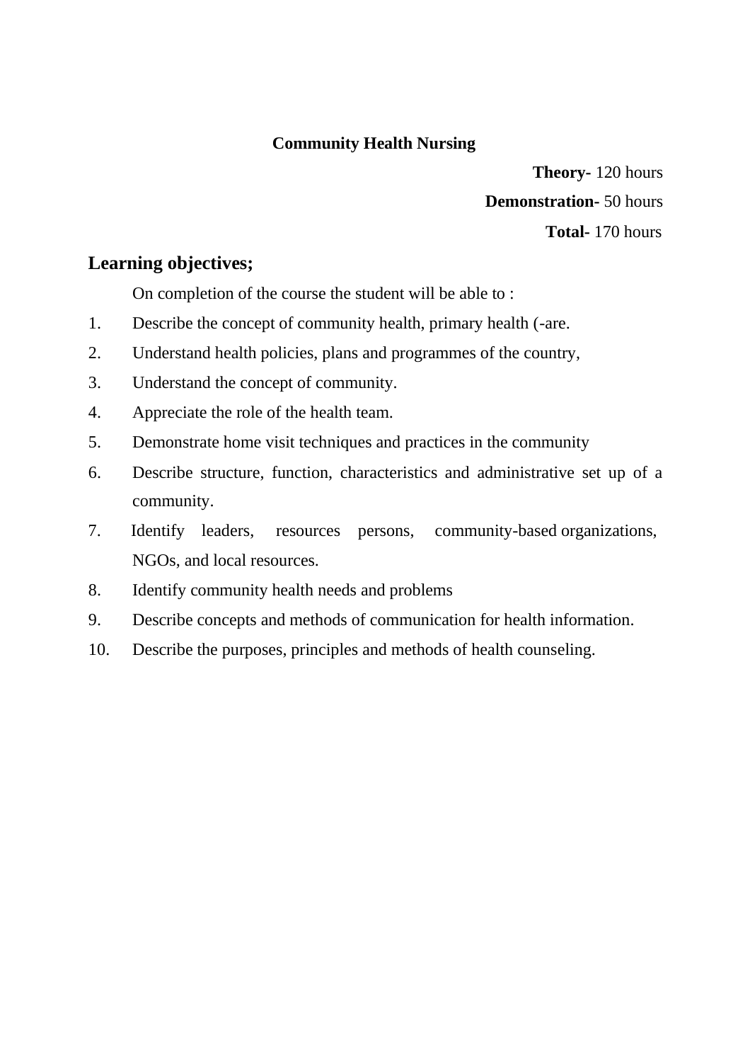## Community Health Nursing

**Theory-** 120 hours

**Demonstration-** 50 hours

**Total-** 170 hours

### Learning objectives;

On completion of the course the student will be able to :

1. Describe the concept of community health, primary health (-are.
2. Understand health policies, plans and programmes of the country,
3. Understand the concept of community.
4. Appreciate the role of the health team.
5. Demonstrate home visit techniques and practices in the community
6. Describe structure, function, characteristics and administrative set up of a community.
7. Identify leaders, resources persons, community-based organizations, NGOs, and local resources.
8. Identify community health needs and problems
9. Describe concepts and methods of communication for health information.
10. Describe the purposes, principles and methods of health counseling.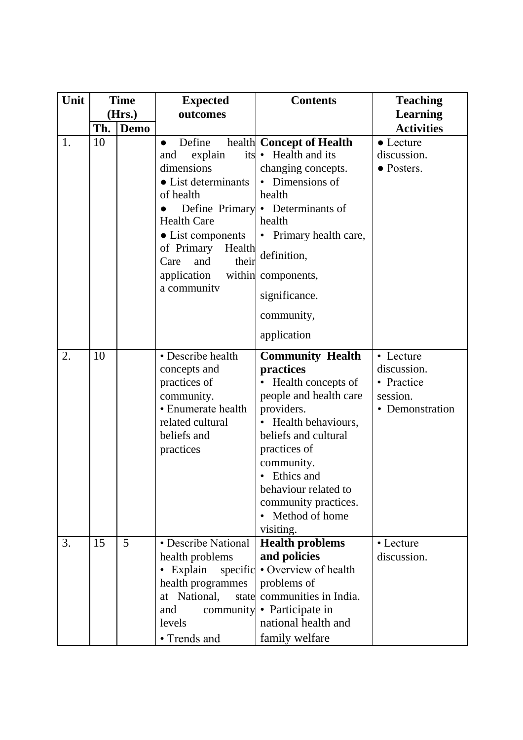| Unit | Time (Hrs.) | | Expected outcomes | Contents | Teaching Learning Activities |
|---|---|---|---|---|---|
| | Th. | Demo | | | |
| 1. | 10 | | ● Define health and explain its dimensions<br>● List determinants of health<br>● Define Primary Health Care<br>● List components of Primary Health Care and their application within a community | **Concept of Health**<br>• Health and its changing concepts.<br>• Dimensions of health<br>• Determinants of health<br>• Primary health care, definition, components, significance. community, application | ● Lecture discussion.<br>● Posters. |
| 2. | 10 | | • Describe health concepts and practices of community.<br>• Enumerate health related cultural beliefs and practices | **Community Health practices**<br>• Health concepts of people and health care providers.<br>• Health behaviours, beliefs and cultural practices of community.<br>• Ethics and behaviour related to community practices.<br>• Method of home visiting. | • Lecture discussion.<br>• Practice session.<br>• Demonstration |
| 3. | 15 | 5 | • Describe National health problems<br>• Explain specific health programmes at National, state and community levels<br>• Trends and | **Health problems and policies**<br>• Overview of health problems of communities in India.<br>• Participate in national health and family welfare | • Lecture discussion. |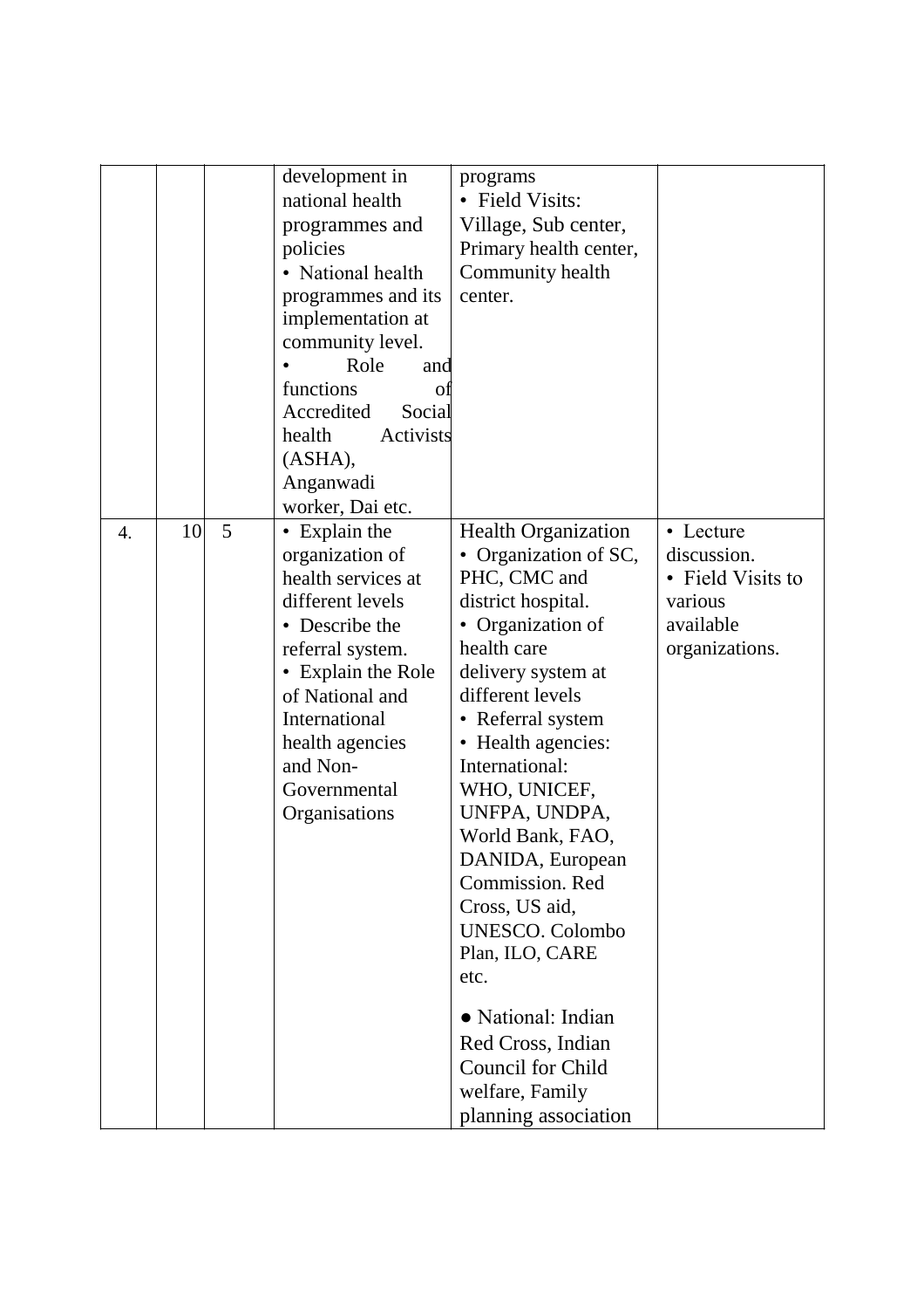| | | | | | |
|---|---|---|---|---|---|
| | | | development in national health programmes and policies<br>• National health programmes and its implementation at community level.<br>• Role and functions of Accredited Social health Activists (ASHA), Anganwadi worker, Dai etc. | programs<br>• Field Visits: Village, Sub center, Primary health center, Community health center. | |
| 4. | 10 | 5 | • Explain the organization of health services at different levels<br>• Describe the referral system.<br>• Explain the Role of National and International health agencies and Non-Governmental Organisations | Health Organization<br>• Organization of SC, PHC, CMC and district hospital.<br>• Organization of health care delivery system at different levels<br>• Referral system<br>• Health agencies: International: WHO, UNICEF, UNFPA, UNDPA, World Bank, FAO, DANIDA, European Commission. Red Cross, US aid, UNESCO. Colombo Plan, ILO, CARE etc.<br>● National: Indian Red Cross, Indian Council for Child welfare, Family planning association | • Lecture discussion.<br>• Field Visits to various available organizations. |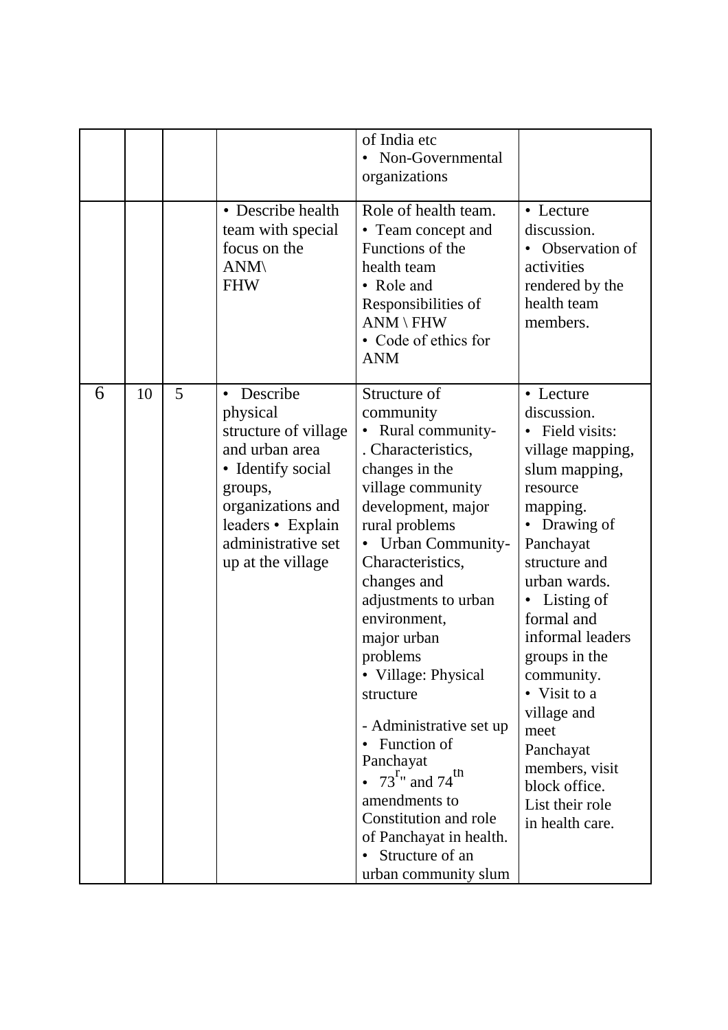| | | | | | |
|---|---|---|---|---|---|
| | | | | of India etc<br>• Non-Governmental organizations | |
| | | | • Describe health team with special focus on the ANM\ FHW | Role of health team.<br>• Team concept and Functions of the health team<br>• Role and Responsibilities of ANM \ FHW<br>• Code of ethics for ANM | • Lecture discussion.<br>• Observation of activities rendered by the health team members. |
| 6 | 10 | 5 | • Describe physical structure of village and urban area<br>• Identify social groups, organizations and leaders • Explain administrative set up at the village | Structure of community<br>• Rural community-. Characteristics, changes in the village community development, major rural problems<br>• Urban Community- Characteristics, changes and adjustments to urban environment, major urban problems<br>• Village: Physical structure<br>- Administrative set up<br>• Function of Panchayat<br>• $73^{r}$" and $74^{th}$ amendments to Constitution and role of Panchayat in health.<br>• Structure of an urban community slum | • Lecture discussion.<br>• Field visits: village mapping, slum mapping, resource mapping.<br>• Drawing of Panchayat structure and urban wards.<br>• Listing of formal and informal leaders groups in the community.<br>• Visit to a village and meet Panchayat members, visit block office. List their role in health care. |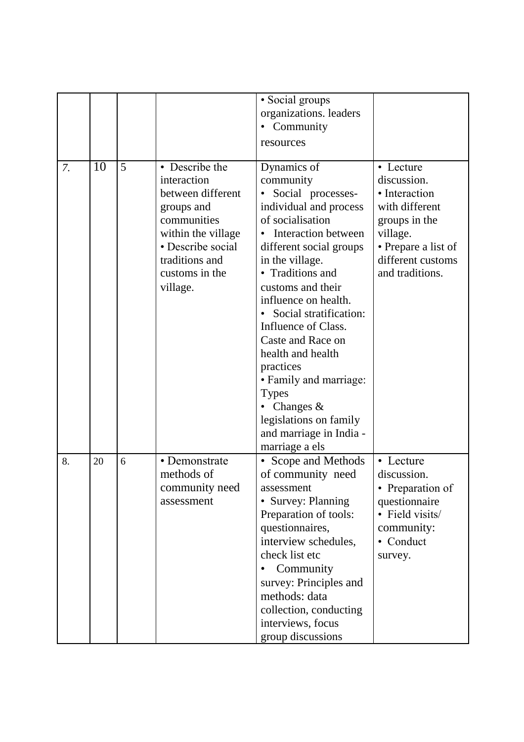| | | | | | |
|---|---|---|---|---|---|
| | | | | • Social groups organizations. leaders<br>• Community resources | |
| 7. | 10 | 5 | • Describe the interaction between different groups and communities within the village<br>• Describe social traditions and customs in the village. | Dynamics of community<br>• Social processes- individual and process of socialisation<br>• Interaction between different social groups in the village.<br>• Traditions and customs and their influence on health.<br>• Social stratification: Influence of Class. Caste and Race on health and health practices<br>• Family and marriage: Types<br>• Changes & legislations on family and marriage in India - marriage a els | • Lecture discussion.<br>• Interaction with different groups in the village.<br>• Prepare a list of different customs and traditions. |
| 8. | 20 | 6 | • Demonstrate methods of community need assessment | • Scope and Methods of community need assessment<br>• Survey: Planning Preparation of tools: questionnaires, interview schedules, check list etc<br>• Community survey: Principles and methods: data collection, conducting interviews, focus group discussions | • Lecture discussion.<br>• Preparation of questionnaire<br>• Field visits/ community:<br>• Conduct survey. |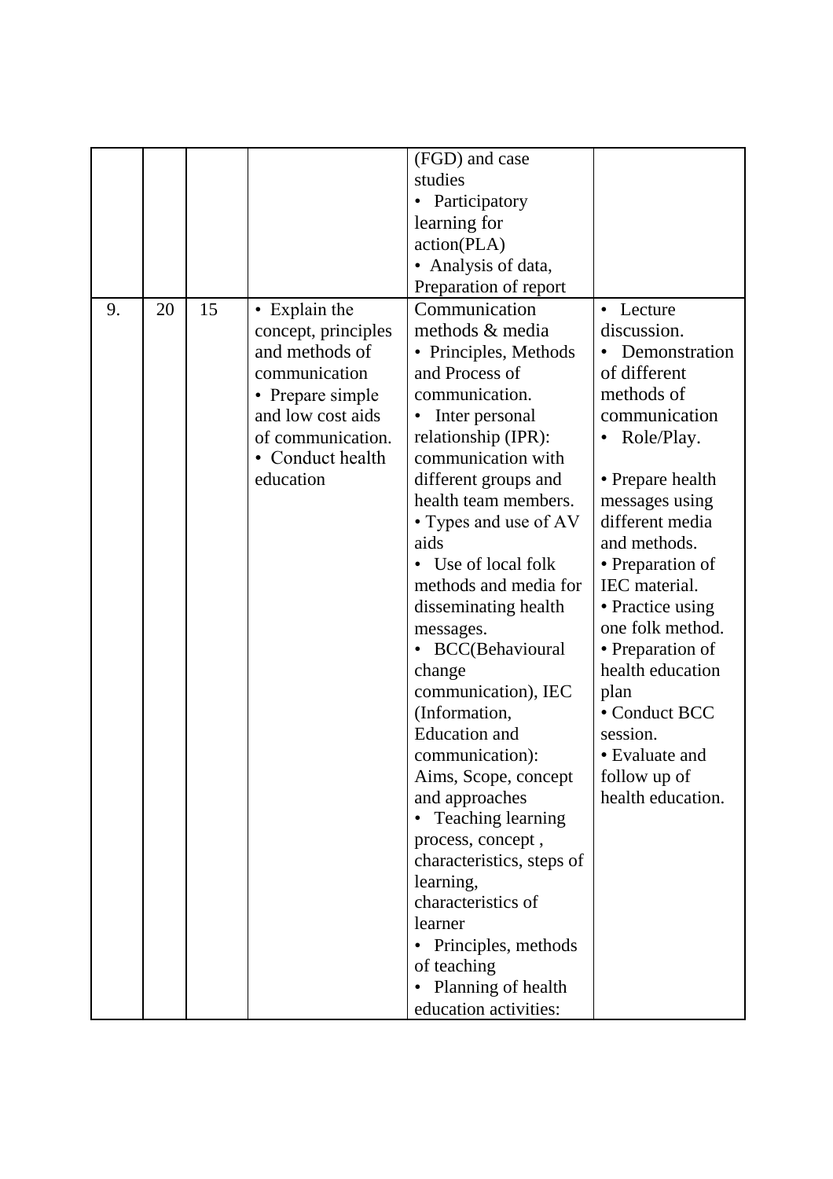| | | | | | |
|---|---|---|---|---|---|
| | | | | (FGD) and case studies<br>• Participatory learning for action(PLA)<br>• Analysis of data, Preparation of report | |
| 9. | 20 | 15 | • Explain the concept, principles and methods of communication<br>• Prepare simple and low cost aids of communication.<br>• Conduct health education | Communication methods & media<br>• Principles, Methods and Process of communication.<br>• Inter personal relationship (IPR): communication with different groups and health team members.<br>• Types and use of AV aids<br>• Use of local folk methods and media for disseminating health messages.<br>• BCC(Behavioural change communication), IEC (Information, Education and communication): Aims, Scope, concept and approaches<br>• Teaching learning process, concept , characteristics, steps of learning, characteristics of learner<br>• Principles, methods of teaching<br>• Planning of health education activities: | • Lecture discussion.<br>• Demonstration of different methods of communication<br>• Role/Play.<br><br>• Prepare health messages using different media and methods.<br>• Preparation of IEC material.<br>• Practice using one folk method.<br>• Preparation of health education plan<br>• Conduct BCC session.<br>• Evaluate and follow up of health education. |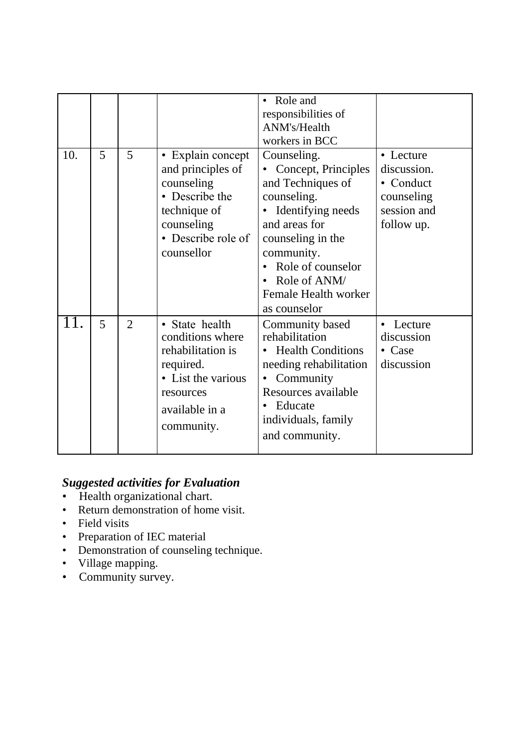| | | | | • Role and responsibilities of ANM's/Health workers in BCC | |
|---|---|---|---|---|---|
| 10. | 5 | 5 | • Explain concept and principles of counseling<br>• Describe the technique of counseling<br>• Describe role of counsellor | Counseling.<br>• Concept, Principles and Techniques of counseling.<br>• Identifying needs and areas for counseling in the community.<br>• Role of counselor<br>• Role of ANM/ Female Health worker as counselor | • Lecture discussion.<br>• Conduct counseling session and follow up. |
| 11. | 5 | 2 | • State health conditions where rehabilitation is required.<br>• List the various resources available in a community. | Community based rehabilitation<br>• Health Conditions needing rehabilitation<br>• Community Resources available<br>• Educate individuals, family and community. | • Lecture discussion<br>• Case discussion |

***Suggested activities for Evaluation***

- Health organizational chart.
- Return demonstration of home visit.
- Field visits
- Preparation of IEC material
- Demonstration of counseling technique.
- Village mapping.
- Community survey.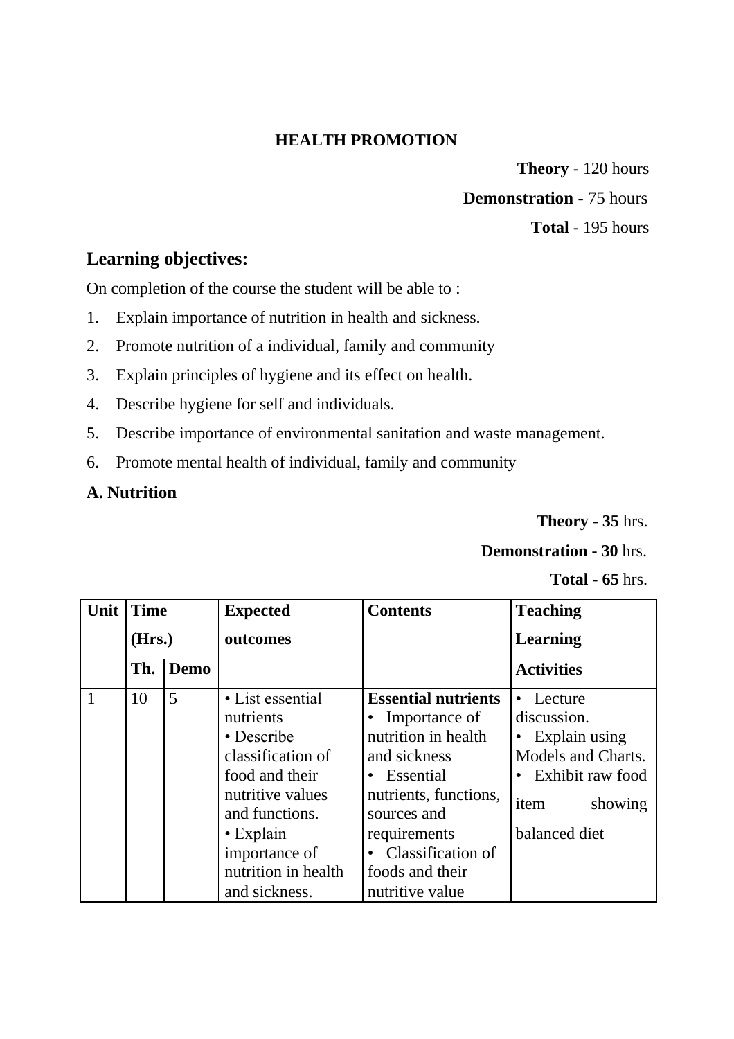# HEALTH PROMOTION

**Theory** - 120 hours

**Demonstration** - 75 hours

**Total** - 195 hours

## Learning objectives:

On completion of the course the student will be able to :

1. Explain importance of nutrition in health and sickness.
2. Promote nutrition of a individual, family and community
3. Explain principles of hygiene and its effect on health.
4. Describe hygiene for self and individuals.
5. Describe importance of environmental sanitation and waste management.
6. Promote mental health of individual, family and community

## A. Nutrition

**Theory - 35** hrs.

**Demonstration - 30** hrs.

**Total - 65** hrs.

| Unit | Time (Hrs.) | | Expected outcomes | Contents | Teaching Learning Activities |
|---|---|---|---|---|---|
| | Th. | Demo | | | |
| 1 | 10 | 5 | • List essential nutrients<br>• Describe classification of food and their nutritive values and functions.<br>• Explain importance of nutrition in health and sickness. | **Essential nutrients**<br>• Importance of nutrition in health and sickness<br>• Essential nutrients, functions, sources and requirements<br>• Classification of foods and their nutritive value | • Lecture discussion.<br>• Explain using Models and Charts.<br>• Exhibit raw food item showing balanced diet |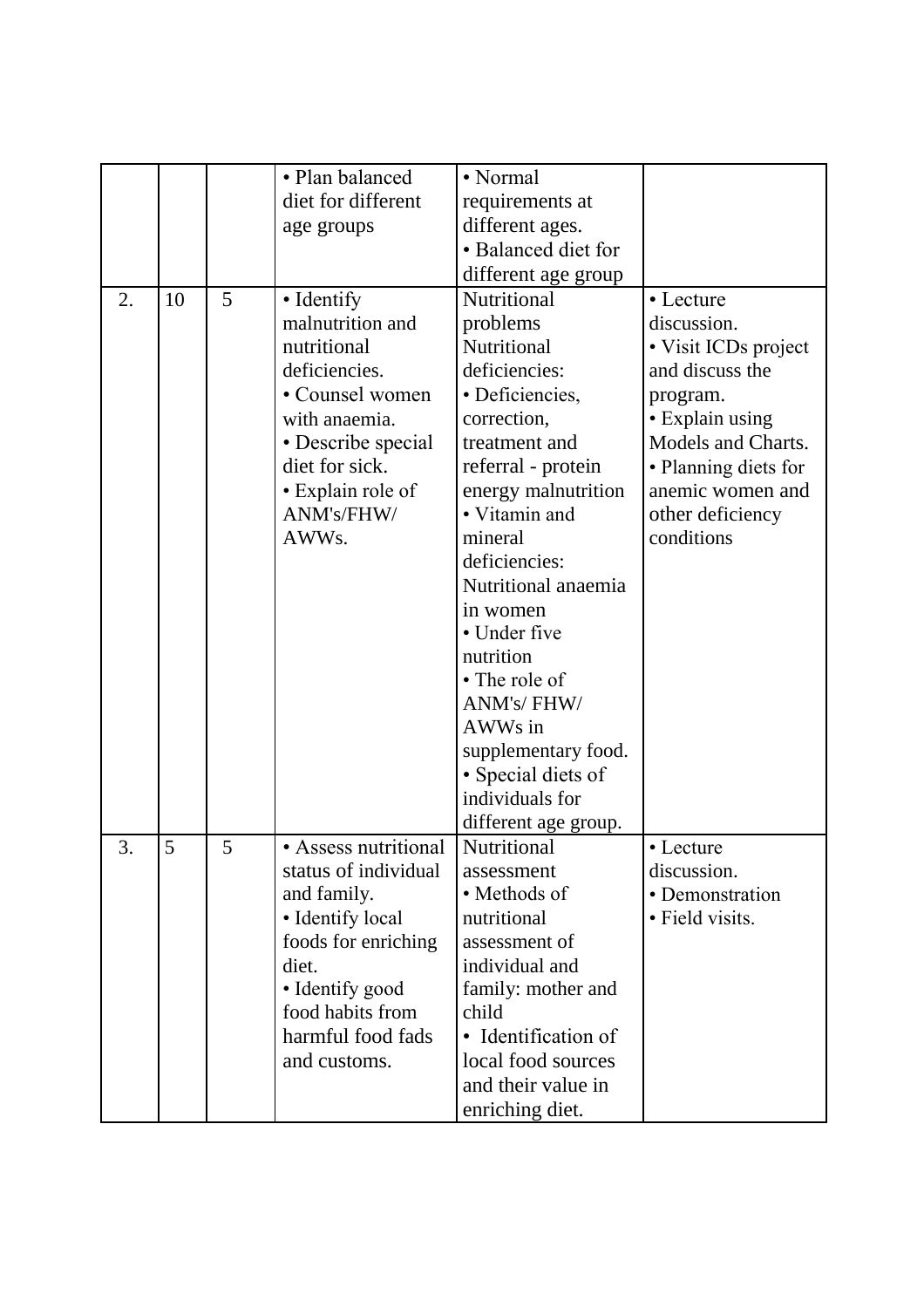| | | | | | |
|---|---|---|---|---|---|
| | | | • Plan balanced diet for different age groups | • Normal requirements at different ages.<br>• Balanced diet for different age group | |
| 2. | 10 | 5 | • Identify malnutrition and nutritional deficiencies.<br>• Counsel women with anaemia.<br>• Describe special diet for sick.<br>• Explain role of ANM's/FHW/ AWWs. | Nutritional problems<br>Nutritional deficiencies:<br>• Deficiencies, correction, treatment and referral - protein energy malnutrition<br>• Vitamin and mineral deficiencies: Nutritional anaemia in women<br>• Under five nutrition<br>• The role of ANM's/ FHW/ AWWs in supplementary food.<br>• Special diets of individuals for different age group. | • Lecture discussion.<br>• Visit ICDs project and discuss the program.<br>• Explain using Models and Charts.<br>• Planning diets for anemic women and other deficiency conditions |
| 3. | 5 | 5 | • Assess nutritional status of individual and family.<br>• Identify local foods for enriching diet.<br>• Identify good food habits from harmful food fads and customs. | Nutritional assessment<br>• Methods of nutritional assessment of individual and family: mother and child<br>• Identification of local food sources and their value in enriching diet. | • Lecture discussion.<br>• Demonstration<br>• Field visits. |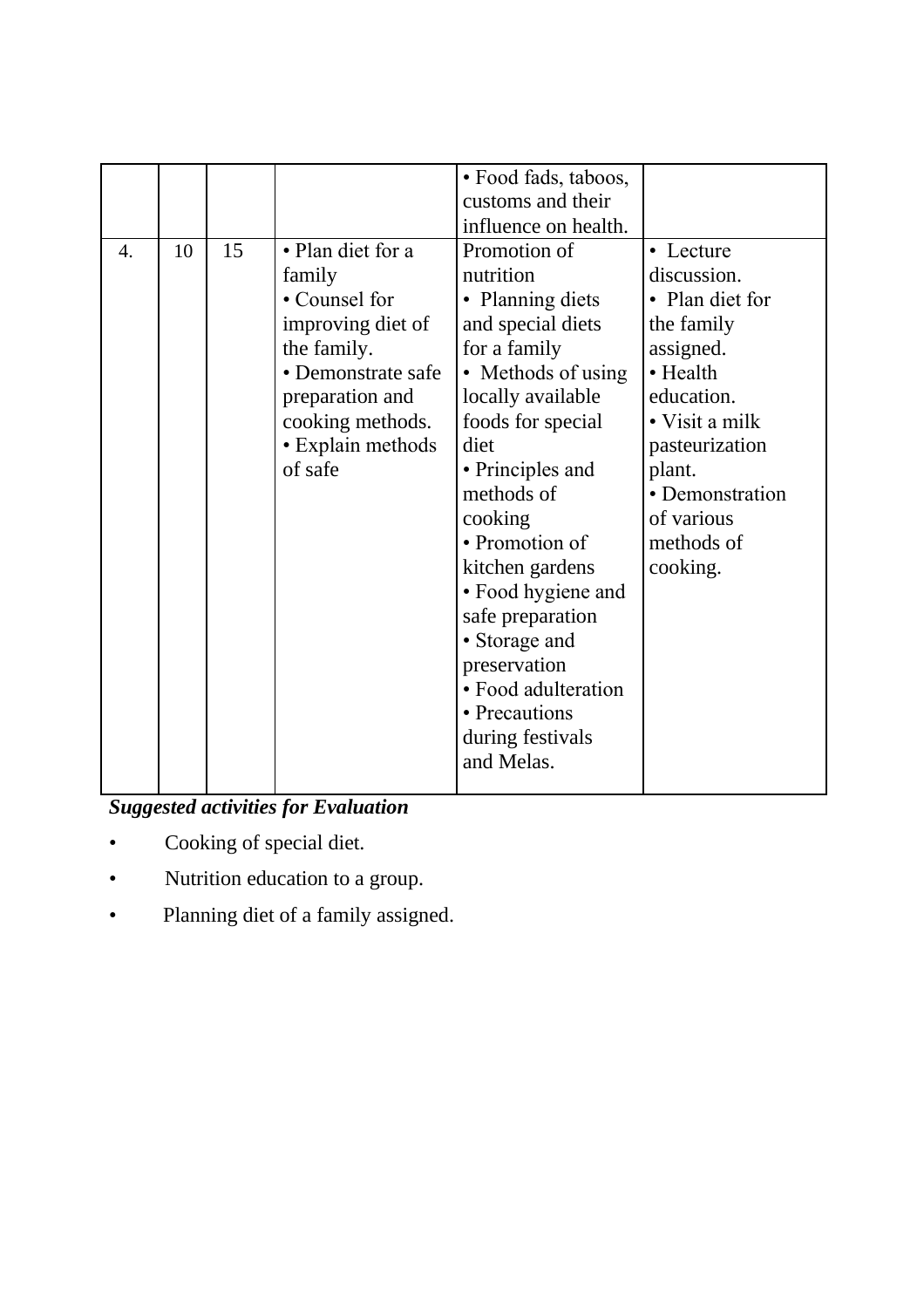|  |  |  |  | • Food fads, taboos, customs and their influence on health. |  |
|---|---|---|---|---|---|
| 4. | 10 | 15 | • Plan diet for a family<br>• Counsel for improving diet of the family.<br>• Demonstrate safe preparation and cooking methods.<br>• Explain methods of safe | Promotion of nutrition<br>• Planning diets and special diets for a family<br>• Methods of using locally available foods for special diet<br>• Principles and methods of cooking<br>• Promotion of kitchen gardens<br>• Food hygiene and safe preparation<br>• Storage and preservation<br>• Food adulteration<br>• Precautions during festivals and Melas. | • Lecture discussion.<br>• Plan diet for the family assigned.<br>• Health education.<br>• Visit a milk pasteurization plant.<br>• Demonstration of various methods of cooking. |

***Suggested activities for Evaluation***

- Cooking of special diet.
- Nutrition education to a group.
- Planning diet of a family assigned.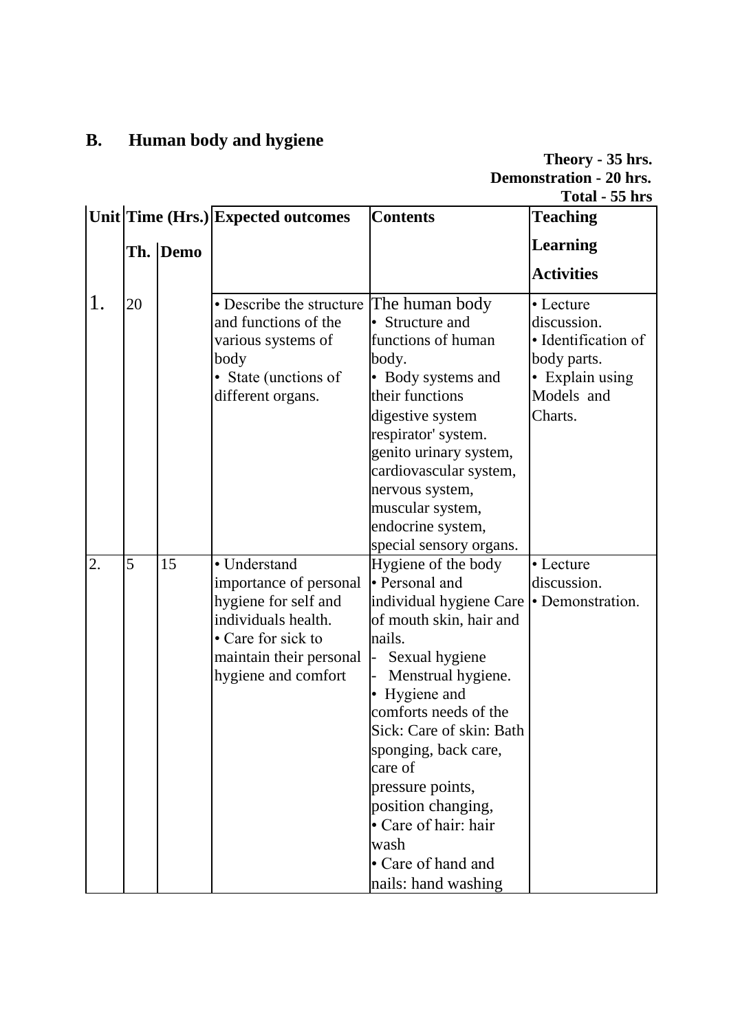## B. Human body and hygiene

**Theory - 35 hrs.**
**Demonstration - 20 hrs.**
**Total - 55 hrs**

| Unit | Time (Hrs.) | | Expected outcomes | Contents | Teaching Learning Activities |
|---|---|---|---|---|---|
| | Th. | Demo | | | |
| 1. | 20 | | • Describe the structure and functions of the various systems of body<br>• State (unctions of different organs. | The human body<br>• Structure and functions of human body.<br>• Body systems and their functions<br>digestive system<br>respirator' system.<br>genito urinary system,<br>cardiovascular system,<br>nervous system,<br>muscular system,<br>endocrine system,<br>special sensory organs. | • Lecture discussion.<br>• Identification of body parts.<br>• Explain using Models and Charts. |
| 2. | 5 | 15 | • Understand importance of personal hygiene for self and individuals health.<br>• Care for sick to maintain their personal hygiene and comfort | Hygiene of the body<br>• Personal and individual hygiene Care of mouth skin, hair and nails.<br>- Sexual hygiene<br>- Menstrual hygiene.<br>• Hygiene and comforts needs of the Sick: Care of skin: Bath sponging, back care, care of pressure points, position changing,<br>• Care of hair: hair wash<br>• Care of hand and nails: hand washing | • Lecture discussion.<br>• Demonstration. |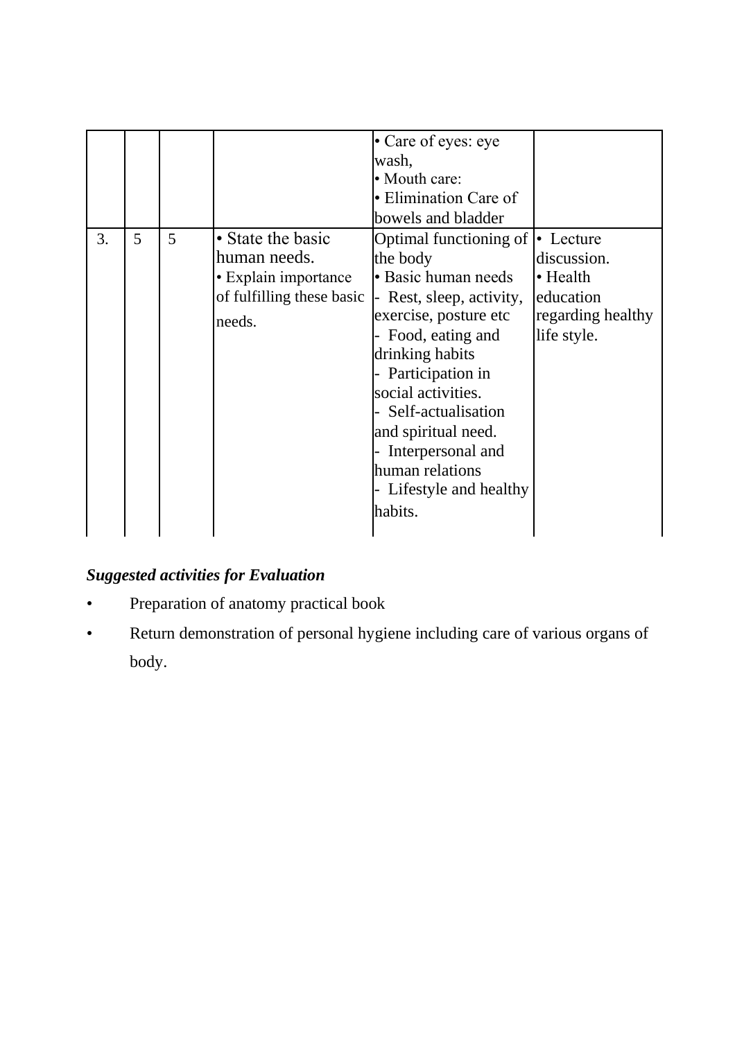| | | | | | |
|---|---|---|---|---|---|
| | | | | • Care of eyes: eye wash,<br>• Mouth care:<br>• Elimination Care of bowels and bladder | |
| 3. | 5 | 5 | • State the basic human needs.<br>• Explain importance of fulfilling these basic needs. | Optimal functioning of the body<br>• Basic human needs<br>- Rest, sleep, activity, exercise, posture etc<br>- Food, eating and drinking habits<br>- Participation in social activities.<br>- Self-actualisation and spiritual need.<br>- Interpersonal and human relations<br>- Lifestyle and healthy habits. | • Lecture discussion.<br>• Health education regarding healthy life style. |

***Suggested activities for Evaluation***

- Preparation of anatomy practical book
- Return demonstration of personal hygiene including care of various organs of body.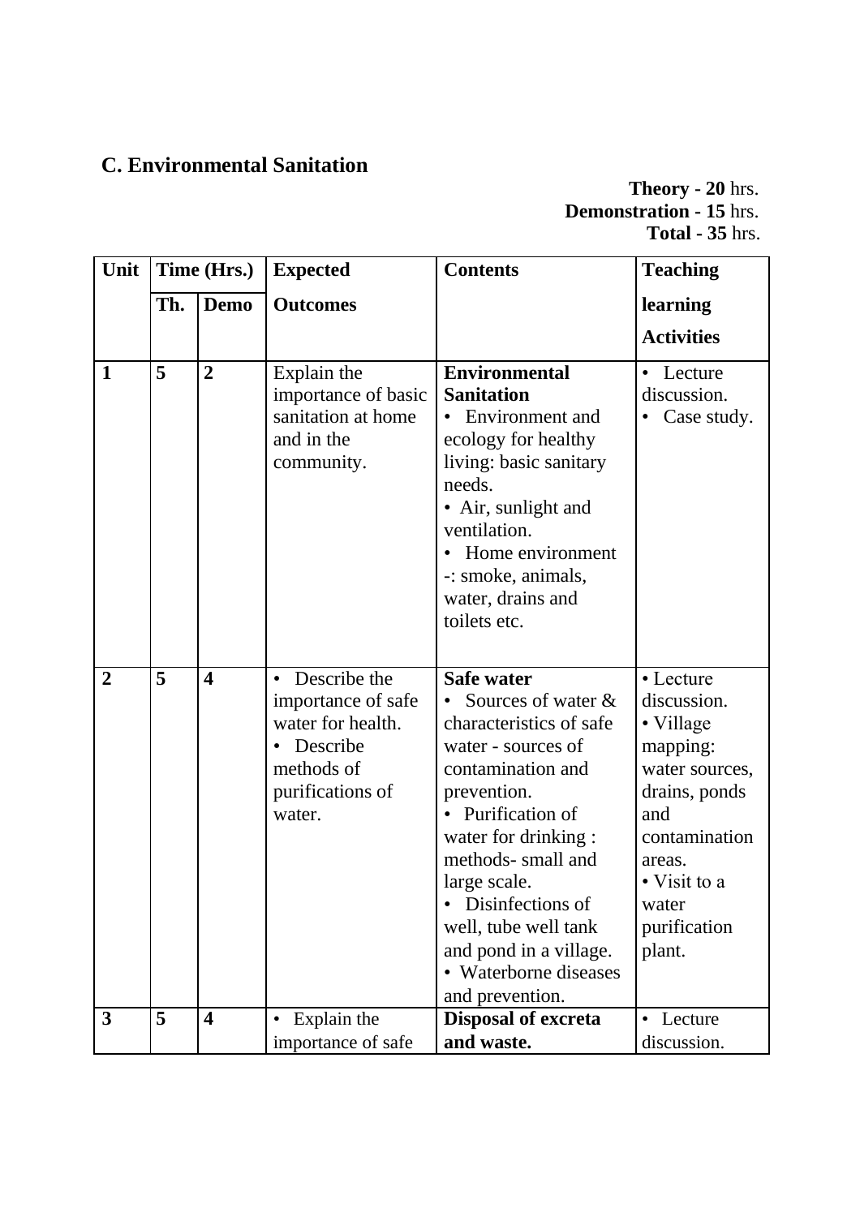## C. Environmental Sanitation

**Theory - 20** hrs.
**Demonstration - 15** hrs.
**Total - 35** hrs.

| Unit | Time (Hrs.) | | Expected Outcomes | Contents | Teaching learning Activities |
|---|---|---|---|---|---|
| | Th. | Demo | | | |
| **1** | **5** | **2** | Explain the importance of basic sanitation at home and in the community. | **Environmental Sanitation**<br>• Environment and ecology for healthy living: basic sanitary needs.<br>• Air, sunlight and ventilation.<br>• Home environment -: smoke, animals, water, drains and toilets etc. | • Lecture discussion.<br>• Case study. |
| **2** | **5** | **4** | • Describe the importance of safe water for health.<br>• Describe methods of purifications of water. | **Safe water**<br>• Sources of water & characteristics of safe water - sources of contamination and prevention.<br>• Purification of water for drinking : methods- small and large scale.<br>• Disinfections of well, tube well tank and pond in a village.<br>• Waterborne diseases and prevention. | • Lecture discussion.<br>• Village mapping: water sources, drains, ponds and contamination areas.<br>• Visit to a water purification plant. |
| **3** | **5** | **4** | • Explain the importance of safe | **Disposal of excreta and waste.** | • Lecture discussion. |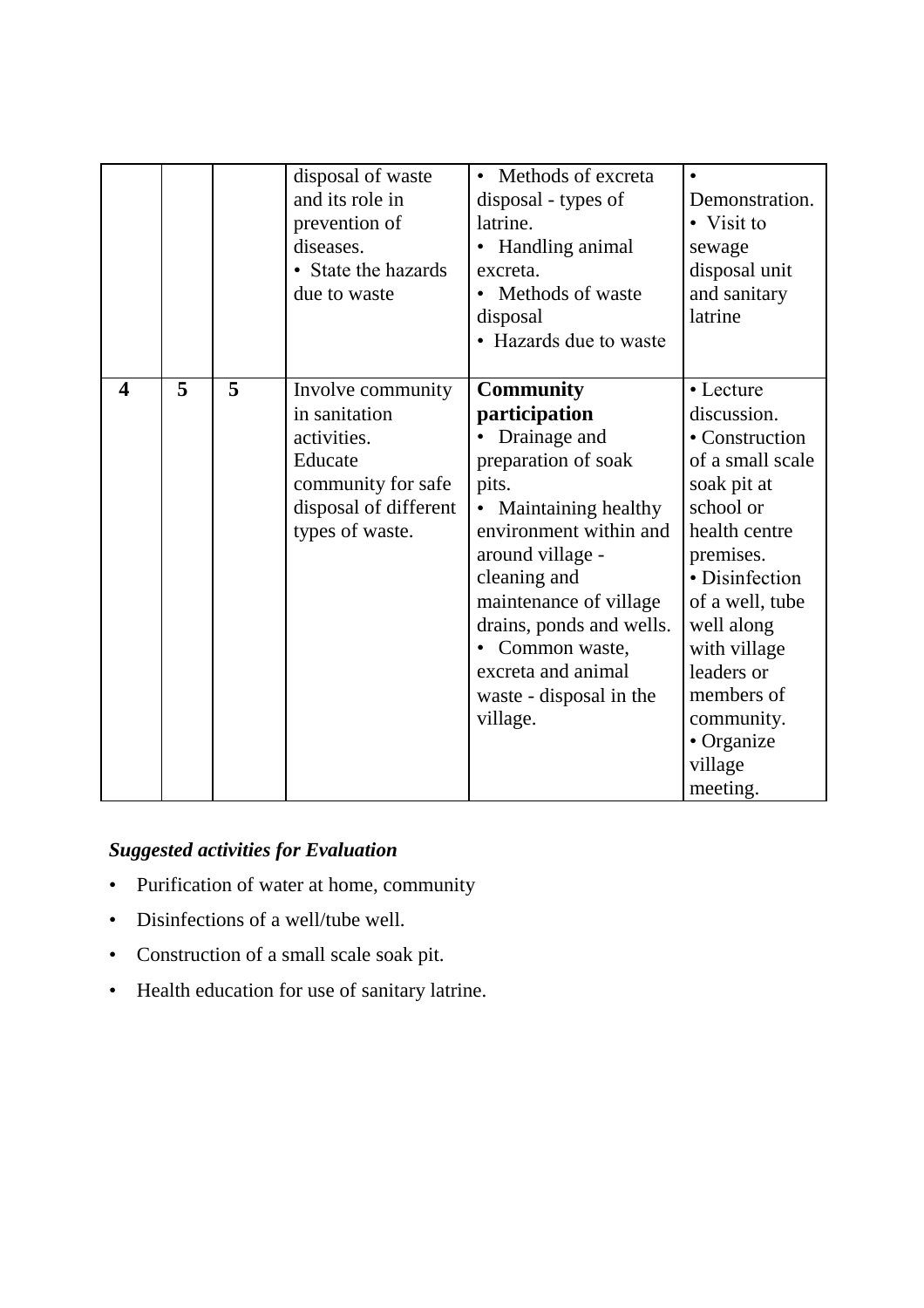| | | | | | |
|---|---|---|---|---|---|
| | | | disposal of waste and its role in prevention of diseases.<br>• State the hazards due to waste | • Methods of excreta disposal - types of latrine.<br>• Handling animal excreta.<br>• Methods of waste disposal<br>• Hazards due to waste | • Demonstration.<br>• Visit to sewage disposal unit and sanitary latrine |
| **4** | **5** | **5** | Involve community in sanitation activities.<br>Educate community for safe disposal of different types of waste. | **Community participation**<br>• Drainage and preparation of soak pits.<br>• Maintaining healthy environment within and around village - cleaning and maintenance of village drains, ponds and wells.<br>• Common waste, excreta and animal waste - disposal in the village. | • Lecture discussion.<br>• Construction of a small scale soak pit at school or health centre premises.<br>• Disinfection of a well, tube well along with village leaders or members of community.<br>• Organize village meeting. |

***Suggested activities for Evaluation***

- Purification of water at home, community
- Disinfections of a well/tube well.
- Construction of a small scale soak pit.
- Health education for use of sanitary latrine.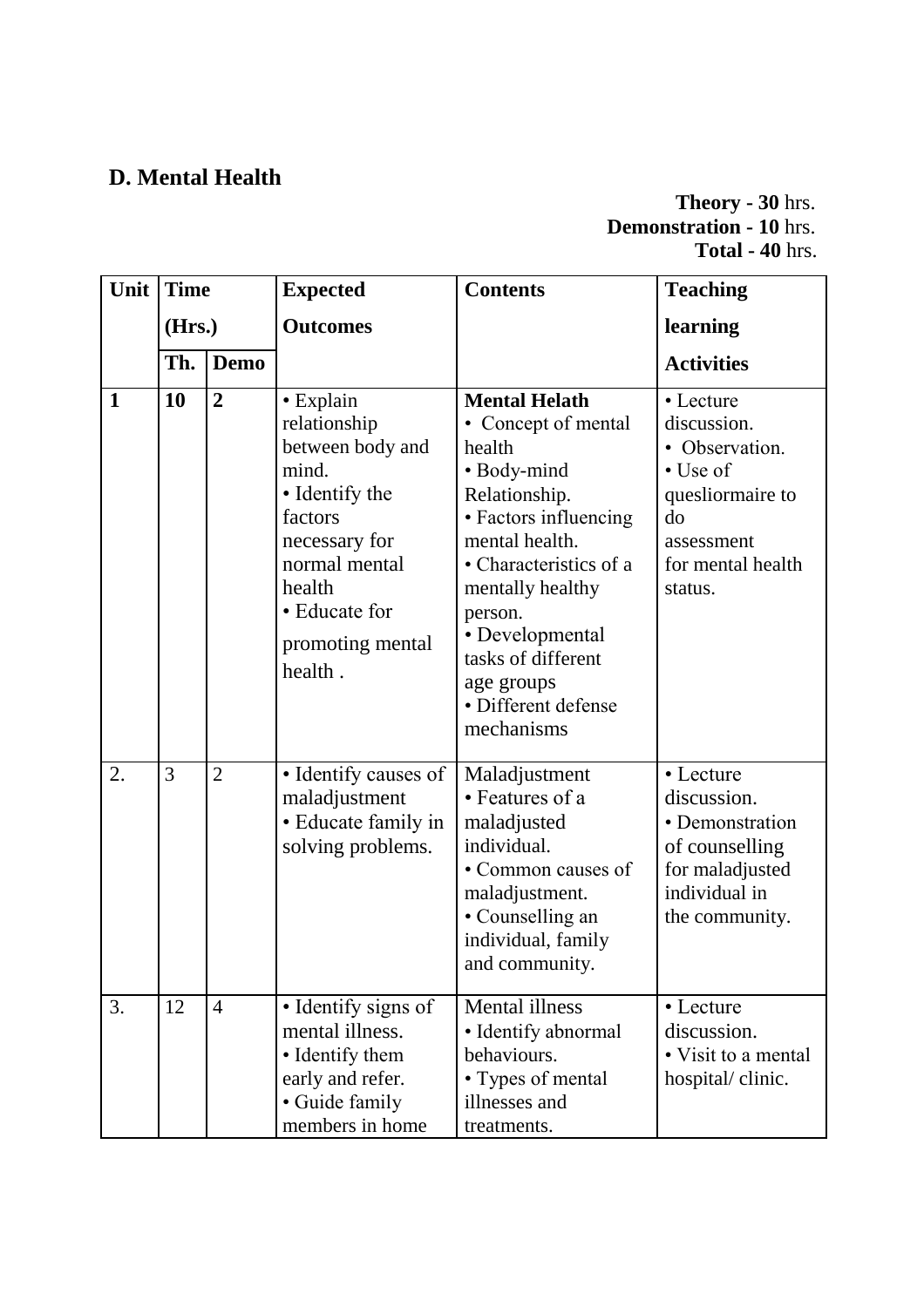## D. Mental Health

**Theory - 30** hrs.
**Demonstration - 10** hrs.
**Total - 40** hrs.

| Unit | Time (Hrs.) | | Expected Outcomes | Contents | Teaching learning Activities |
|---|---|---|---|---|---|
| | **Th.** | **Demo** | | | |
| **1** | **10** | **2** | • Explain relationship between body and mind. • Identify the factors necessary for normal mental health • Educate for promoting mental health . | **Mental Helath** • Concept of mental health • Body-mind Relationship. • Factors influencing mental health. • Characteristics of a mentally healthy person. • Developmental tasks of different age groups • Different defense mechanisms | • Lecture discussion. • Observation. • Use of quesliormaire to do assessment for mental health status. |
| 2. | 3 | 2 | • Identify causes of maladjustment • Educate family in solving problems. | Maladjustment • Features of a maladjusted individual. • Common causes of maladjustment. • Counselling an individual, family and community. | • Lecture discussion. • Demonstration of counselling for maladjusted individual in the community. |
| 3. | 12 | 4 | • Identify signs of mental illness. • Identify them early and refer. • Guide family members in home | Mental illness • Identify abnormal behaviours. • Types of mental illnesses and treatments. | • Lecture discussion. • Visit to a mental hospital/ clinic. |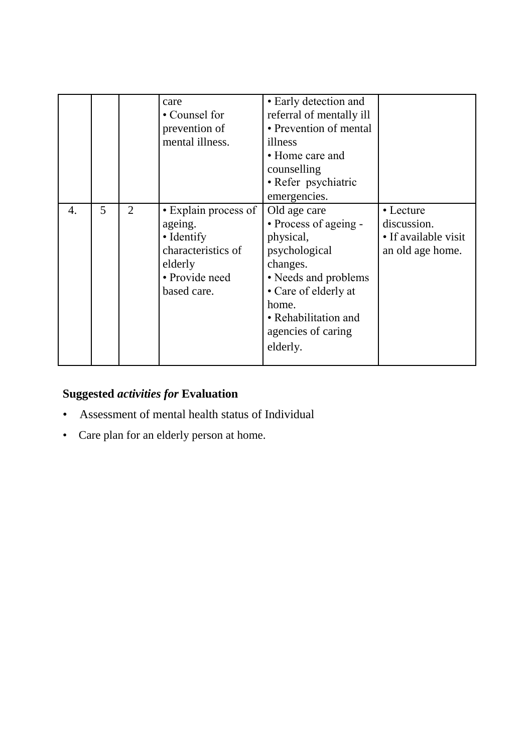| | | | care<br>• Counsel for prevention of mental illness. | • Early detection and referral of mentally ill<br>• Prevention of mental illness<br>• Home care and counselling<br>• Refer psychiatric emergencies. | |
|---|---|---|---|---|---|
| 4. | 5 | 2 | • Explain process of ageing.<br>• Identify characteristics of elderly<br>• Provide need based care. | Old age care<br>• Process of ageing - physical, psychological changes.<br>• Needs and problems<br>• Care of elderly at home.<br>• Rehabilitation and agencies of caring elderly. | • Lecture discussion.<br>• If available visit an old age home. |

**Suggested *activities for* Evaluation**

- Assessment of mental health status of Individual
- Care plan for an elderly person at home.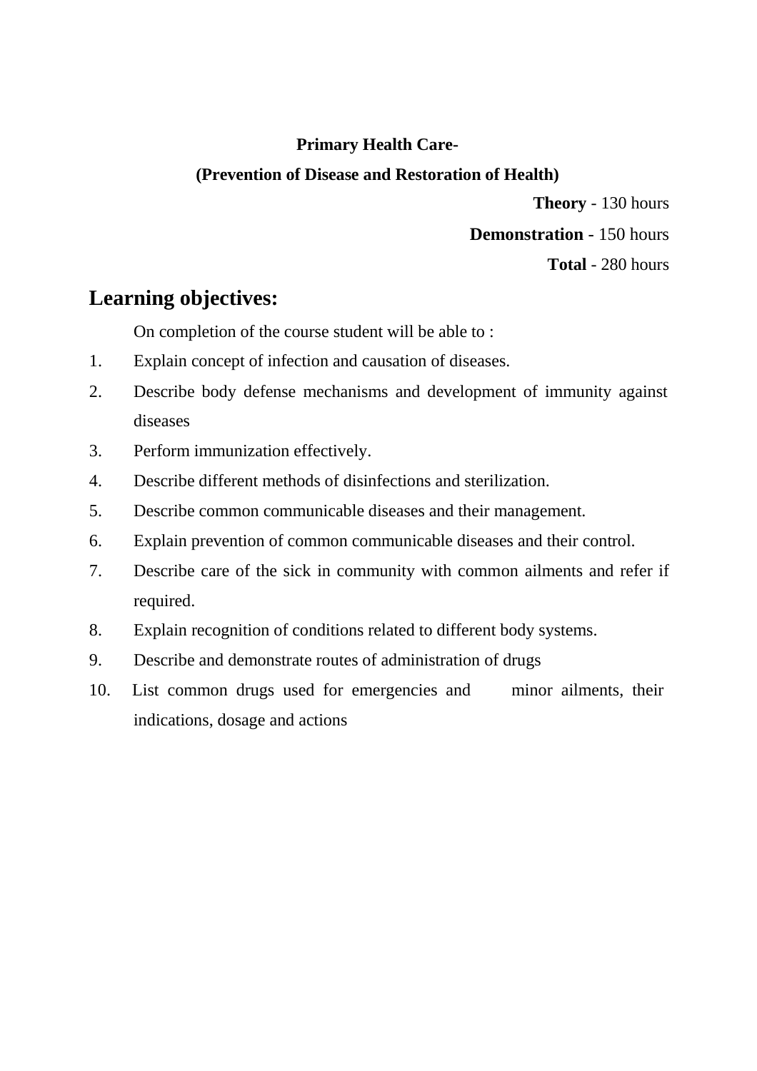**Primary Health Care-**

**(Prevention of Disease and Restoration of Health)**

**Theory** - 130 hours

**Demonstration** - 150 hours

**Total** - 280 hours

## Learning objectives:

On completion of the course student will be able to :

1. Explain concept of infection and causation of diseases.
2. Describe body defense mechanisms and development of immunity against diseases
3. Perform immunization effectively.
4. Describe different methods of disinfections and sterilization.
5. Describe common communicable diseases and their management.
6. Explain prevention of common communicable diseases and their control.
7. Describe care of the sick in community with common ailments and refer if required.
8. Explain recognition of conditions related to different body systems.
9. Describe and demonstrate routes of administration of drugs
10. List common drugs used for emergencies and minor ailments, their indications, dosage and actions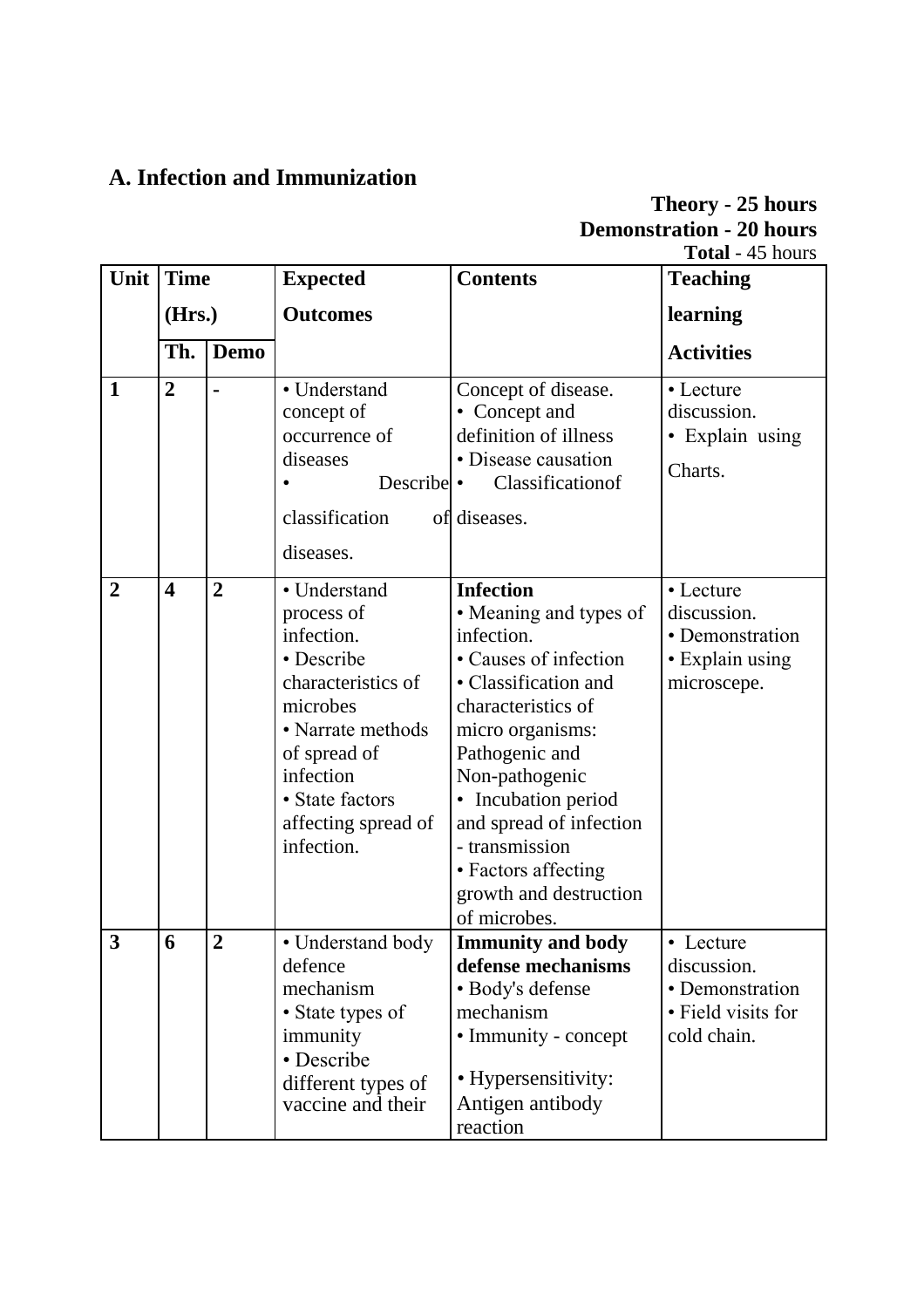## A. Infection and Immunization

**Theory - 25 hours**
**Demonstration - 20 hours**
**Total** - 45 hours

| Unit | Time (Hrs.) | | Expected Outcomes | Contents | Teaching learning Activities |
|---|---|---|---|---|---|
| | Th. | Demo | | | |
| **1** | **2** | **-** | • Understand concept of occurrence of diseases<br>• Describe classification of diseases. | Concept of disease.<br>• Concept and definition of illness<br>• Disease causation<br>• Classificationof diseases. | • Lecture discussion.<br>• Explain using Charts. |
| **2** | **4** | **2** | • Understand process of infection.<br>• Describe characteristics of microbes<br>• Narrate methods of spread of infection<br>• State factors affecting spread of infection. | **Infection**<br>• Meaning and types of infection.<br>• Causes of infection<br>• Classification and characteristics of micro organisms: Pathogenic and Non-pathogenic<br>• Incubation period and spread of infection - transmission<br>• Factors affecting growth and destruction of microbes. | • Lecture discussion.<br>• Demonstration<br>• Explain using microscepe. |
| **3** | **6** | **2** | • Understand body defence mechanism<br>• State types of immunity<br>• Describe different types of vaccine and their | **Immunity and body defense mechanisms**<br>• Body's defense mechanism<br>• Immunity - concept<br>• Hypersensitivity: Antigen antibody reaction | • Lecture discussion.<br>• Demonstration<br>• Field visits for cold chain. |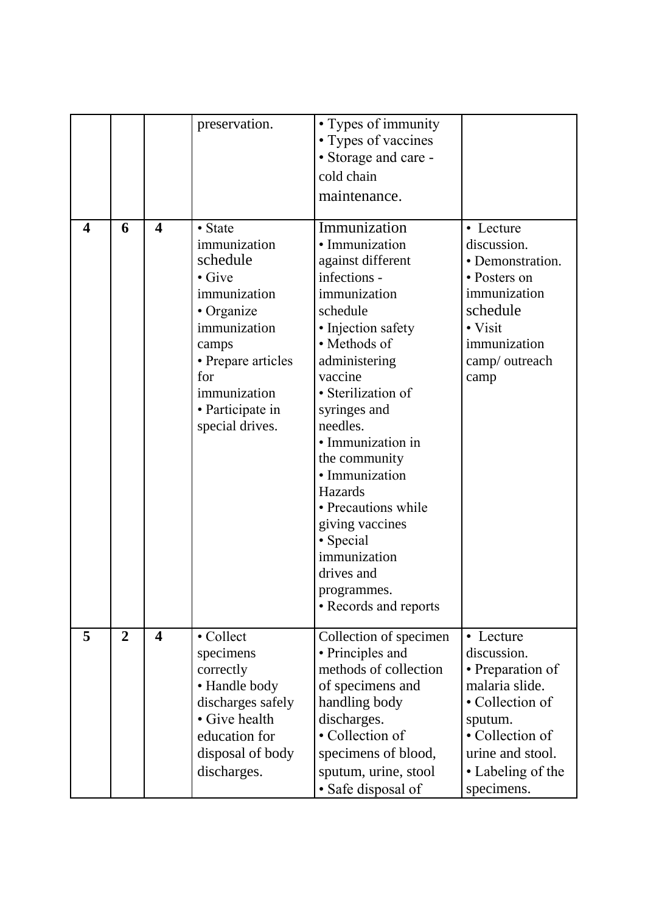|  |  |  |  |  |  |
|---|---|---|---|---|---|
|  |  |  | preservation. | • Types of immunity<br>• Types of vaccines<br>• Storage and care - cold chain maintenance. |  |
| **4** | **6** | **4** | • State immunization schedule<br>• Give immunization<br>• Organize immunization camps<br>• Prepare articles for immunization<br>• Participate in special drives. | Immunization<br>• Immunization against different infections - immunization schedule<br>• Injection safety<br>• Methods of administering vaccine<br>• Sterilization of syringes and needles.<br>• Immunization in the community<br>• Immunization Hazards<br>• Precautions while giving vaccines<br>• Special immunization drives and programmes.<br>• Records and reports | • Lecture discussion.<br>• Demonstration.<br>• Posters on immunization schedule<br>• Visit immunization camp/ outreach camp |
| **5** | **2** | **4** | • Collect specimens correctly<br>• Handle body discharges safely<br>• Give health education for disposal of body discharges. | Collection of specimen<br>• Principles and methods of collection of specimens and handling body discharges.<br>• Collection of specimens of blood, sputum, urine, stool<br>• Safe disposal of | • Lecture discussion.<br>• Preparation of malaria slide.<br>• Collection of sputum.<br>• Collection of urine and stool.<br>• Labeling of the specimens. |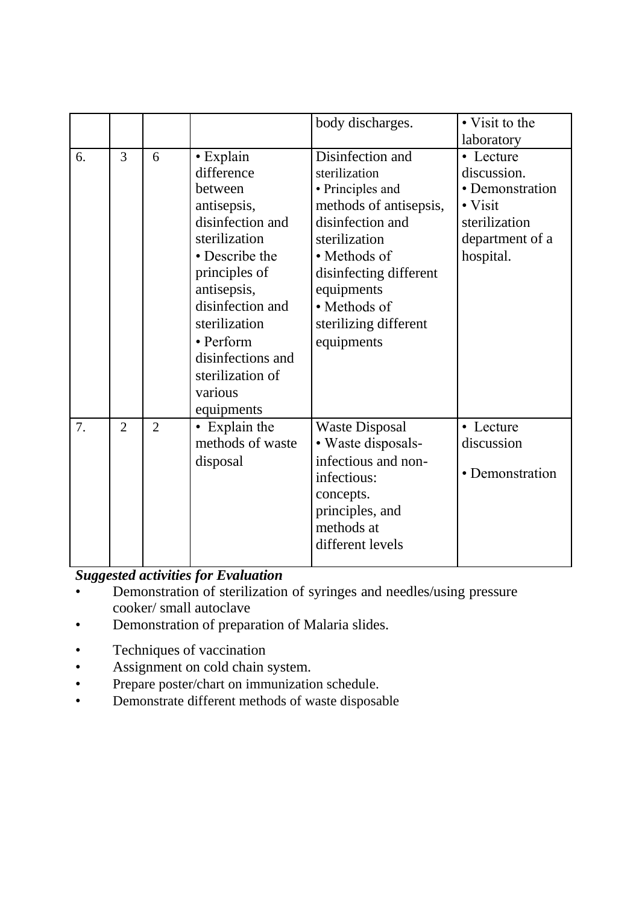| | | | | body discharges. | • Visit to the laboratory |
|---|---|---|---|---|---|
| 6. | 3 | 6 | • Explain difference between antisepsis, disinfection and sterilization<br>• Describe the principles of antisepsis, disinfection and sterilization<br>• Perform disinfections and sterilization of various equipments | Disinfection and sterilization<br>• Principles and methods of antisepsis, disinfection and sterilization<br>• Methods of disinfecting different equipments<br>• Methods of sterilizing different equipments | • Lecture discussion.<br>• Demonstration<br>• Visit sterilization department of a hospital. |
| 7. | 2 | 2 | • Explain the methods of waste disposal | Waste Disposal<br>• Waste disposals- infectious and non-infectious: concepts. principles, and methods at different levels | • Lecture discussion<br>• Demonstration |

***Suggested activities for Evaluation***

- Demonstration of sterilization of syringes and needles/using pressure cooker/ small autoclave
- Demonstration of preparation of Malaria slides.
- Techniques of vaccination
- Assignment on cold chain system.
- Prepare poster/chart on immunization schedule.
- Demonstrate different methods of waste disposable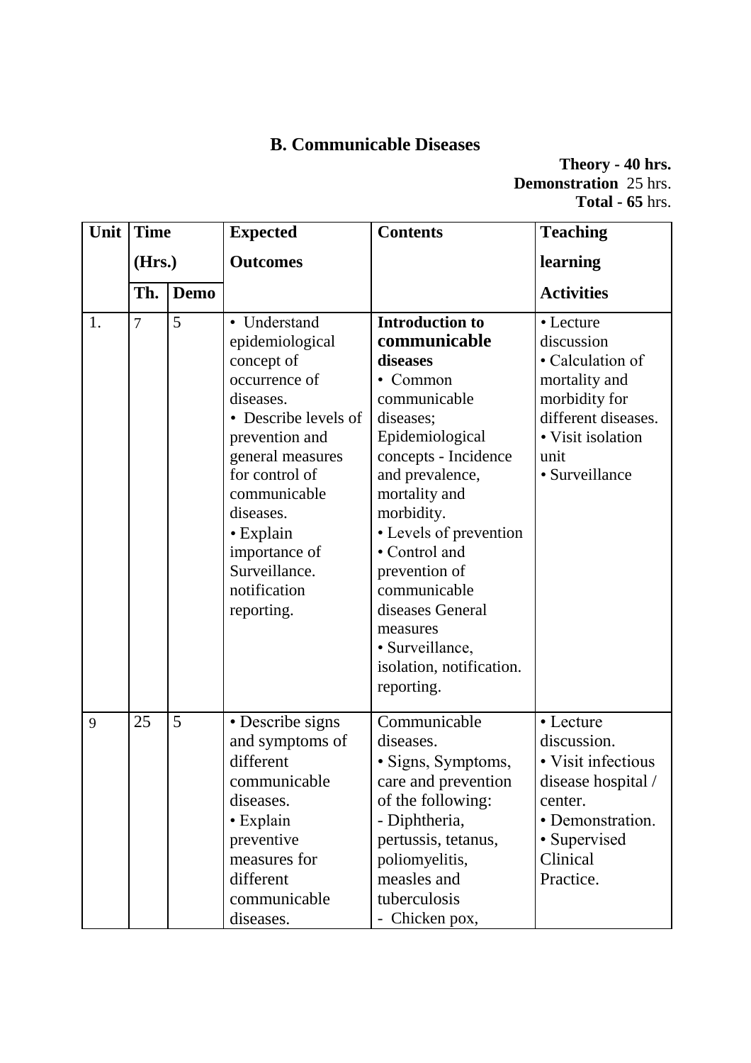## B. Communicable Diseases

**Theory - 40 hrs.**
**Demonstration** 25 hrs.
**Total - 65** hrs.

| Unit | Time (Hrs.) | | Expected Outcomes | Contents | Teaching learning Activities |
|---|---|---|---|---|---|
| | **Th.** | **Demo** | | | |
| 1. | 7 | 5 | • Understand epidemiological concept of occurrence of diseases.<br>• Describe levels of prevention and general measures for control of communicable diseases.<br>• Explain importance of Surveillance. notification reporting. | **Introduction to communicable diseases**<br>• Common communicable diseases; Epidemiological concepts - Incidence and prevalence, mortality and morbidity.<br>• Levels of prevention<br>• Control and prevention of communicable diseases General measures<br>• Surveillance, isolation, notification. reporting. | • Lecture discussion<br>• Calculation of mortality and morbidity for different diseases.<br>• Visit isolation unit<br>• Surveillance |
| 9 | 25 | 5 | • Describe signs and symptoms of different communicable diseases.<br>• Explain preventive measures for different communicable diseases. | Communicable diseases.<br>• Signs, Symptoms, care and prevention of the following:<br>- Diphtheria, pertussis, tetanus, poliomyelitis, measles and tuberculosis<br>- Chicken pox, | • Lecture discussion.<br>• Visit infectious disease hospital / center.<br>• Demonstration.<br>• Supervised Clinical Practice. |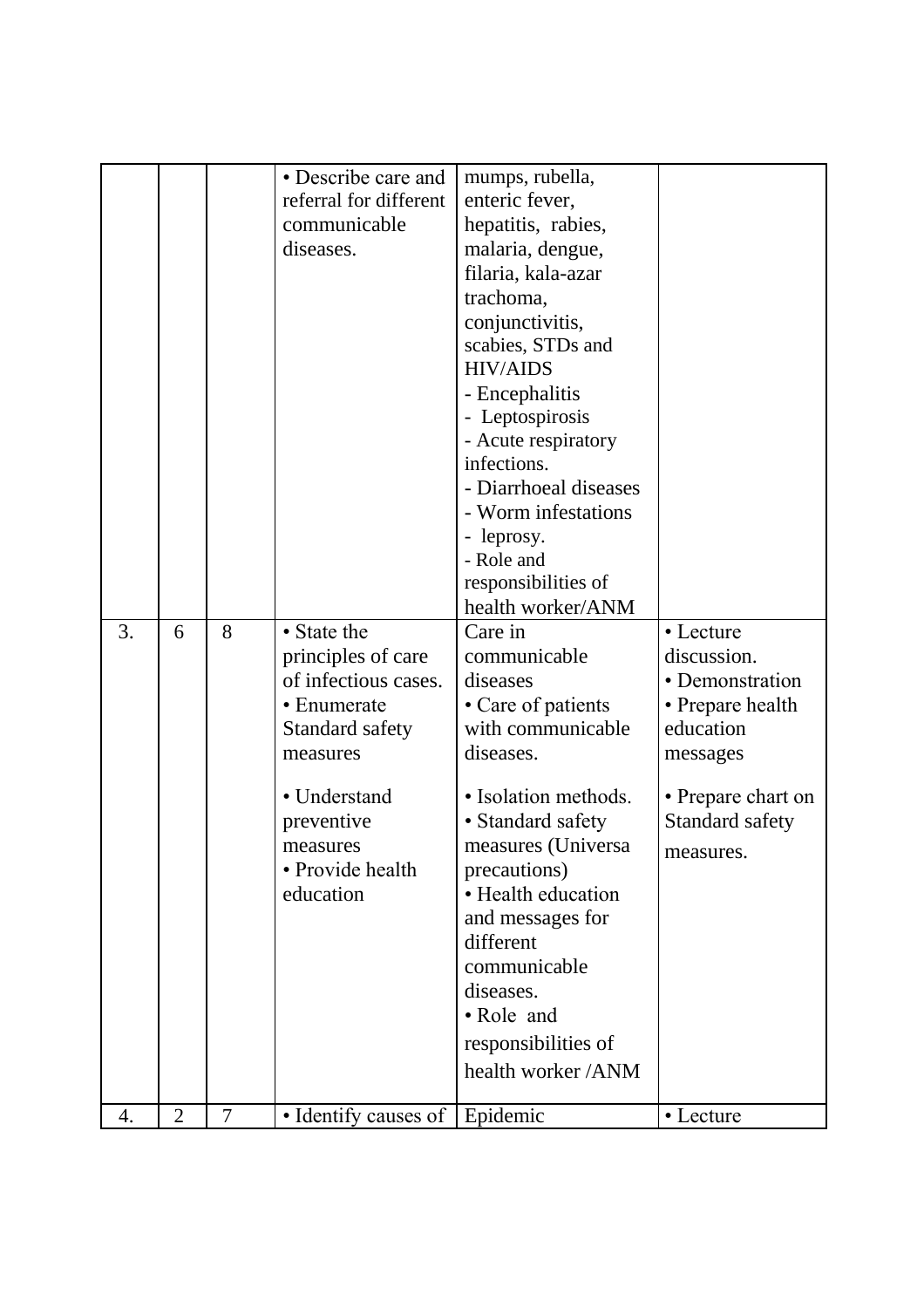| | | | | | |
|---|---|---|---|---|---|
| | | | • Describe care and referral for different communicable diseases. | mumps, rubella, enteric fever, hepatitis, rabies, malaria, dengue, filaria, kala-azar trachoma, conjunctivitis, scabies, STDs and HIV/AIDS<br>- Encephalitis<br>- Leptospirosis<br>- Acute respiratory infections.<br>- Diarrhoeal diseases<br>- Worm infestations<br>- leprosy.<br>- Role and responsibilities of health worker/ANM | |
| 3. | 6 | 8 | • State the principles of care of infectious cases.<br>• Enumerate Standard safety measures<br>• Understand preventive measures<br>• Provide health education | Care in communicable diseases<br>• Care of patients with communicable diseases.<br>• Isolation methods.<br>• Standard safety measures (Universa precautions)<br>• Health education and messages for different communicable diseases.<br>• Role and responsibilities of health worker /ANM | • Lecture discussion.<br>• Demonstration<br>• Prepare health education messages<br>• Prepare chart on Standard safety measures. |
| 4. | 2 | 7 | • Identify causes of | Epidemic | • Lecture |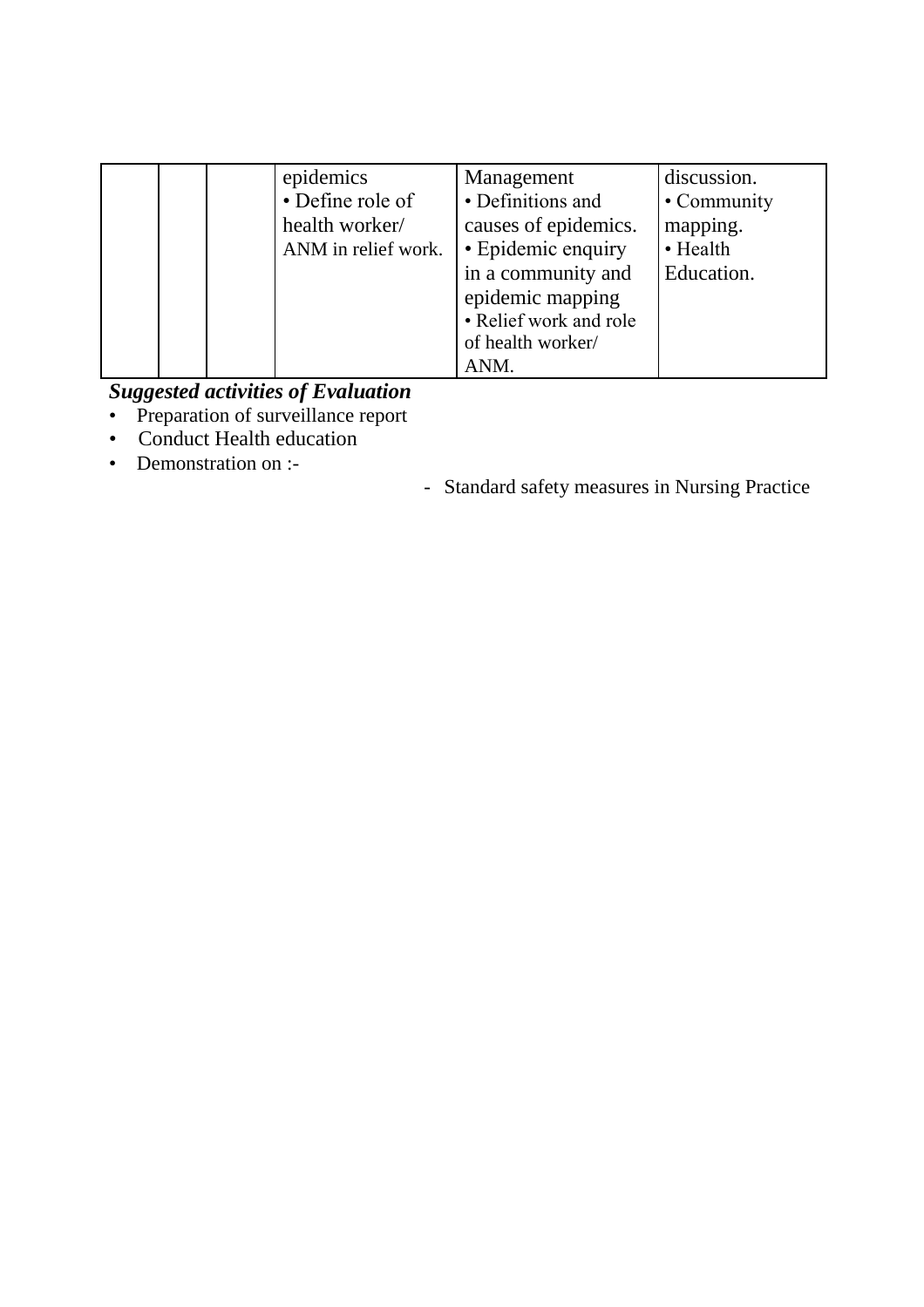|  |  |  | epidemics<br>• Define role of health worker/ ANM in relief work. | Management<br>• Definitions and causes of epidemics.<br>• Epidemic enquiry in a community and epidemic mapping<br>• Relief work and role of health worker/ ANM. | discussion.<br>• Community mapping.<br>• Health Education. |
|---|---|---|---|---|---|

***Suggested activities of Evaluation***

- Preparation of surveillance report
- Conduct Health education
- Demonstration on :-
  - Standard safety measures in Nursing Practice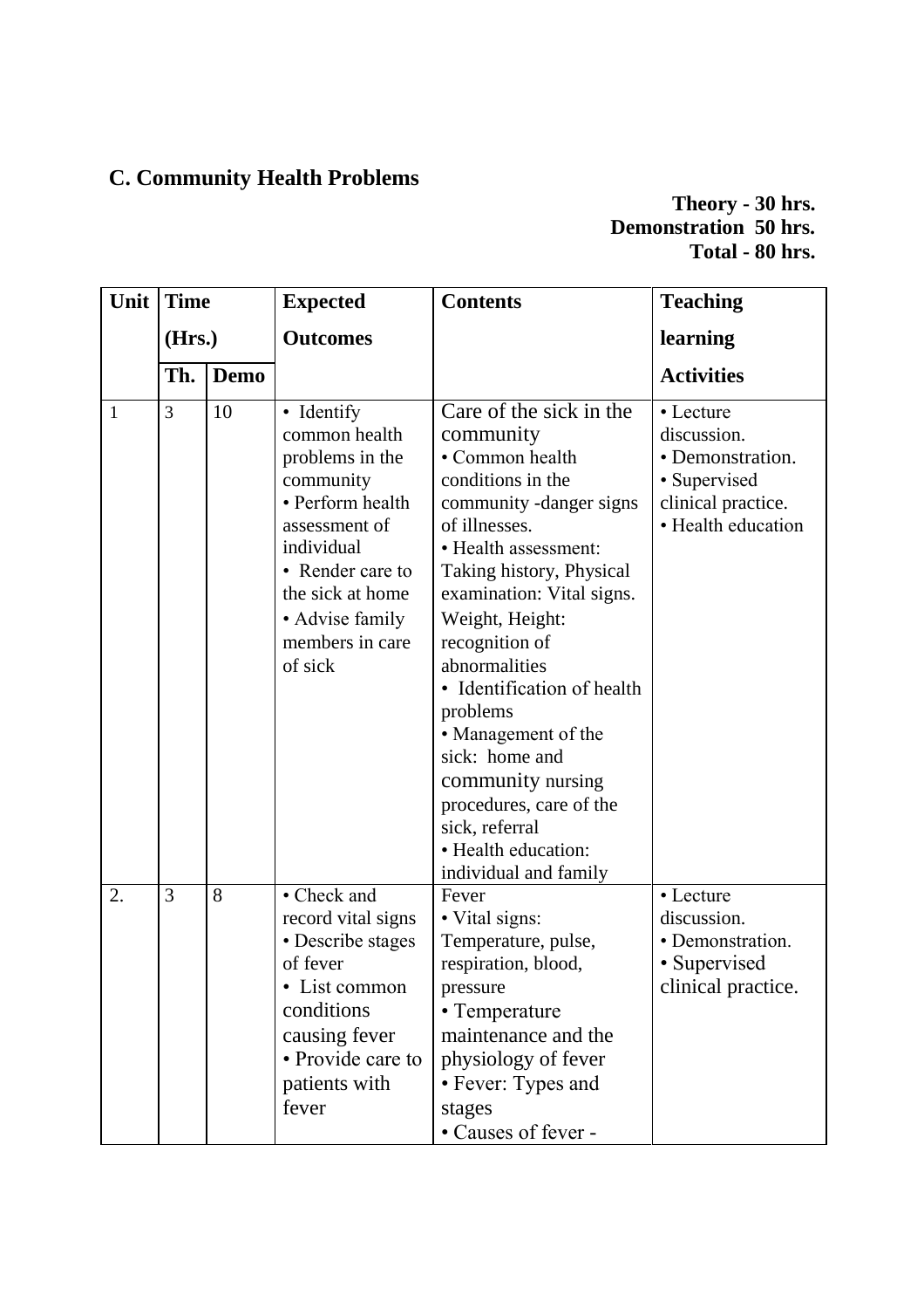## C. Community Health Problems

**Theory - 30 hrs.**
**Demonstration 50 hrs.**
**Total - 80 hrs.**

| Unit | Time (Hrs.) | | Expected Outcomes | Contents | Teaching learning Activities |
|---|---|---|---|---|---|
| | Th. | Demo | | | |
| 1 | 3 | 10 | • Identify common health problems in the community<br>• Perform health assessment of individual<br>• Render care to the sick at home<br>• Advise family members in care of sick | Care of the sick in the community<br>• Common health conditions in the community -danger signs of illnesses.<br>• Health assessment: Taking history, Physical examination: Vital signs. Weight, Height: recognition of abnormalities<br>• Identification of health problems<br>• Management of the sick: home and community nursing procedures, care of the sick, referral<br>• Health education: individual and family | • Lecture discussion.<br>• Demonstration.<br>• Supervised clinical practice.<br>• Health education |
| 2. | 3 | 8 | • Check and record vital signs<br>• Describe stages of fever<br>• List common conditions causing fever<br>• Provide care to patients with fever | Fever<br>• Vital signs: Temperature, pulse, respiration, blood, pressure<br>• Temperature maintenance and the physiology of fever<br>• Fever: Types and stages<br>• Causes of fever - | • Lecture discussion.<br>• Demonstration.<br>• Supervised clinical practice. |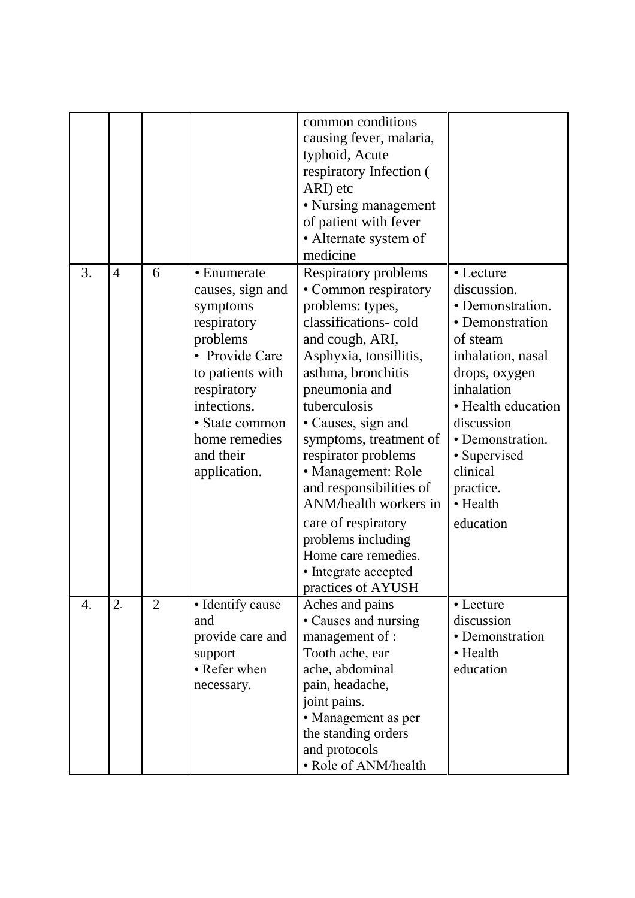| | | | | | |
|---|---|---|---|---|---|
| | | | | common conditions causing fever, malaria, typhoid, Acute respiratory Infection ( ARI) etc<br>• Nursing management of patient with fever<br>• Alternate system of medicine | |
| 3. | 4 | 6 | • Enumerate causes, sign and symptoms respiratory problems<br>• Provide Care to patients with respiratory infections.<br>• State common home remedies and their application. | Respiratory problems<br>• Common respiratory problems: types, classifications- cold and cough, ARI, Asphyxia, tonsillitis, asthma, bronchitis pneumonia and tuberculosis<br>• Causes, sign and symptoms, treatment of respirator problems<br>• Management: Role and responsibilities of ANM/health workers in care of respiratory problems including Home care remedies.<br>• Integrate accepted practices of AYUSH | • Lecture discussion.<br>• Demonstration.<br>• Demonstration of steam inhalation, nasal drops, oxygen inhalation<br>• Health education discussion<br>• Demonstration.<br>• Supervised clinical practice.<br>• Health education |
| 4. | 2 | 2 | • Identify cause and provide care and support<br>• Refer when necessary. | Aches and pains<br>• Causes and nursing management of : Tooth ache, ear ache, abdominal pain, headache, joint pains.<br>• Management as per the standing orders and protocols<br>• Role of ANM/health | • Lecture discussion<br>• Demonstration<br>• Health education |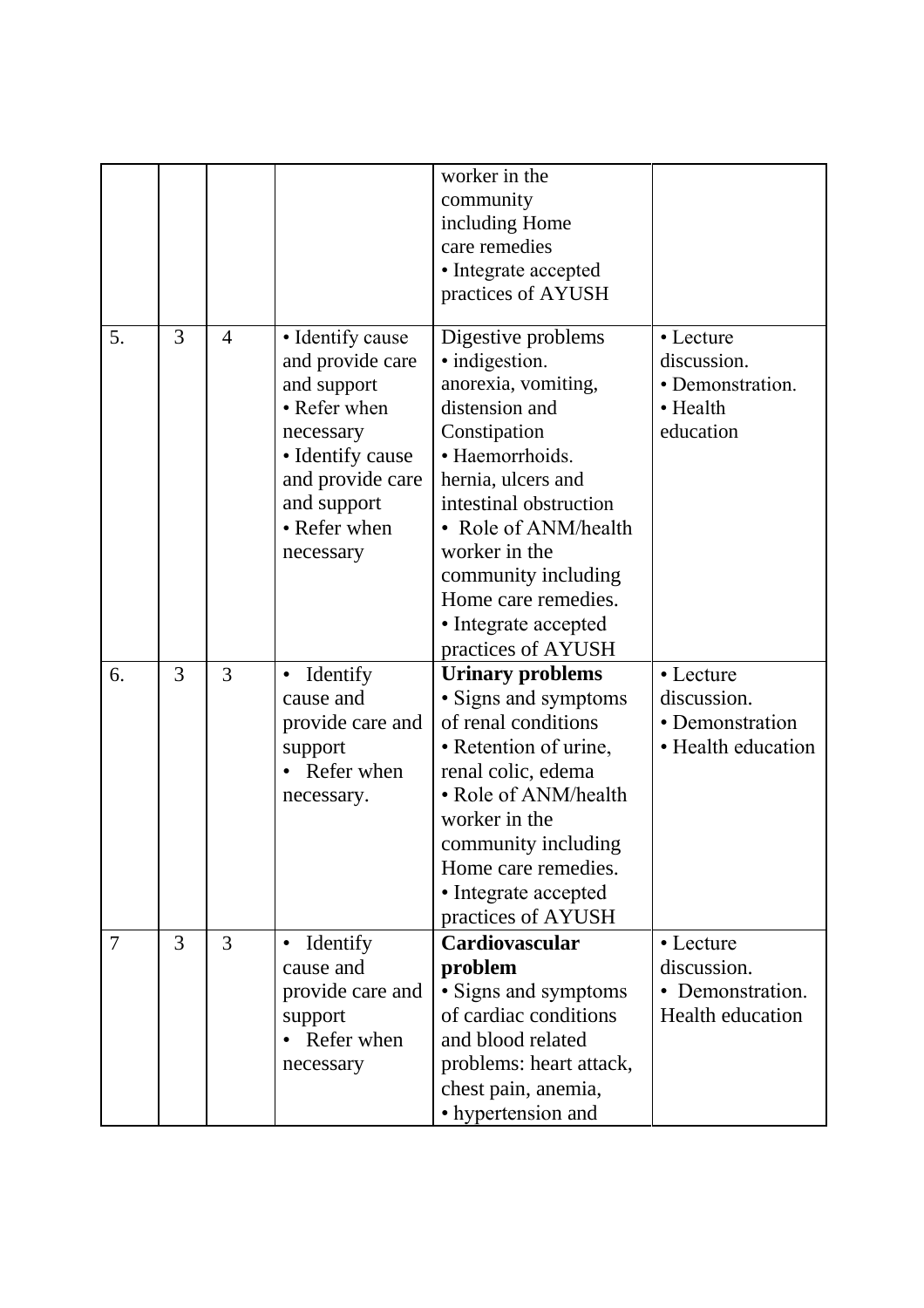| | | | | | |
|---|---|---|---|---|---|
| | | | | worker in the community including Home care remedies<br>• Integrate accepted practices of AYUSH | |
| 5. | 3 | 4 | • Identify cause and provide care and support<br>• Refer when necessary<br>• Identify cause and provide care and support<br>• Refer when necessary | Digestive problems<br>• indigestion. anorexia, vomiting, distension and Constipation<br>• Haemorrhoids. hernia, ulcers and intestinal obstruction<br>• Role of ANM/health worker in the community including Home care remedies.<br>• Integrate accepted practices of AYUSH | • Lecture discussion.<br>• Demonstration.<br>• Health education |
| 6. | 3 | 3 | • Identify cause and provide care and support<br>• Refer when necessary. | **Urinary problems**<br>• Signs and symptoms of renal conditions<br>• Retention of urine, renal colic, edema<br>• Role of ANM/health worker in the community including Home care remedies.<br>• Integrate accepted practices of AYUSH | • Lecture discussion.<br>• Demonstration<br>• Health education |
| 7 | 3 | 3 | • Identify cause and provide care and support<br>• Refer when necessary | **Cardiovascular problem**<br>• Signs and symptoms of cardiac conditions and blood related problems: heart attack, chest pain, anemia,<br>• hypertension and | • Lecture discussion.<br>• Demonstration. Health education |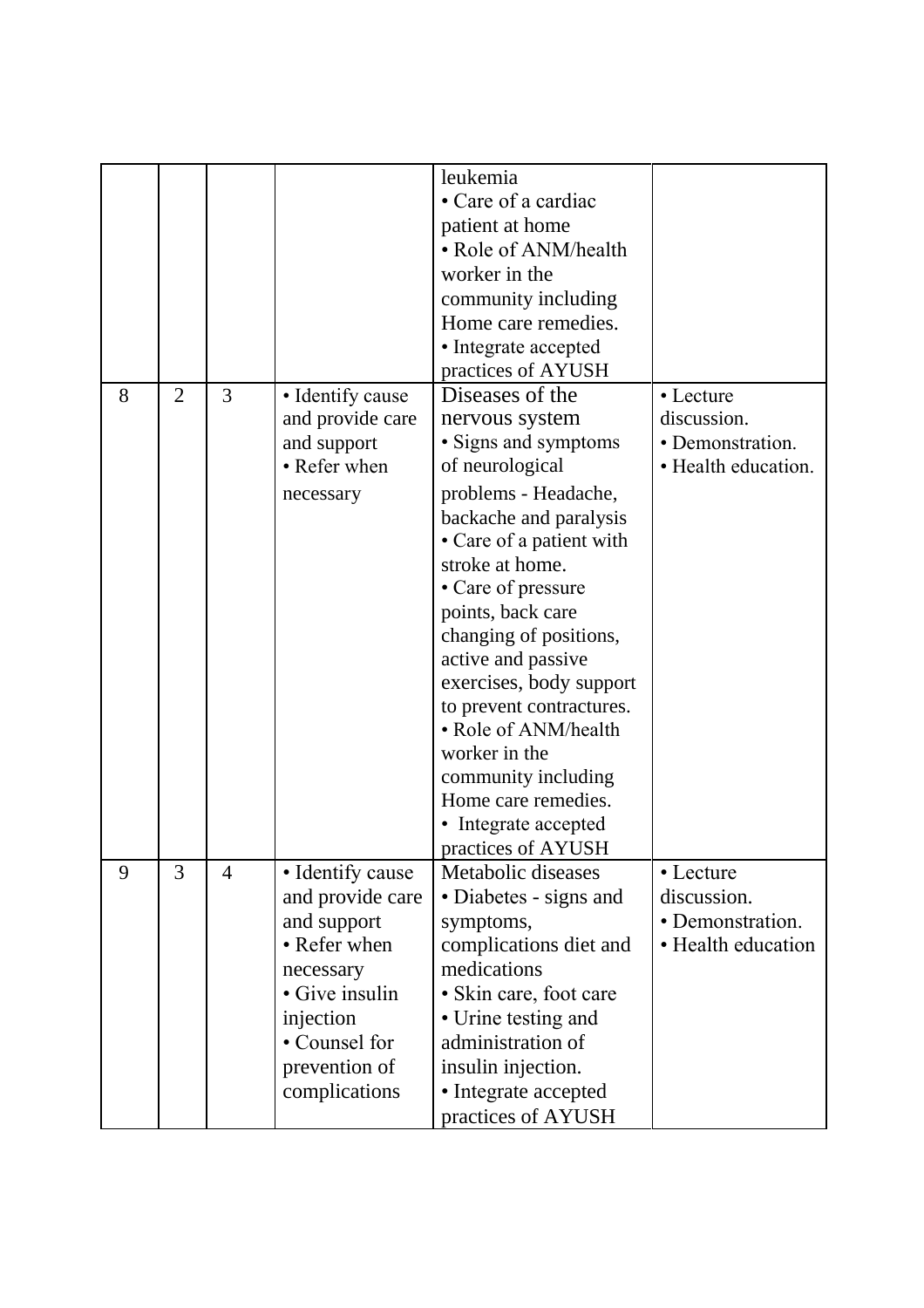| | | | | | |
|---|---|---|---|---|---|
| | | | | leukemia<br>• Care of a cardiac patient at home<br>• Role of ANM/health worker in the community including Home care remedies.<br>• Integrate accepted practices of AYUSH | |
| 8 | 2 | 3 | • Identify cause and provide care and support<br>• Refer when necessary | Diseases of the nervous system<br>• Signs and symptoms of neurological problems - Headache, backache and paralysis<br>• Care of a patient with stroke at home.<br>• Care of pressure points, back care changing of positions, active and passive exercises, body support to prevent contractures.<br>• Role of ANM/health worker in the community including Home care remedies.<br>• Integrate accepted practices of AYUSH | • Lecture discussion.<br>• Demonstration.<br>• Health education. |
| 9 | 3 | 4 | • Identify cause and provide care and support<br>• Refer when necessary<br>• Give insulin injection<br>• Counsel for prevention of complications | Metabolic diseases<br>• Diabetes - signs and symptoms, complications diet and medications<br>• Skin care, foot care<br>• Urine testing and administration of insulin injection.<br>• Integrate accepted practices of AYUSH | • Lecture discussion.<br>• Demonstration.<br>• Health education |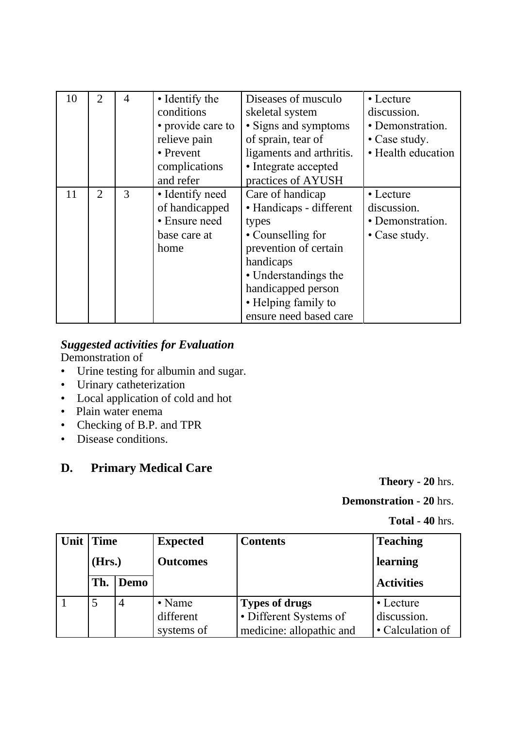| 10 | 2 | 4 | • Identify the conditions<br>• provide care to relieve pain<br>• Prevent complications and refer | Diseases of musculo skeletal system<br>• Signs and symptoms of sprain, tear of ligaments and arthritis.<br>• Integrate accepted practices of AYUSH | • Lecture discussion.<br>• Demonstration.<br>• Case study.<br>• Health education |
|---|---|---|---|---|---|
| 11 | 2 | 3 | • Identify need of handicapped<br>• Ensure need base care at home | Care of handicap<br>• Handicaps - different types<br>• Counselling for prevention of certain handicaps<br>• Understandings the handicapped person<br>• Helping family to ensure need based care | • Lecture discussion.<br>• Demonstration.<br>• Case study. |

***Suggested activities for Evaluation***

Demonstration of

- Urine testing for albumin and sugar.
- Urinary catheterization
- Local application of cold and hot
- Plain water enema
- Checking of B.P. and TPR
- Disease conditions.

## D. Primary Medical Care

**Theory - 20** hrs.

**Demonstration - 20** hrs.

**Total - 40** hrs.

| Unit | Time (Hrs.) | | Expected Outcomes | Contents | Teaching learning Activities |
|---|---|---|---|---|---|
| | Th. | Demo | | | |
| 1 | 5 | 4 | • Name different systems of | **Types of drugs**<br>• Different Systems of medicine: allopathic and | • Lecture discussion.<br>• Calculation of |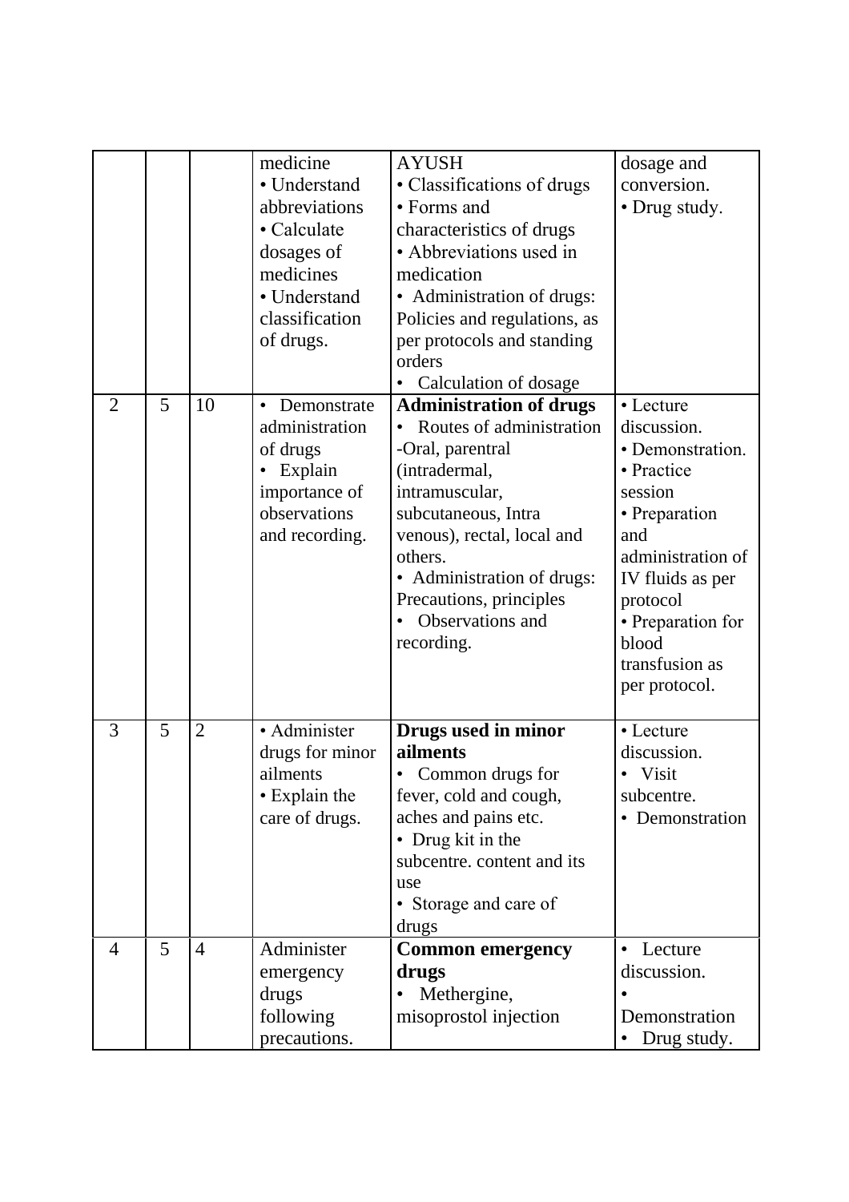| | | | | | |
|---|---|---|---|---|---|
| | | | medicine<br>• Understand abbreviations<br>• Calculate dosages of medicines<br>• Understand classification of drugs. | AYUSH<br>• Classifications of drugs<br>• Forms and characteristics of drugs<br>• Abbreviations used in medication<br>• Administration of drugs: Policies and regulations, as per protocols and standing orders<br>• Calculation of dosage | dosage and conversion.<br>• Drug study. |
| 2 | 5 | 10 | • Demonstrate administration of drugs<br>• Explain importance of observations and recording. | **Administration of drugs**<br>• Routes of administration -Oral, parentral (intradermal, intramuscular, subcutaneous, Intra venous), rectal, local and others.<br>• Administration of drugs: Precautions, principles<br>• Observations and recording. | • Lecture discussion.<br>• Demonstration.<br>• Practice session<br>• Preparation and administration of IV fluids as per protocol<br>• Preparation for blood transfusion as per protocol. |
| 3 | 5 | 2 | • Administer drugs for minor ailments<br>• Explain the care of drugs. | **Drugs used in minor ailments**<br>• Common drugs for fever, cold and cough, aches and pains etc.<br>• Drug kit in the subcentre. content and its use<br>• Storage and care of drugs | • Lecture discussion.<br>• Visit subcentre.<br>• Demonstration |
| 4 | 5 | 4 | Administer emergency drugs following precautions. | **Common emergency drugs**<br>• Methergine, misoprostol injection | • Lecture discussion.<br>• Demonstration<br>• Drug study. |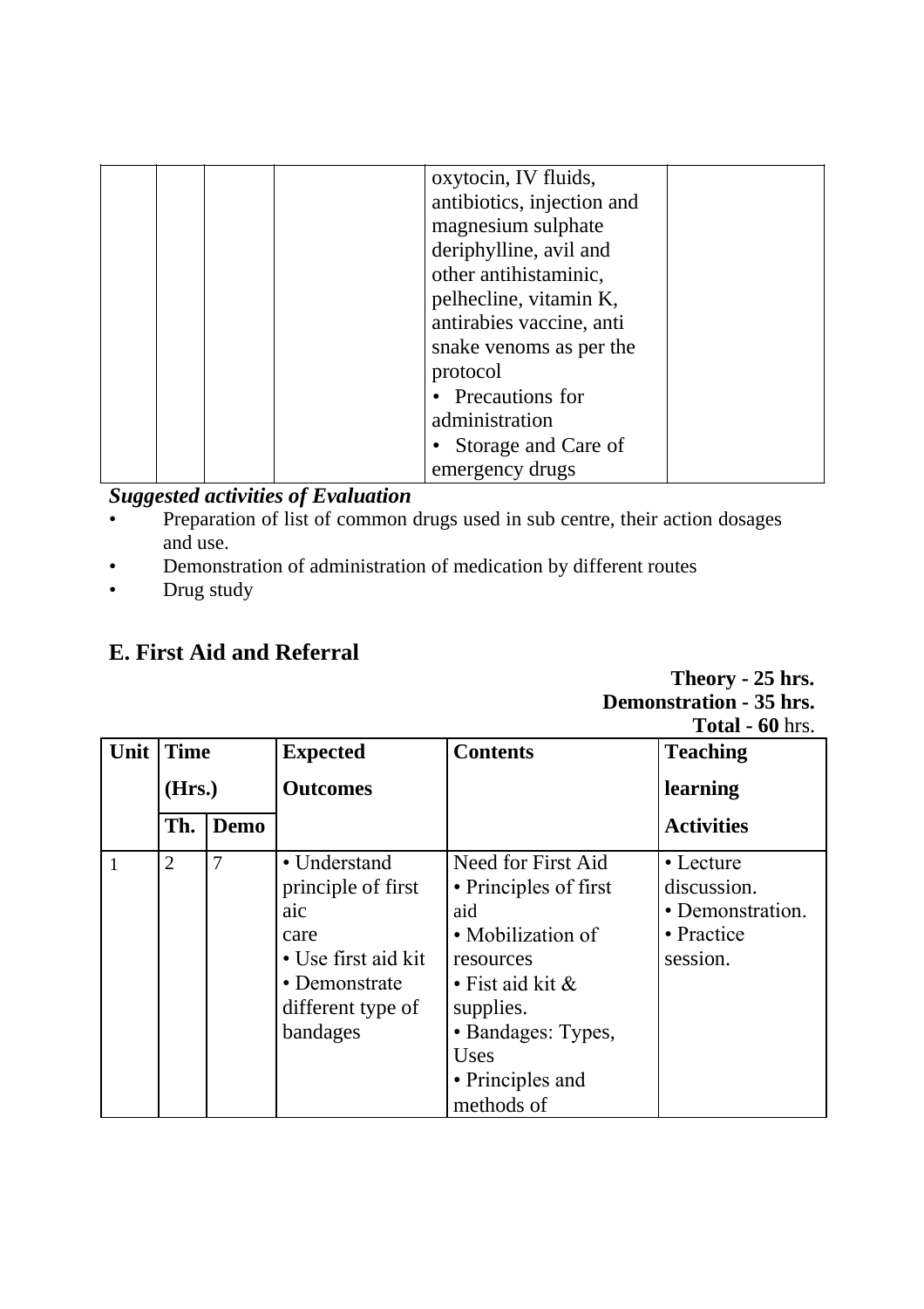| | | | | oxytocin, IV fluids, antibiotics, injection and magnesium sulphate deriphylline, avil and other antihistaminic, pelhecline, vitamin K, antirabies vaccine, anti snake venoms as per the protocol<br>• Precautions for administration<br>• Storage and Care of emergency drugs | |
|---|---|---|---|---|---|

***Suggested activities of Evaluation***

- Preparation of list of common drugs used in sub centre, their action dosages and use.
- Demonstration of administration of medication by different routes
- Drug study

## E. First Aid and Referral

**Theory - 25 hrs.**
**Demonstration - 35 hrs.**
**Total - 60** hrs.

| Unit | Time (Hrs.) | | Expected Outcomes | Contents | Teaching learning Activities |
|---|---|---|---|---|---|
| | Th. | Demo | | | |
| 1 | 2 | 7 | • Understand principle of first aic care<br>• Use first aid kit<br>• Demonstrate different type of bandages | Need for First Aid<br>• Principles of first aid<br>• Mobilization of resources<br>• Fist aid kit & supplies.<br>• Bandages: Types, Uses<br>• Principles and methods of | • Lecture discussion.<br>• Demonstration.<br>• Practice session. |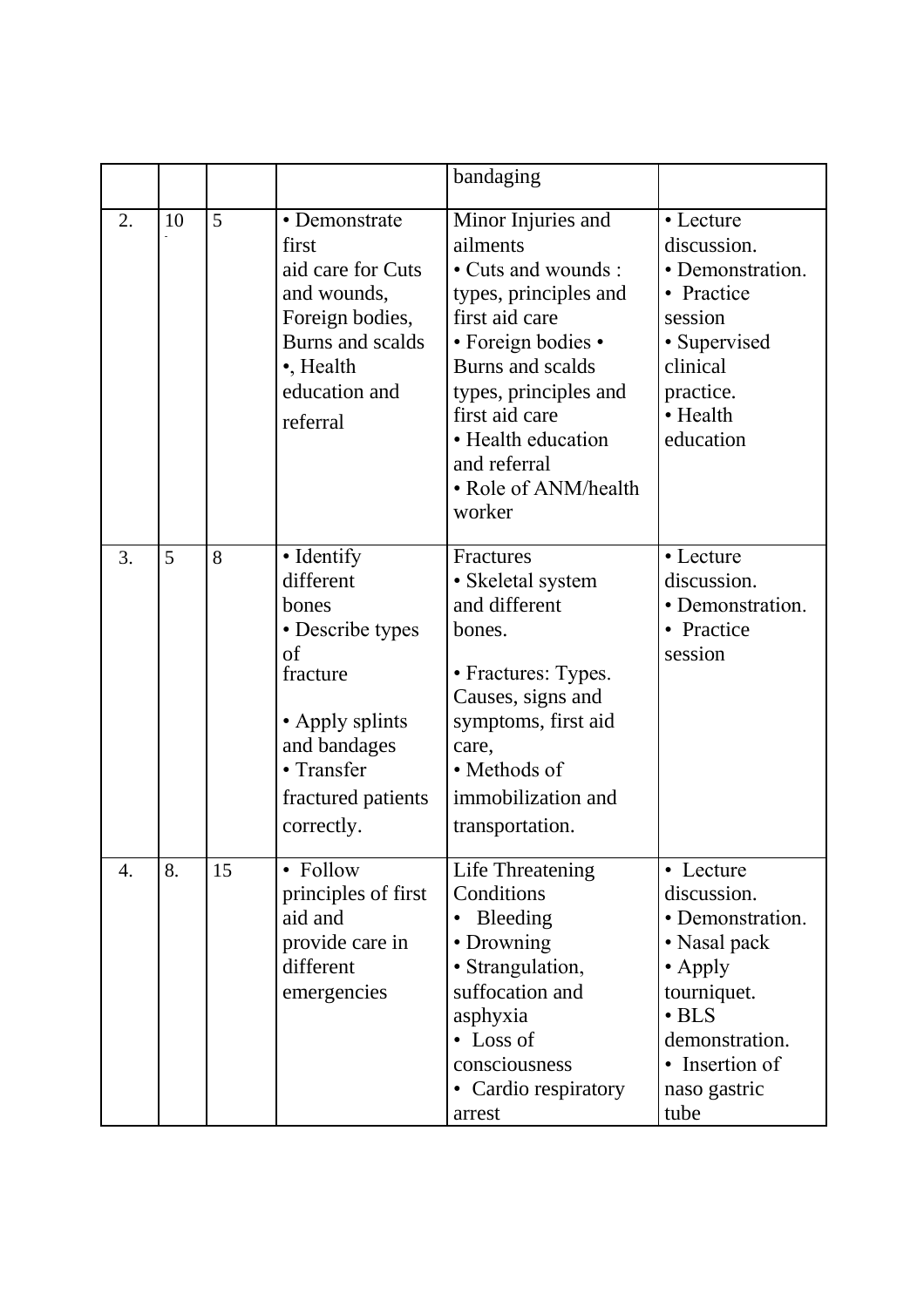| | | | | | |
|---|---|---|---|---|---|
| | | | | bandaging | |
| 2. | 10 | 5 | • Demonstrate first aid care for Cuts and wounds, Foreign bodies, Burns and scalds •, Health education and referral | Minor Injuries and ailments • Cuts and wounds : types, principles and first aid care • Foreign bodies • Burns and scalds types, principles and first aid care • Health education and referral • Role of ANM/health worker | • Lecture discussion. • Demonstration. • Practice session • Supervised clinical practice. • Health education |
| 3. | 5 | 8 | • Identify different bones • Describe types of fracture • Apply splints and bandages • Transfer fractured patients correctly. | Fractures • Skeletal system and different bones. • Fractures: Types. Causes, signs and symptoms, first aid care, • Methods of immobilization and transportation. | • Lecture discussion. • Demonstration. • Practice session |
| 4. | 8. | 15 | • Follow principles of first aid and provide care in different emergencies | Life Threatening Conditions • Bleeding • Drowning • Strangulation, suffocation and asphyxia • Loss of consciousness • Cardio respiratory arrest | • Lecture discussion. • Demonstration. • Nasal pack • Apply tourniquet. • BLS demonstration. • Insertion of naso gastric tube |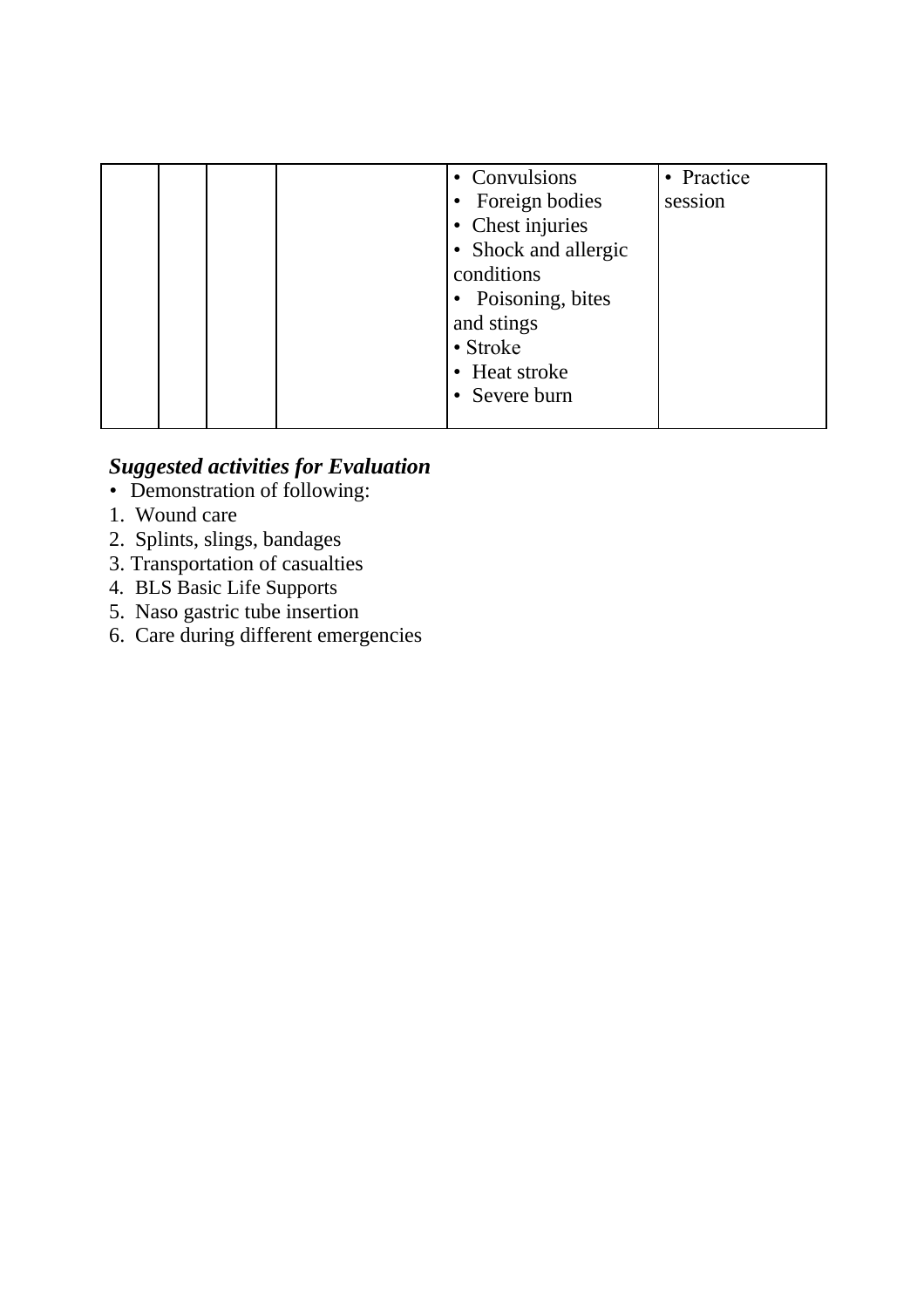|  |  |  |  |  |  |
|---|---|---|---|---|---|
|  |  |  |  | • Convulsions<br>• Foreign bodies<br>• Chest injuries<br>• Shock and allergic conditions<br>• Poisoning, bites and stings<br>• Stroke<br>• Heat stroke<br>• Severe burn | • Practice session |

***Suggested activities for Evaluation***

- Demonstration of following:

1. Wound care
2. Splints, slings, bandages
3. Transportation of casualties
4. BLS Basic Life Supports
5. Naso gastric tube insertion
6. Care during different emergencies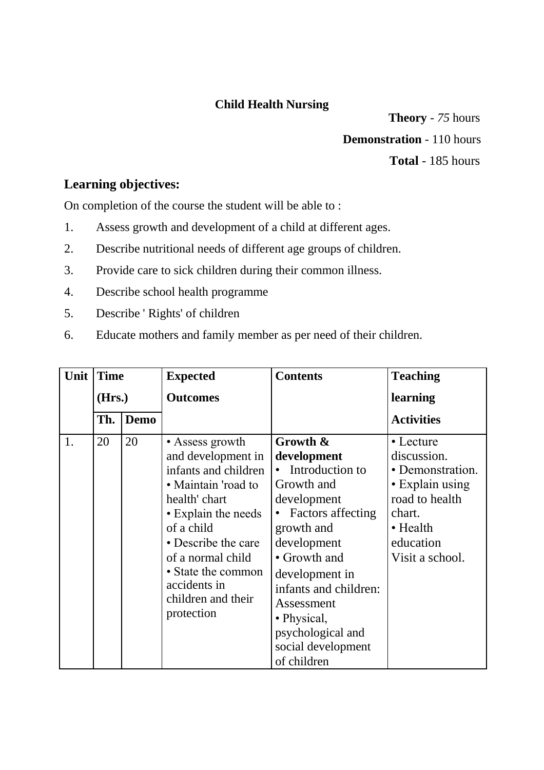# Child Health Nursing

**Theory** - *75* hours

**Demonstration** - 110 hours

**Total** - 185 hours

## Learning objectives:

On completion of the course the student will be able to :

1. Assess growth and development of a child at different ages.
2. Describe nutritional needs of different age groups of children.
3. Provide care to sick children during their common illness.
4. Describe school health programme
5. Describe ' Rights' of children
6. Educate mothers and family member as per need of their children.

| Unit | Time (Hrs.) | | Expected Outcomes | Contents | Teaching learning Activities |
|---|---|---|---|---|---|
| | Th. | Demo | | | |
| 1. | 20 | 20 | • Assess growth and development in infants and children<br>• Maintain 'road to health' chart<br>• Explain the needs of a child<br>• Describe the care of a normal child<br>• State the common accidents in children and their protection | **Growth & development**<br>• Introduction to Growth and development<br>• Factors affecting growth and development<br>• Growth and development in infants and children: Assessment<br>• Physical, psychological and social development of children | • Lecture discussion.<br>• Demonstration.<br>• Explain using road to health chart.<br>• Health education<br>Visit a school. |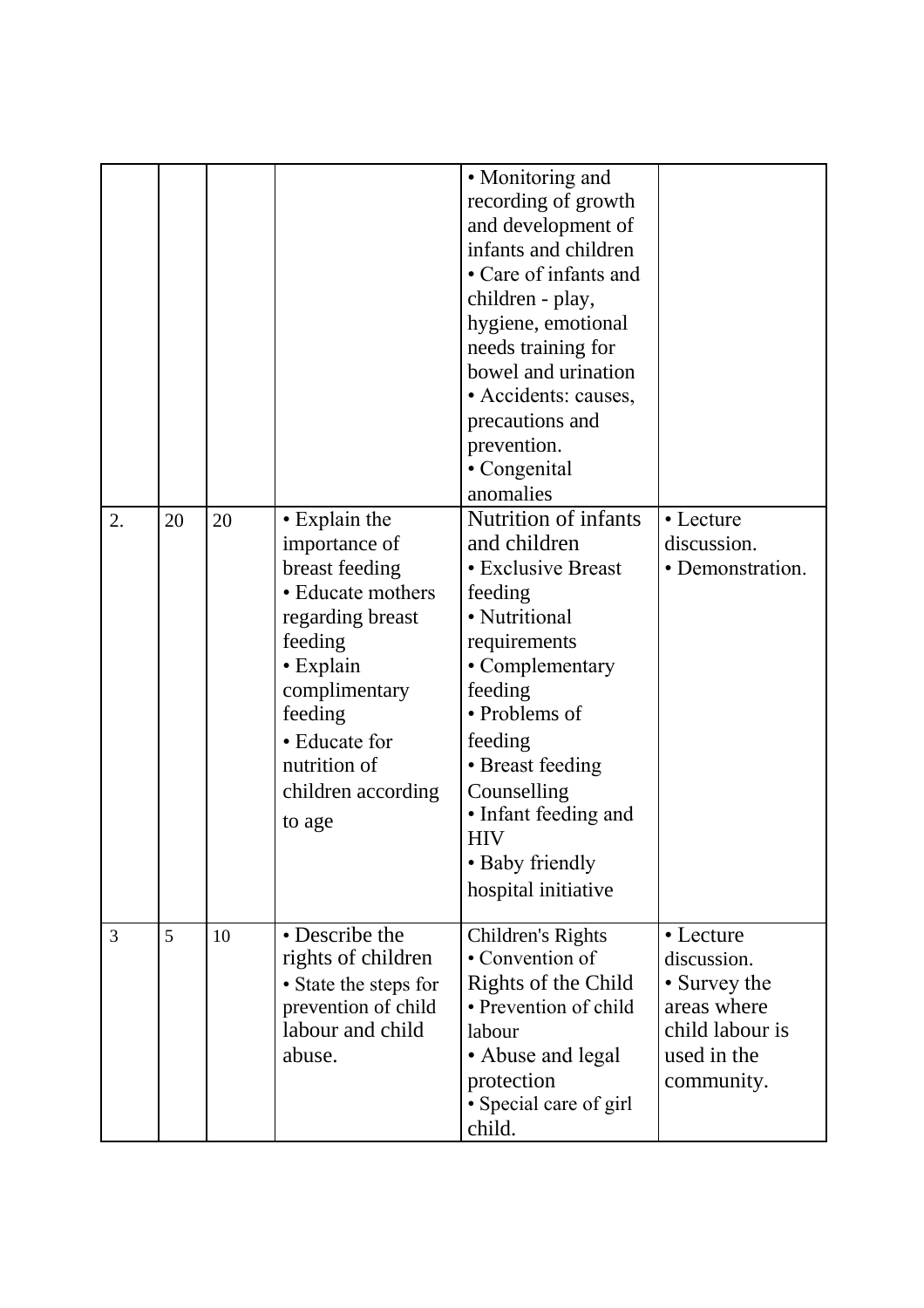| | | | | | |
|---|---|---|---|---|---|
| | | | | • Monitoring and recording of growth and development of infants and children<br>• Care of infants and children - play, hygiene, emotional needs training for bowel and urination<br>• Accidents: causes, precautions and prevention.<br>• Congenital anomalies | |
| 2. | 20 | 20 | • Explain the importance of breast feeding<br>• Educate mothers regarding breast feeding<br>• Explain complimentary feeding<br>• Educate for nutrition of children according to age | Nutrition of infants and children<br>• Exclusive Breast feeding<br>• Nutritional requirements<br>• Complementary feeding<br>• Problems of feeding<br>• Breast feeding Counselling<br>• Infant feeding and HIV<br>• Baby friendly hospital initiative | • Lecture discussion.<br>• Demonstration. |
| 3 | 5 | 10 | • Describe the rights of children<br>• State the steps for prevention of child labour and child abuse. | Children's Rights<br>• Convention of Rights of the Child<br>• Prevention of child labour<br>• Abuse and legal protection<br>• Special care of girl child. | • Lecture discussion.<br>• Survey the areas where child labour is used in the community. |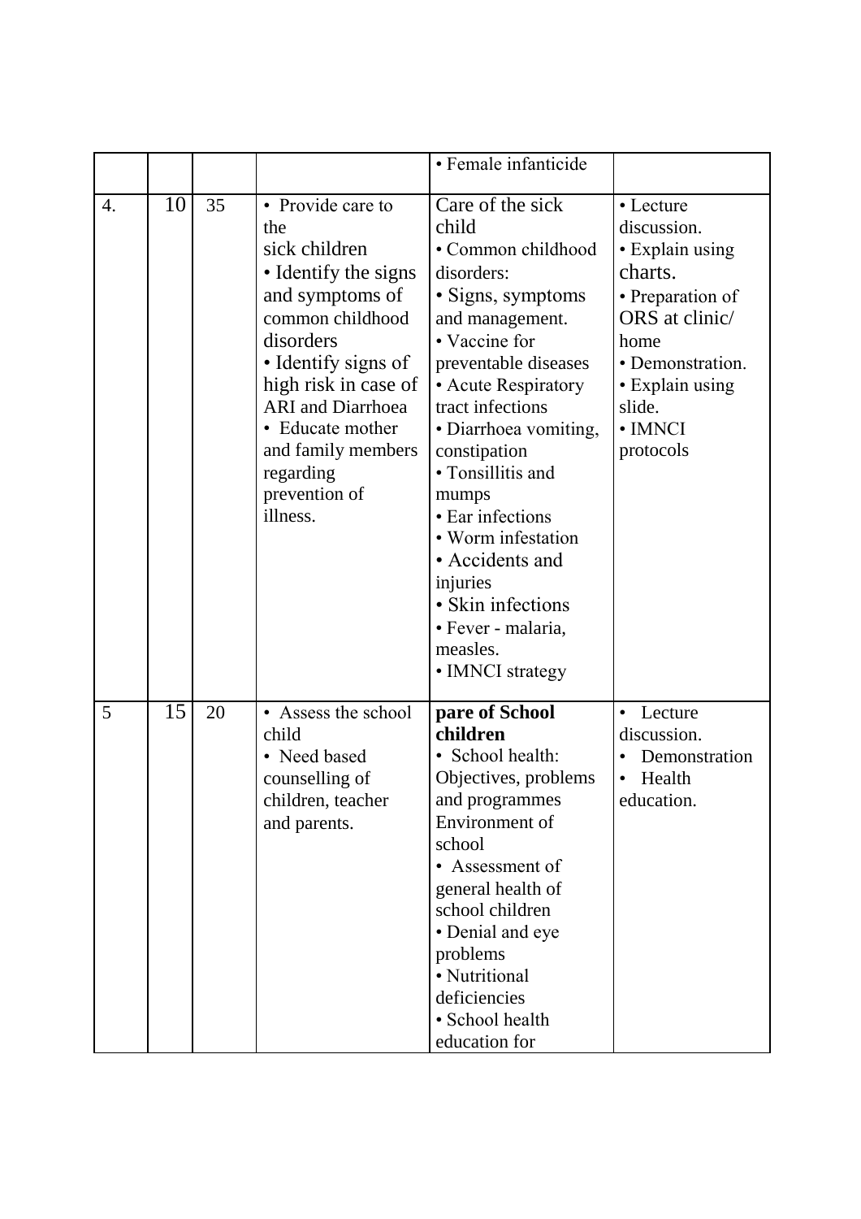| | | | | | |
|---|---|---|---|---|---|
| | | | | • Female infanticide | |
| 4. | 10 | 35 | • Provide care to the sick children<br>• Identify the signs and symptoms of common childhood disorders<br>• Identify signs of high risk in case of ARI and Diarrhoea<br>• Educate mother and family members regarding prevention of illness. | Care of the sick child<br>• Common childhood disorders:<br>• Signs, symptoms and management.<br>• Vaccine for preventable diseases<br>• Acute Respiratory tract infections<br>• Diarrhoea vomiting, constipation<br>• Tonsillitis and mumps<br>• Ear infections<br>• Worm infestation<br>• Accidents and injuries<br>• Skin infections<br>• Fever - malaria, measles.<br>• IMNCI strategy | • Lecture discussion.<br>• Explain using charts.<br>• Preparation of ORS at clinic/ home<br>• Demonstration.<br>• Explain using slide.<br>• IMNCI protocols |
| 5 | 15 | 20 | • Assess the school child<br>• Need based counselling of children, teacher and parents. | **pare of School children**<br>• School health: Objectives, problems and programmes Environment of school<br>• Assessment of general health of school children<br>• Denial and eye problems<br>• Nutritional deficiencies<br>• School health education for | • Lecture discussion.<br>• Demonstration<br>• Health education. |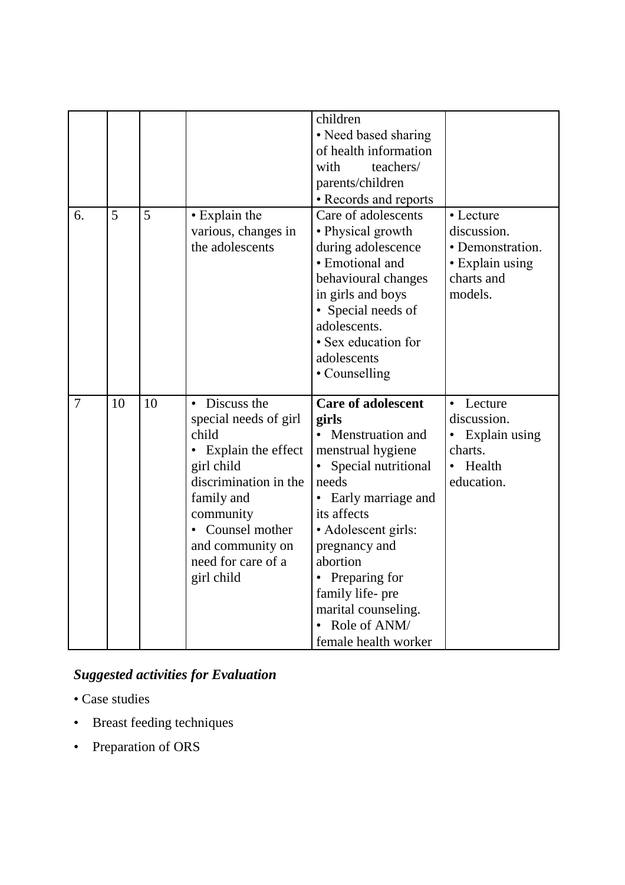| | | | | children<br>• Need based sharing of health information with teachers/ parents/children<br>• Records and reports | |
|---|---|---|---|---|---|
| 6. | 5 | 5 | • Explain the various, changes in the adolescents | Care of adolescents<br>• Physical growth during adolescence<br>• Emotional and behavioural changes in girls and boys<br>• Special needs of adolescents.<br>• Sex education for adolescents<br>• Counselling | • Lecture discussion.<br>• Demonstration.<br>• Explain using charts and models. |
| 7 | 10 | 10 | • Discuss the special needs of girl child<br>• Explain the effect girl child discrimination in the family and community<br>• Counsel mother and community on need for care of a girl child | **Care of adolescent girls**<br>• Menstruation and menstrual hygiene<br>• Special nutritional needs<br>• Early marriage and its affects<br>• Adolescent girls: pregnancy and abortion<br>• Preparing for family life- pre marital counseling.<br>• Role of ANM/ female health worker | • Lecture discussion.<br>• Explain using charts.<br>• Health education. |

***Suggested activities for Evaluation***

- Case studies
- Breast feeding techniques
- Preparation of ORS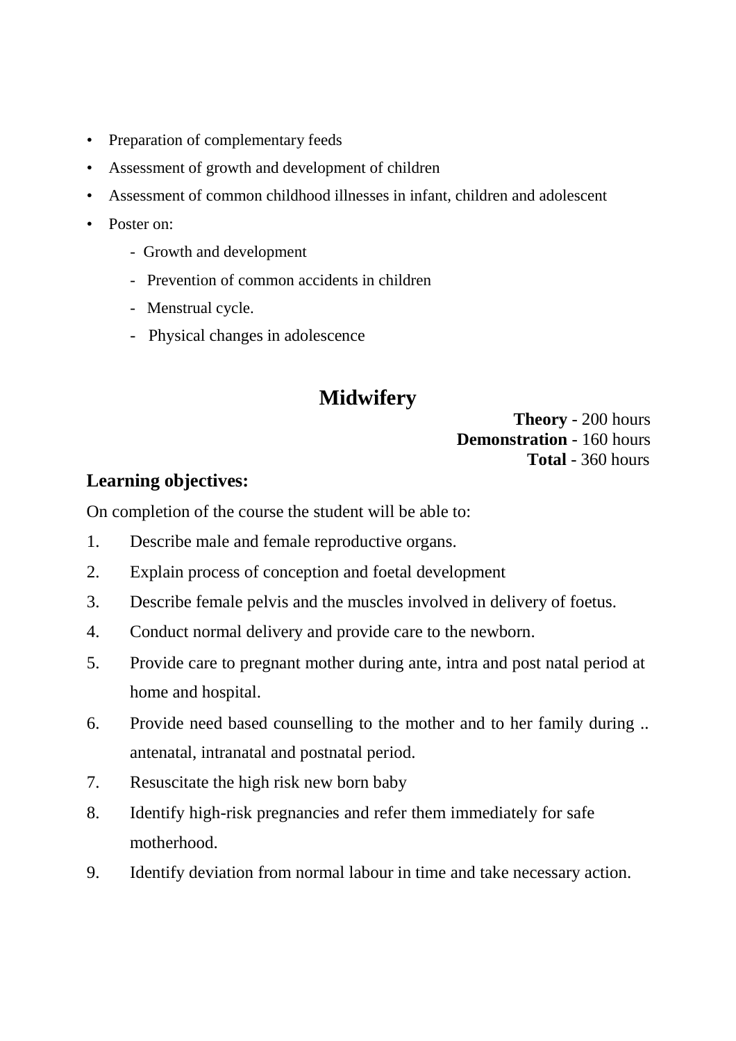- Preparation of complementary feeds
- Assessment of growth and development of children
- Assessment of common childhood illnesses in infant, children and adolescent
- Poster on:
    - Growth and development
    - Prevention of common accidents in children
    - Menstrual cycle.
    - Physical changes in adolescence

## Midwifery

**Theory** - 200 hours
**Demonstration** - 160 hours
**Total** - 360 hours

### Learning objectives:

On completion of the course the student will be able to:

1. Describe male and female reproductive organs.
2. Explain process of conception and foetal development
3. Describe female pelvis and the muscles involved in delivery of foetus.
4. Conduct normal delivery and provide care to the newborn.
5. Provide care to pregnant mother during ante, intra and post natal period at home and hospital.
6. Provide need based counselling to the mother and to her family during .. antenatal, intranatal and postnatal period.
7. Resuscitate the high risk new born baby
8. Identify high-risk pregnancies and refer them immediately for safe motherhood.
9. Identify deviation from normal labour in time and take necessary action.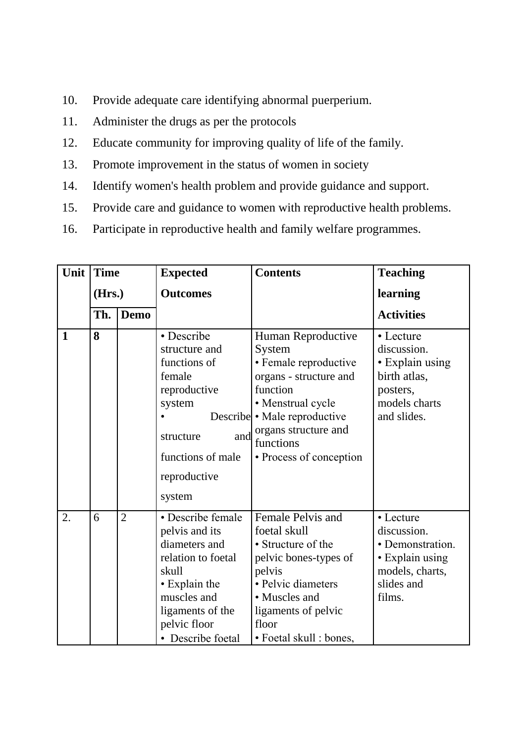10. Provide adequate care identifying abnormal puerperium.
11. Administer the drugs as per the protocols
12. Educate community for improving quality of life of the family.
13. Promote improvement in the status of women in society
14. Identify women's health problem and provide guidance and support.
15. Provide care and guidance to women with reproductive health problems.
16. Participate in reproductive health and family welfare programmes.

| Unit | Time (Hrs.) | | Expected Outcomes | Contents | Teaching learning Activities |
|---|---|---|---|---|---|
| | Th. | Demo | | | |
| **1** | **8** | | • Describe structure and functions of female reproductive system<br>• Describe structure and functions of male reproductive system | Human Reproductive System<br>• Female reproductive organs - structure and function<br>• Menstrual cycle<br>• Male reproductive organs structure and functions<br>• Process of conception | • Lecture discussion.<br>• Explain using birth atlas, posters, models charts and slides. |
| 2. | 6 | 2 | • Describe female pelvis and its diameters and relation to foetal skull<br>• Explain the muscles and ligaments of the pelvic floor<br>• Describe foetal | Female Pelvis and foetal skull<br>• Structure of the pelvic bones-types of pelvis<br>• Pelvic diameters<br>• Muscles and ligaments of pelvic floor<br>• Foetal skull : bones, | • Lecture discussion.<br>• Demonstration.<br>• Explain using models, charts, slides and films. |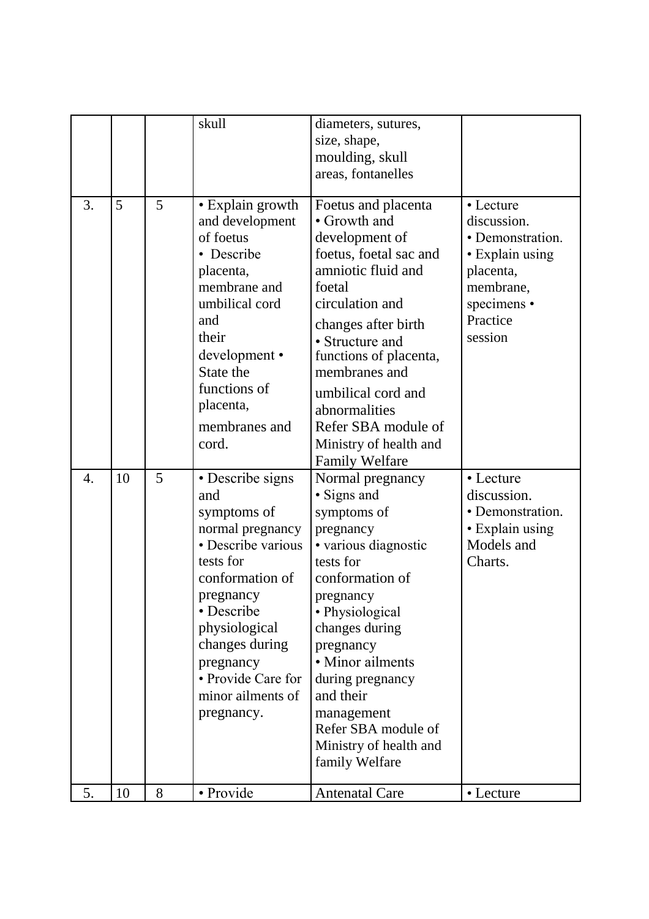| | | | | | |
|---|---|---|---|---|---|
| | | | skull | diameters, sutures, size, shape, moulding, skull areas, fontanelles | |
| 3. | 5 | 5 | • Explain growth and development of foetus • Describe placenta, membrane and umbilical cord and their development • State the functions of placenta, membranes and cord. | Foetus and placenta • Growth and development of foetus, foetal sac and amniotic fluid and foetal circulation and changes after birth • Structure and functions of placenta, membranes and umbilical cord and abnormalities Refer SBA module of Ministry of health and Family Welfare | • Lecture discussion. • Demonstration. • Explain using placenta, membrane, specimens • Practice session |
| 4. | 10 | 5 | • Describe signs and symptoms of normal pregnancy • Describe various tests for conformation of pregnancy • Describe physiological changes during pregnancy • Provide Care for minor ailments of pregnancy. | Normal pregnancy • Signs and symptoms of pregnancy • various diagnostic tests for conformation of pregnancy • Physiological changes during pregnancy • Minor ailments during pregnancy and their management Refer SBA module of Ministry of health and family Welfare | • Lecture discussion. • Demonstration. • Explain using Models and Charts. |
| 5. | 10 | 8 | • Provide | Antenatal Care | • Lecture |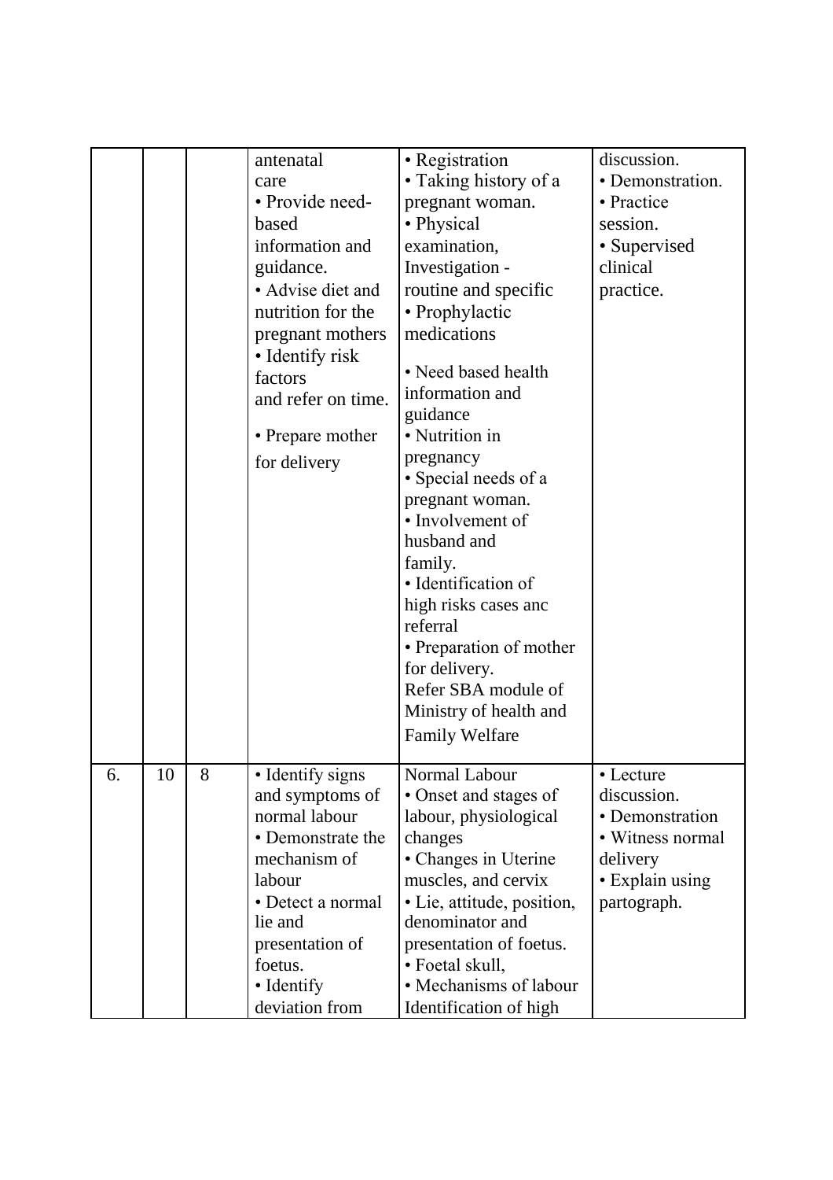| | | | | | |
|---|---|---|---|---|---|
| | | | antenatal care<br>• Provide need-based information and guidance.<br>• Advise diet and nutrition for the pregnant mothers<br>• Identify risk factors and refer on time.<br>• Prepare mother for delivery | • Registration<br>• Taking history of a pregnant woman.<br>• Physical examination, Investigation - routine and specific<br>• Prophylactic medications<br>• Need based health information and guidance<br>• Nutrition in pregnancy<br>• Special needs of a pregnant woman.<br>• Involvement of husband and family.<br>• Identification of high risks cases anc referral<br>• Preparation of mother for delivery.<br>Refer SBA module of Ministry of health and Family Welfare | discussion.<br>• Demonstration.<br>• Practice session.<br>• Supervised clinical practice. |
| 6. | 10 | 8 | • Identify signs and symptoms of normal labour<br>• Demonstrate the mechanism of labour<br>• Detect a normal lie and presentation of foetus.<br>• Identify deviation from | Normal Labour<br>• Onset and stages of labour, physiological changes<br>• Changes in Uterine muscles, and cervix<br>• Lie, attitude, position, denominator and presentation of foetus.<br>• Foetal skull,<br>• Mechanisms of labour<br>Identification of high | • Lecture discussion.<br>• Demonstration<br>• Witness normal delivery<br>• Explain using partograph. |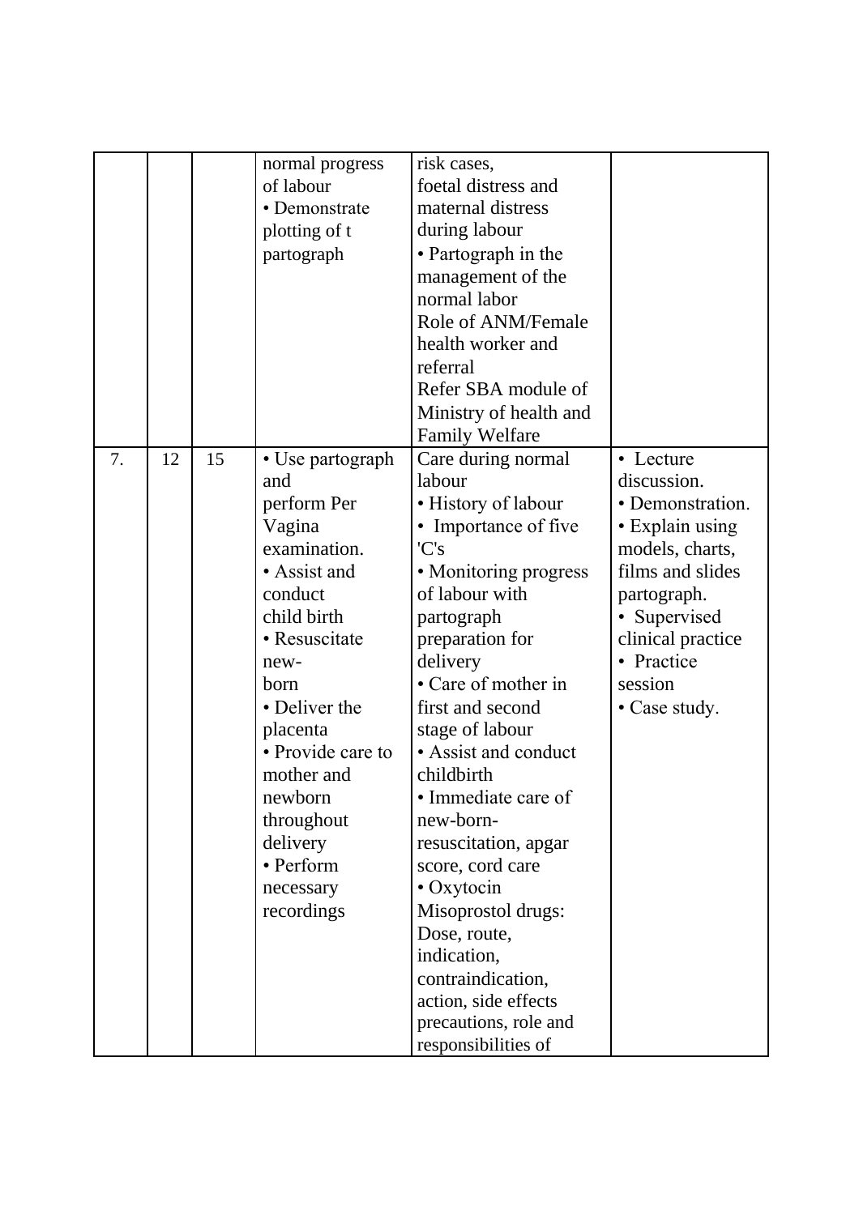| | | | | | |
|---|---|---|---|---|---|
| | | | normal progress of labour<br>• Demonstrate plotting of t partograph | risk cases, foetal distress and maternal distress during labour<br>• Partograph in the management of the normal labor<br>Role of ANM/Female health worker and referral<br>Refer SBA module of Ministry of health and Family Welfare | |
| 7. | 12 | 15 | • Use partograph and perform Per Vagina examination.<br>• Assist and conduct child birth<br>• Resuscitate new-born<br>• Deliver the placenta<br>• Provide care to mother and newborn throughout delivery<br>• Perform necessary recordings | Care during normal labour<br>• History of labour<br>• Importance of five 'C's<br>• Monitoring progress of labour with partograph preparation for delivery<br>• Care of mother in first and second stage of labour<br>• Assist and conduct childbirth<br>• Immediate care of new-born-resuscitation, apgar score, cord care<br>• Oxytocin Misoprostol drugs: Dose, route, indication, contraindication, action, side effects precautions, role and responsibilities of | • Lecture discussion.<br>• Demonstration.<br>• Explain using models, charts, films and slides partograph.<br>• Supervised clinical practice<br>• Practice session<br>• Case study. |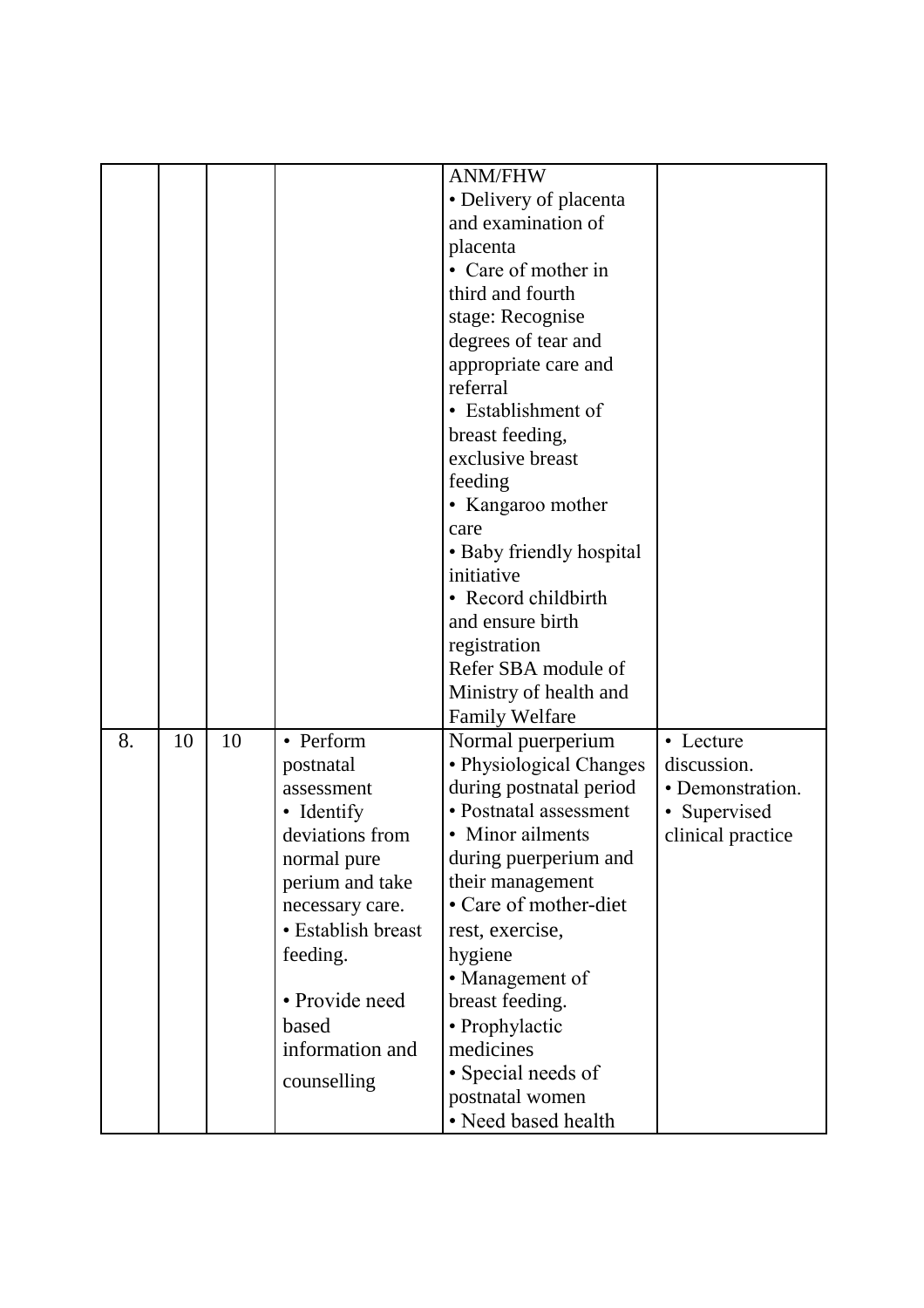| | | | | | |
|---|---|---|---|---|---|
| | | | | ANM/FHW<br>• Delivery of placenta and examination of placenta<br>• Care of mother in third and fourth stage: Recognise degrees of tear and appropriate care and referral<br>• Establishment of breast feeding, exclusive breast feeding<br>• Kangaroo mother care<br>• Baby friendly hospital initiative<br>• Record childbirth and ensure birth registration<br>Refer SBA module of Ministry of health and Family Welfare | |
| 8. | 10 | 10 | • Perform postnatal assessment<br>• Identify deviations from normal pure perium and take necessary care.<br>• Establish breast feeding.<br>• Provide need based information and counselling | Normal puerperium<br>• Physiological Changes during postnatal period<br>• Postnatal assessment<br>• Minor ailments during puerperium and their management<br>• Care of mother-diet rest, exercise, hygiene<br>• Management of breast feeding.<br>• Prophylactic medicines<br>• Special needs of postnatal women<br>• Need based health | • Lecture discussion.<br>• Demonstration.<br>• Supervised clinical practice |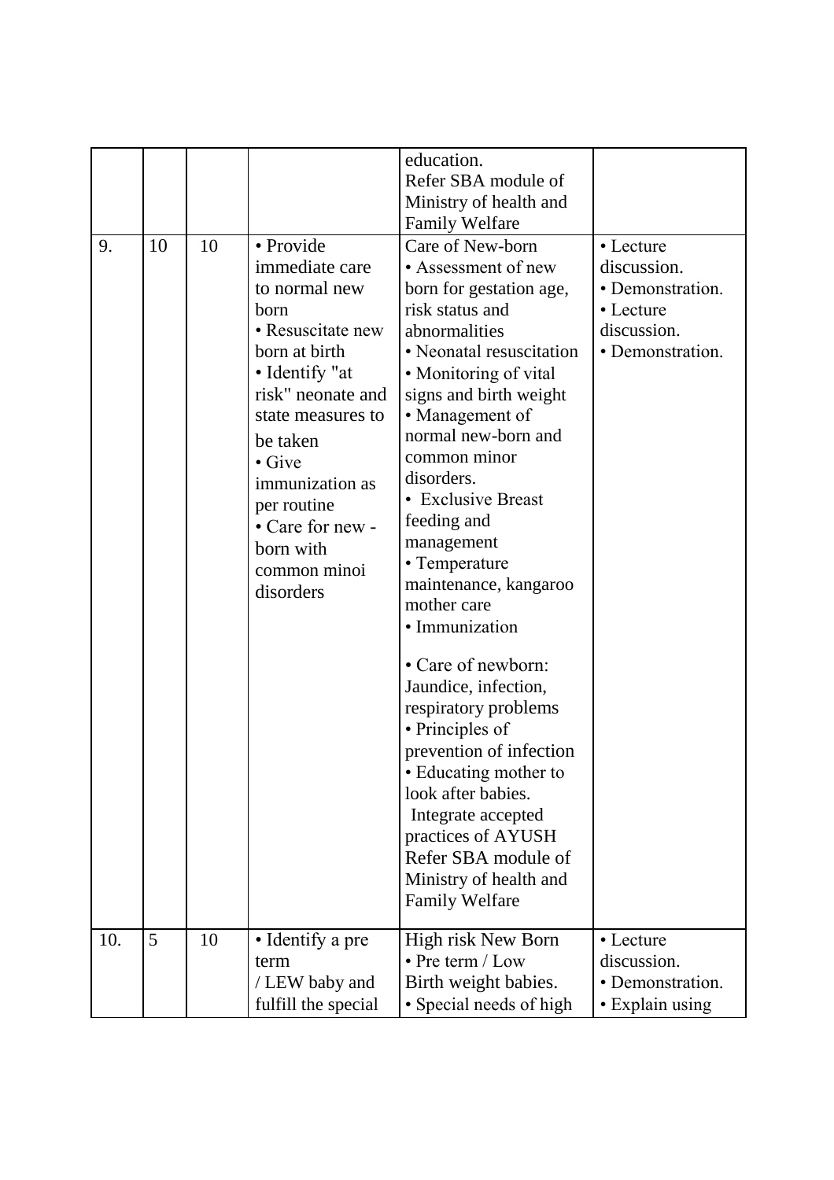| | | | | | |
|---|---|---|---|---|---|
| | | | | education.<br>Refer SBA module of Ministry of health and Family Welfare | |
| 9. | 10 | 10 | • Provide immediate care to normal new born<br>• Resuscitate new born at birth<br>• Identify "at risk" neonate and state measures to be taken<br>• Give immunization as per routine<br>• Care for new - born with common minoi disorders | Care of New-born<br>• Assessment of new born for gestation age, risk status and abnormalities<br>• Neonatal resuscitation<br>• Monitoring of vital signs and birth weight<br>• Management of normal new-born and common minor disorders.<br>• Exclusive Breast feeding and management<br>• Temperature maintenance, kangaroo mother care<br>• Immunization<br><br>• Care of newborn: Jaundice, infection, respiratory problems<br>• Principles of prevention of infection<br>• Educating mother to look after babies.<br>Integrate accepted practices of AYUSH<br>Refer SBA module of Ministry of health and Family Welfare | • Lecture discussion.<br>• Demonstration.<br>• Lecture discussion.<br>• Demonstration. |
| 10. | 5 | 10 | • Identify a pre term / LEW baby and fulfill the special | High risk New Born<br>• Pre term / Low Birth weight babies.<br>• Special needs of high | • Lecture discussion.<br>• Demonstration.<br>• Explain using |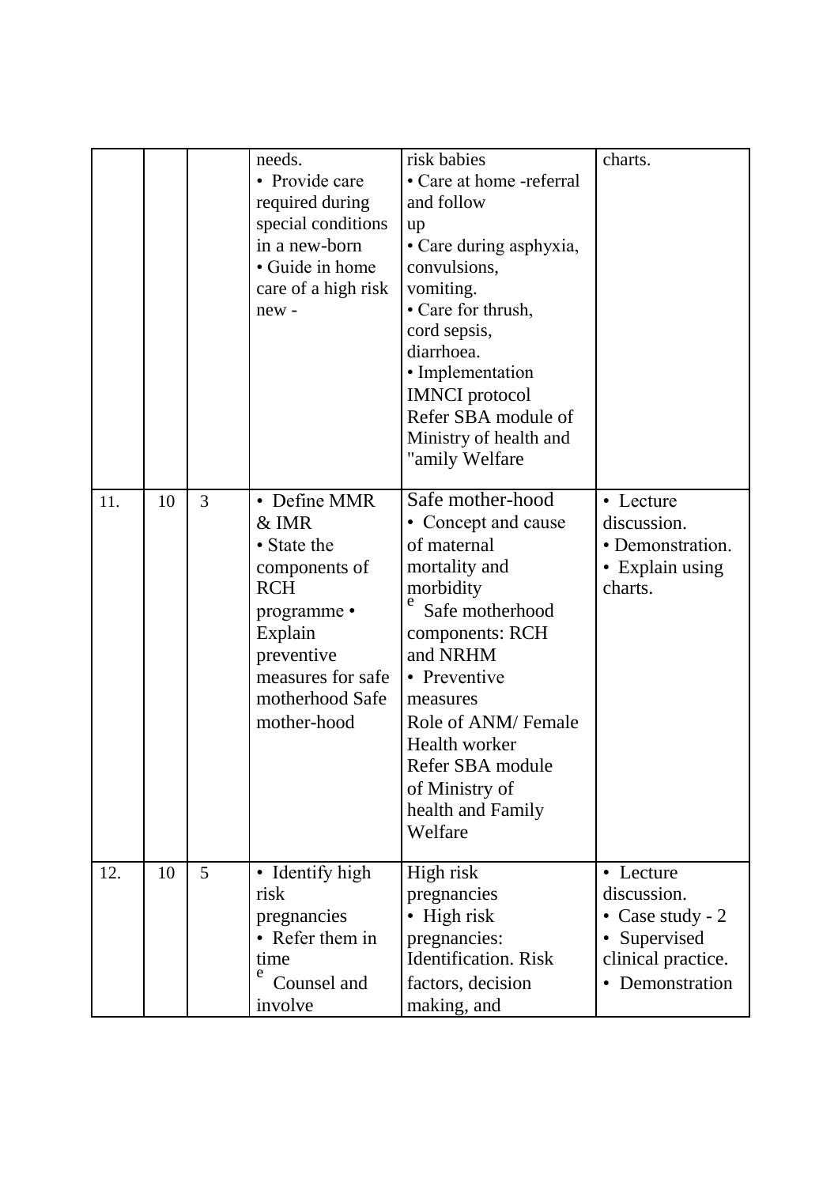| | | | | | |
|---|---|---|---|---|---|
| | | | needs. • Provide care required during special conditions in a new-born • Guide in home care of a high risk new - | risk babies • Care at home -referral and follow up • Care during asphyxia, convulsions, vomiting. • Care for thrush, cord sepsis, diarrhoea. • Implementation IMNCI protocol Refer SBA module of Ministry of health and "amily Welfare | charts. |
| 11. | 10 | 3 | • Define MMR & IMR • State the components of RCH programme • Explain preventive measures for safe motherhood Safe mother-hood | Safe mother-hood • Concept and cause of maternal mortality and morbidity e Safe motherhood components: RCH and NRHM • Preventive measures Role of ANM/ Female Health worker Refer SBA module of Ministry of health and Family Welfare | • Lecture discussion. • Demonstration. • Explain using charts. |
| 12. | 10 | 5 | • Identify high risk pregnancies • Refer them in time e Counsel and involve | High risk pregnancies • High risk pregnancies: Identification. Risk factors, decision making, and | • Lecture discussion. • Case study - 2 • Supervised clinical practice. • Demonstration |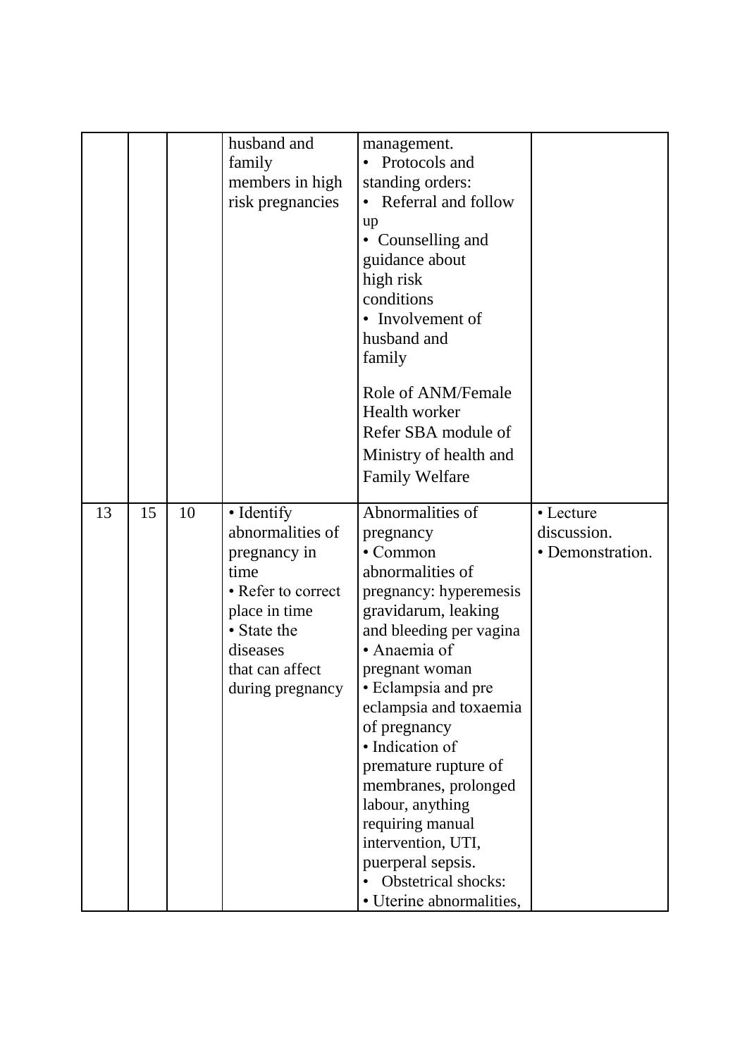| | | | | | |
|---|---|---|---|---|---|
| | | | husband and family members in high risk pregnancies | management.<br>• Protocols and standing orders:<br>• Referral and follow up<br>• Counselling and guidance about high risk conditions<br>• Involvement of husband and family<br><br>Role of ANM/Female Health worker<br>Refer SBA module of Ministry of health and Family Welfare | |
| 13 | 15 | 10 | • Identify abnormalities of pregnancy in time<br>• Refer to correct place in time<br>• State the diseases that can affect during pregnancy | Abnormalities of pregnancy<br>• Common abnormalities of pregnancy: hyperemesis gravidarum, leaking and bleeding per vagina<br>• Anaemia of pregnant woman<br>• Eclampsia and pre eclampsia and toxaemia of pregnancy<br>• Indication of premature rupture of membranes, prolonged labour, anything requiring manual intervention, UTI, puerperal sepsis.<br>• Obstetrical shocks:<br>• Uterine abnormalities, | • Lecture discussion.<br>• Demonstration. |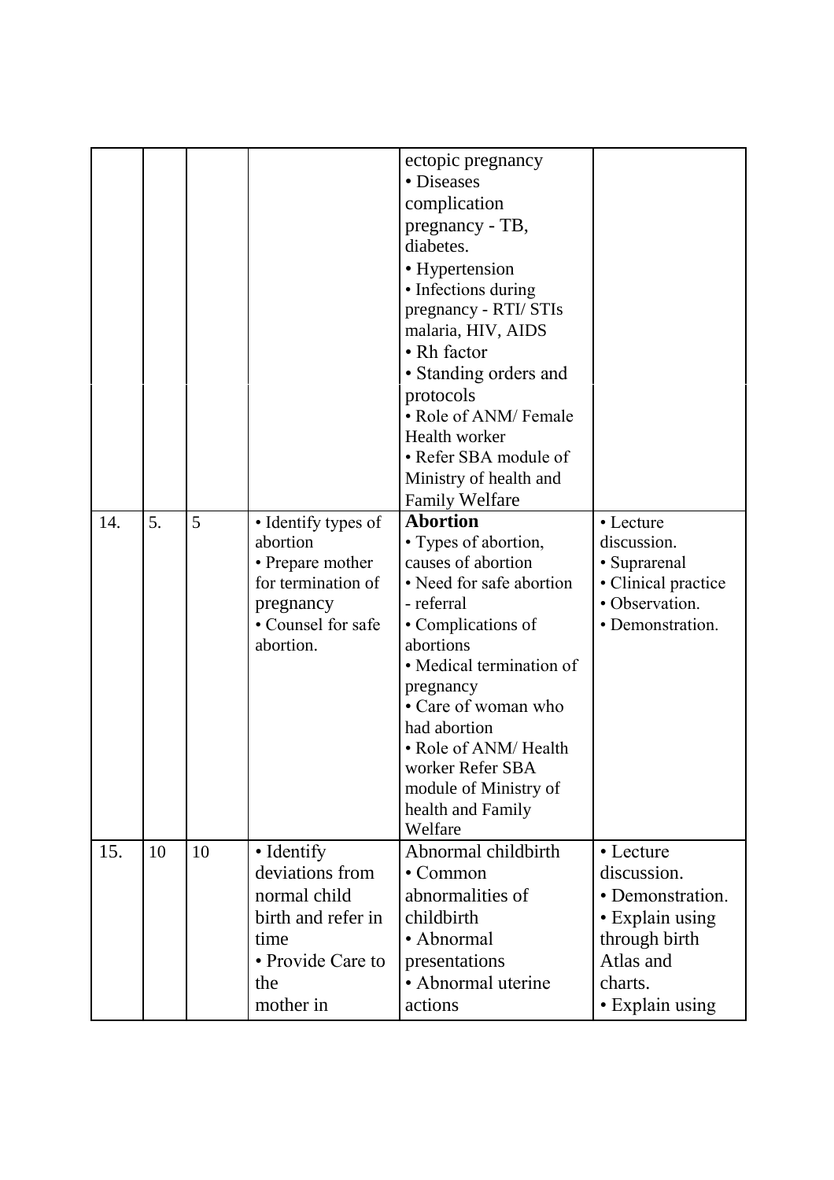| | | | | | |
|---|---|---|---|---|---|
| | | | | ectopic pregnancy<br>• Diseases complication pregnancy - TB, diabetes.<br>• Hypertension<br>• Infections during pregnancy - RTI/ STIs malaria, HIV, AIDS<br>• Rh factor<br>• Standing orders and protocols<br>• Role of ANM/ Female Health worker<br>• Refer SBA module of Ministry of health and Family Welfare | |
| 14. | 5. | 5 | • Identify types of abortion<br>• Prepare mother for termination of pregnancy<br>• Counsel for safe abortion. | **Abortion**<br>• Types of abortion, causes of abortion<br>• Need for safe abortion - referral<br>• Complications of abortions<br>• Medical termination of pregnancy<br>• Care of woman who had abortion<br>• Role of ANM/ Health worker Refer SBA module of Ministry of health and Family Welfare | • Lecture discussion.<br>• Suprarenal<br>• Clinical practice<br>• Observation.<br>• Demonstration. |
| 15. | 10 | 10 | • Identify deviations from normal child birth and refer in time<br>• Provide Care to the mother in | Abnormal childbirth<br>• Common abnormalities of childbirth<br>• Abnormal presentations<br>• Abnormal uterine actions | • Lecture discussion.<br>• Demonstration.<br>• Explain using through birth Atlas and charts.<br>• Explain using |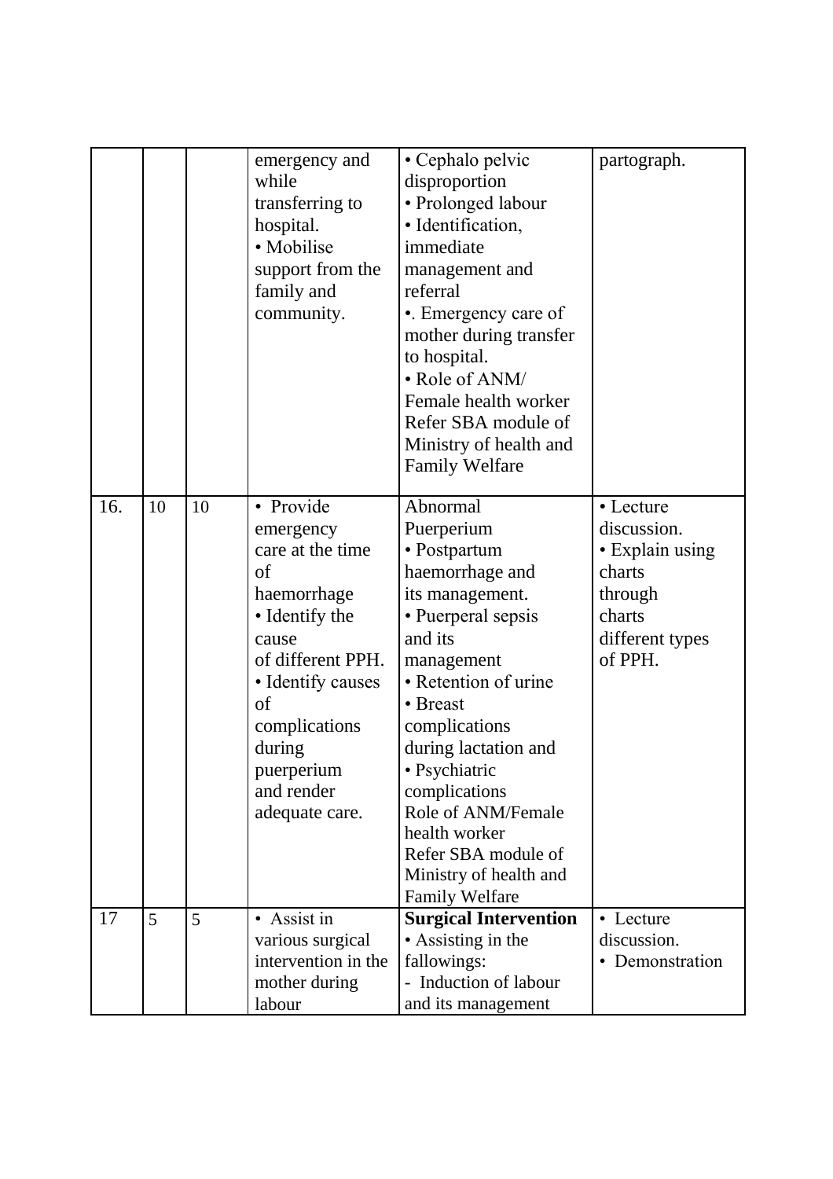| | | | | | |
|---|---|---|---|---|---|
| | | | emergency and while transferring to hospital.<br>• Mobilise support from the family and community. | • Cephalo pelvic disproportion<br>• Prolonged labour<br>• Identification, immediate management and referral<br>•. Emergency care of mother during transfer to hospital.<br>• Role of ANM/ Female health worker Refer SBA module of Ministry of health and Family Welfare | partograph. |
| 16. | 10 | 10 | • Provide emergency care at the time of haemorrhage<br>• Identify the cause of different PPH.<br>• Identify causes of complications during puerperium and render adequate care. | Abnormal Puerperium<br>• Postpartum haemorrhage and its management.<br>• Puerperal sepsis and its management<br>• Retention of urine<br>• Breast complications during lactation and<br>• Psychiatric complications<br>Role of ANM/Female health worker<br>Refer SBA module of Ministry of health and Family Welfare | • Lecture discussion.<br>• Explain using charts through charts different types of PPH. |
| 17 | 5 | 5 | • Assist in various surgical intervention in the mother during labour | **Surgical Intervention**<br>• Assisting in the fallowings:<br>- Induction of labour and its management | • Lecture discussion.<br>• Demonstration |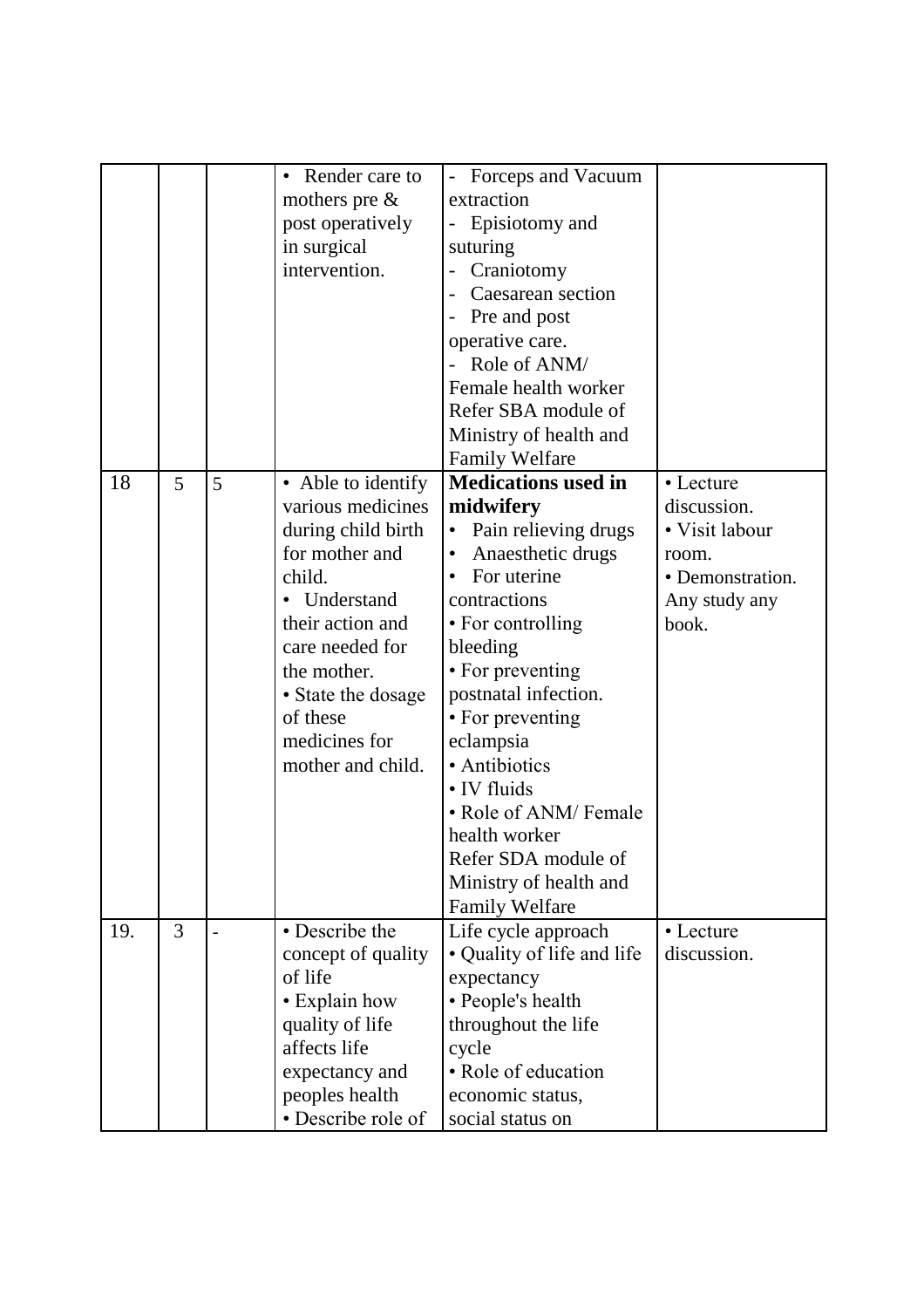| | | | | | |
|---|---|---|---|---|---|
| | | | • Render care to mothers pre & post operatively in surgical intervention. | - Forceps and Vacuum extraction<br>- Episiotomy and suturing<br>- Craniotomy<br>- Caesarean section<br>- Pre and post operative care.<br>- Role of ANM/ Female health worker Refer SBA module of Ministry of health and Family Welfare | |
| 18 | 5 | 5 | • Able to identify various medicines during child birth for mother and child.<br>• Understand their action and care needed for the mother.<br>• State the dosage of these medicines for mother and child. | **Medications used in midwifery**<br>• Pain relieving drugs<br>• Anaesthetic drugs<br>• For uterine contractions<br>• For controlling bleeding<br>• For preventing postnatal infection.<br>• For preventing eclampsia<br>• Antibiotics<br>• IV fluids<br>• Role of ANM/ Female health worker Refer SDA module of Ministry of health and Family Welfare | • Lecture discussion.<br>• Visit labour room.<br>• Demonstration. Any study any book. |
| 19. | 3 | - | • Describe the concept of quality of life<br>• Explain how quality of life affects life expectancy and peoples health<br>• Describe role of | Life cycle approach<br>• Quality of life and life expectancy<br>• People's health throughout the life cycle<br>• Role of education economic status, social status on | • Lecture discussion. |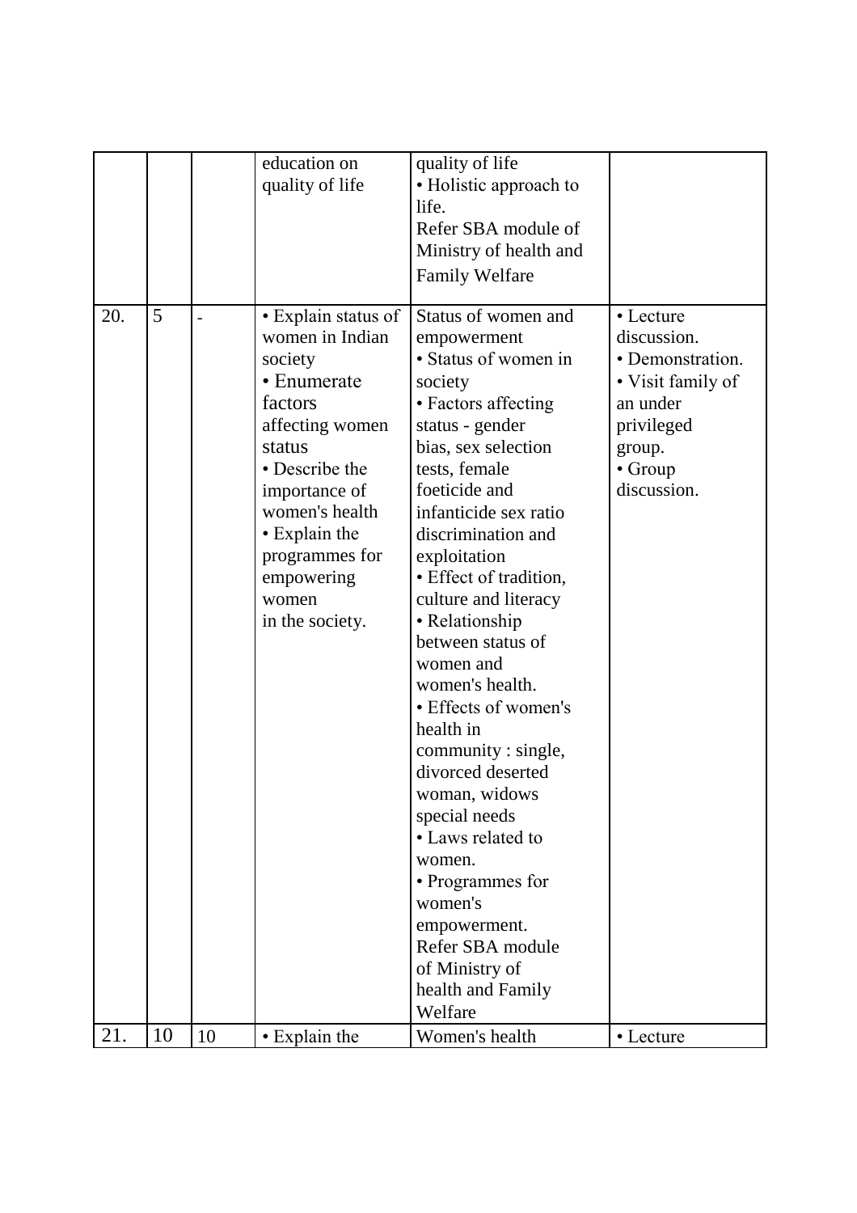|  |  |  |  |  |  |
|---|---|---|---|---|---|
|  |  |  | education on quality of life | quality of life • Holistic approach to life. Refer SBA module of Ministry of health and Family Welfare |  |
| 20. | 5 | - | • Explain status of women in Indian society • Enumerate factors affecting women status • Describe the importance of women's health • Explain the programmes for empowering women in the society. | Status of women and empowerment • Status of women in society • Factors affecting status - gender bias, sex selection tests, female foeticide and infanticide sex ratio discrimination and exploitation • Effect of tradition, culture and literacy • Relationship between status of women and women's health. • Effects of women's health in community : single, divorced deserted woman, widows special needs • Laws related to women. • Programmes for women's empowerment. Refer SBA module of Ministry of health and Family Welfare | • Lecture discussion. • Demonstration. • Visit family of an under privileged group. • Group discussion. |
| 21. | 10 | 10 | • Explain the | Women's health | • Lecture |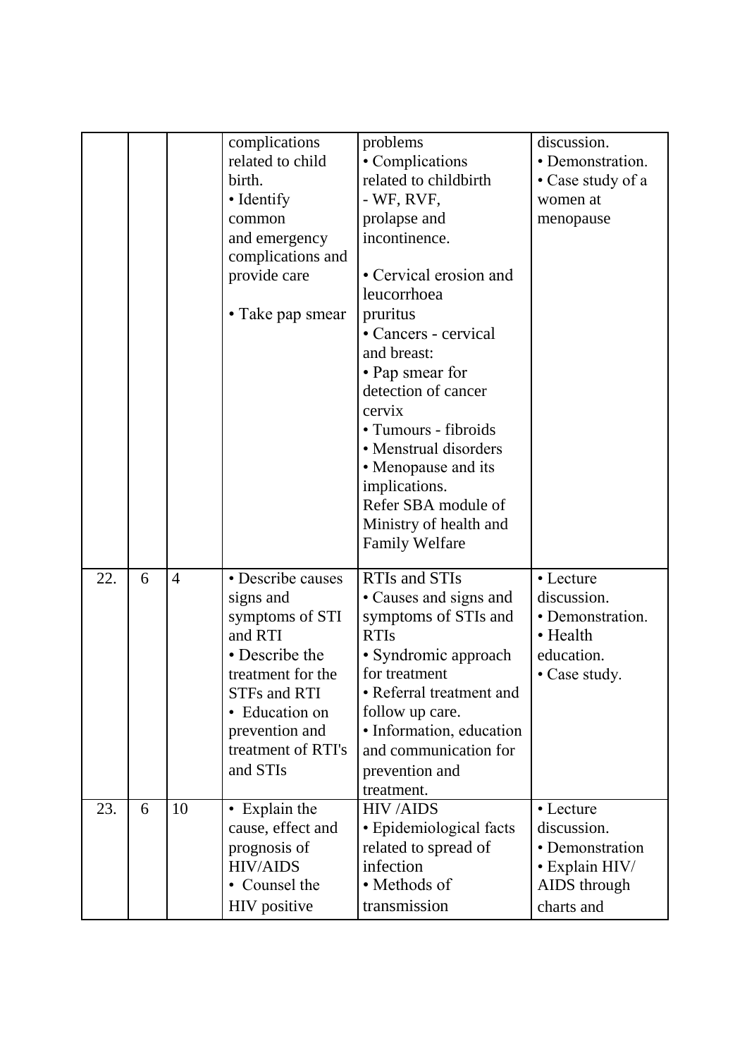| | | | | | |
|---|---|---|---|---|---|
| | | | complications related to child birth. • Identify common and emergency complications and provide care<br><br>• Take pap smear | problems • Complications related to childbirth - WF, RVF, prolapse and incontinence.<br><br>• Cervical erosion and leucorrhoea pruritus • Cancers - cervical and breast: • Pap smear for detection of cancer cervix • Tumours - fibroids • Menstrual disorders • Menopause and its implications. Refer SBA module of Ministry of health and Family Welfare | discussion. • Demonstration. • Case study of a women at menopause |
| 22. | 6 | 4 | • Describe causes signs and symptoms of STI and RTI • Describe the treatment for the STFs and RTI • Education on prevention and treatment of RTI's and STIs | RTIs and STIs • Causes and signs and symptoms of STIs and RTIs • Syndromic approach for treatment • Referral treatment and follow up care. • Information, education and communication for prevention and treatment. | • Lecture discussion. • Demonstration. • Health education. • Case study. |
| 23. | 6 | 10 | • Explain the cause, effect and prognosis of HIV/AIDS • Counsel the HIV positive | HIV /AIDS • Epidemiological facts related to spread of infection • Methods of transmission | • Lecture discussion. • Demonstration • Explain HIV/ AIDS through charts and |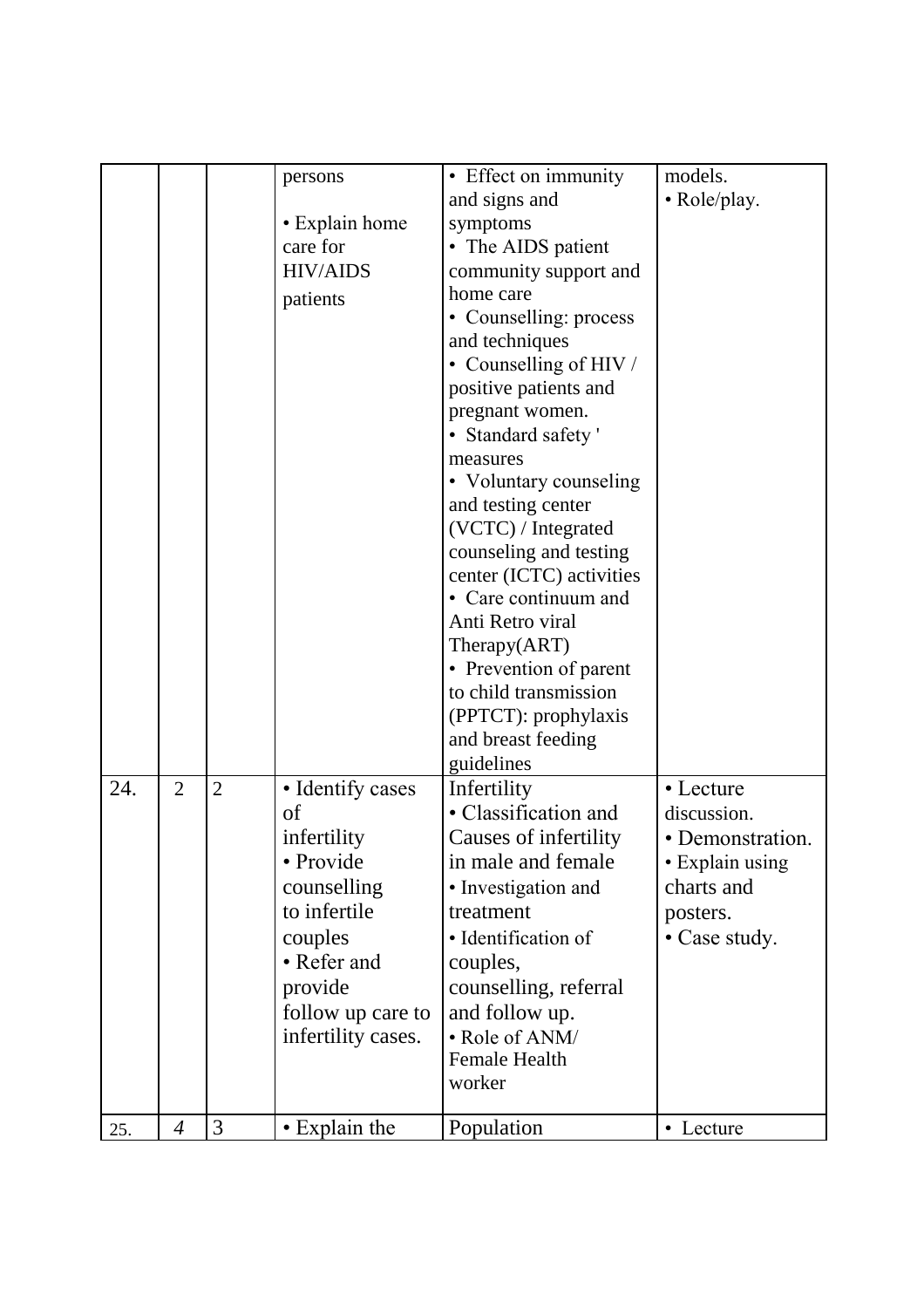| | | | | | |
|---|---|---|---|---|---|
| | | | persons<br><br>• Explain home care for HIV/AIDS patients | • Effect on immunity and signs and symptoms<br>• The AIDS patient community support and home care<br>• Counselling: process and techniques<br>• Counselling of HIV / positive patients and pregnant women.<br>• Standard safety ' measures<br>• Voluntary counseling and testing center (VCTC) / Integrated counseling and testing center (ICTC) activities<br>• Care continuum and Anti Retro viral Therapy(ART)<br>• Prevention of parent to child transmission (PPTCT): prophylaxis and breast feeding guidelines | models.<br>• Role/play. |
| 24. | 2 | 2 | • Identify cases of infertility<br>• Provide counselling to infertile couples<br>• Refer and provide follow up care to infertility cases. | Infertility<br>• Classification and Causes of infertility in male and female<br>• Investigation and treatment<br>• Identification of couples, counselling, referral and follow up.<br>• Role of ANM/ Female Health worker | • Lecture discussion.<br>• Demonstration.<br>• Explain using charts and posters.<br>• Case study. |
| 25. | *4* | 3 | • Explain the | Population | • Lecture |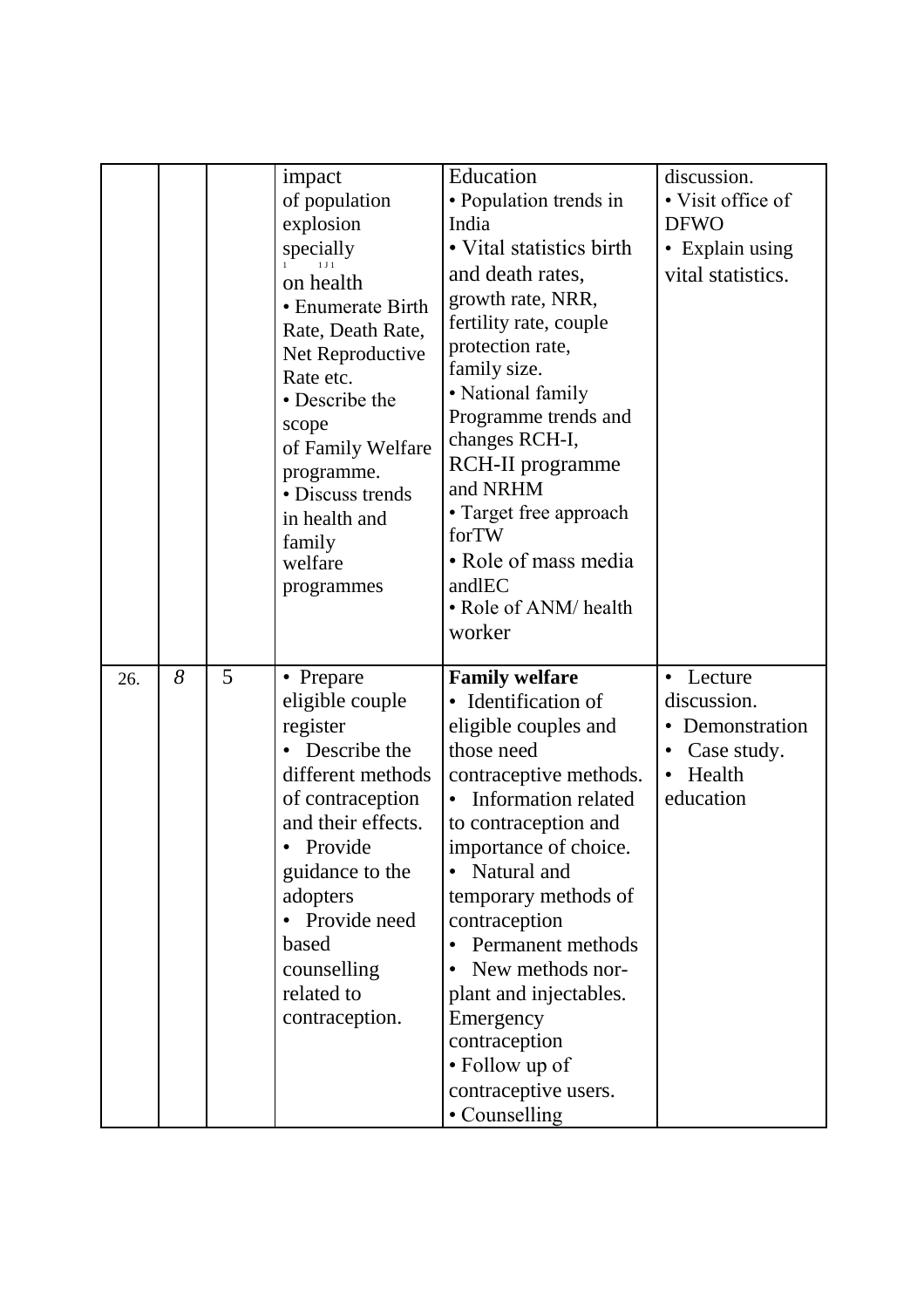| | | | | | |
|---|---|---|---|---|---|
| | | | impact of population explosion specially on health<br>• Enumerate Birth Rate, Death Rate, Net Reproductive Rate etc.<br>• Describe the scope of Family Welfare programme.<br>• Discuss trends in health and family welfare programmes | Education<br>• Population trends in India<br>• Vital statistics birth and death rates, growth rate, NRR, fertility rate, couple protection rate, family size.<br>• National family Programme trends and changes RCH-I, RCH-II programme and NRHM<br>• Target free approach forTW<br>• Role of mass media andlEC<br>• Role of ANM/ health worker | discussion.<br>• Visit office of DFWO<br>• Explain using vital statistics. |
| 26. | *8* | 5 | • Prepare eligible couple register<br>• Describe the different methods of contraception and their effects.<br>• Provide guidance to the adopters<br>• Provide need based counselling related to contraception. | **Family welfare**<br>• Identification of eligible couples and those need contraceptive methods.<br>• Information related to contraception and importance of choice.<br>• Natural and temporary methods of contraception<br>• Permanent methods<br>• New methods nor-plant and injectables. Emergency contraception<br>• Follow up of contraceptive users.<br>• Counselling | • Lecture discussion.<br>• Demonstration<br>• Case study.<br>• Health education |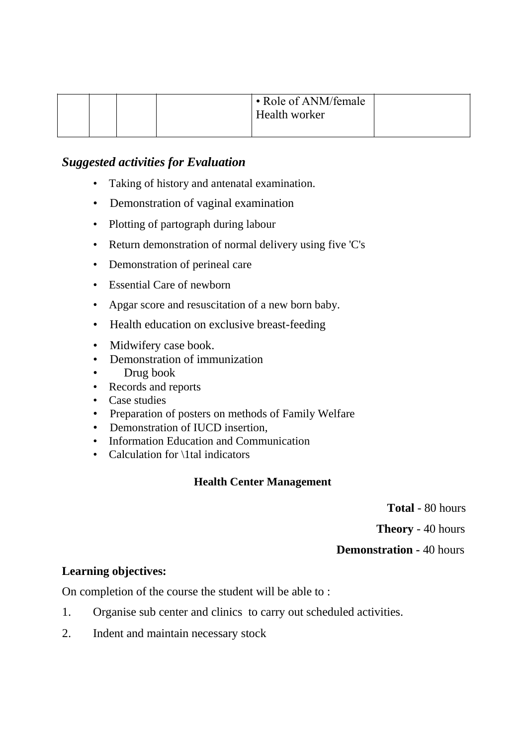|  |  |  |  | • Role of ANM/female Health worker |  |
|---|---|---|---|---|---|

## *Suggested activities for Evaluation*

- Taking of history and antenatal examination.
- Demonstration of vaginal examination
- Plotting of partograph during labour
- Return demonstration of normal delivery using five 'C's
- Demonstration of perineal care
- Essential Care of newborn
- Apgar score and resuscitation of a new born baby.
- Health education on exclusive breast-feeding
- Midwifery case book.
- Demonstration of immunization
- Drug book
- Records and reports
- Case studies
- Preparation of posters on methods of Family Welfare
- Demonstration of IUCD insertion,
- Information Education and Communication
- Calculation for \1tal indicators

### Health Center Management

**Total** - 80 hours

**Theory** - 40 hours

**Demonstration -** 40 hours

**Learning objectives:**

On completion of the course the student will be able to :

1. Organise sub center and clinics to carry out scheduled activities.
2. Indent and maintain necessary stock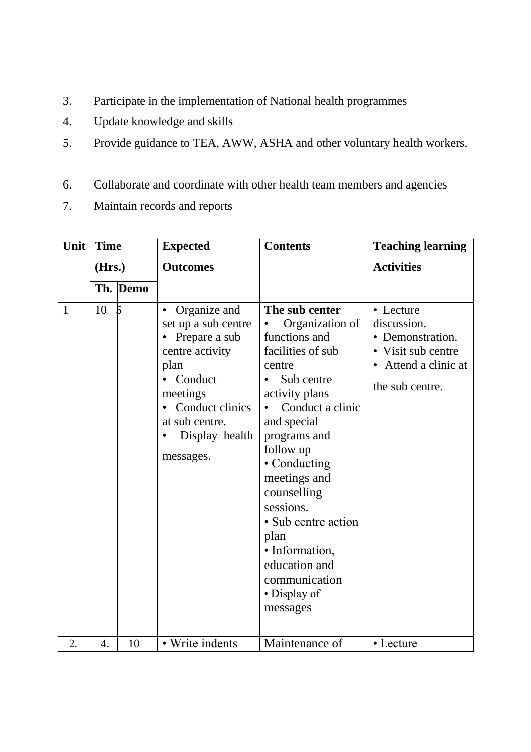3. Participate in the implementation of National health programmes
4. Update knowledge and skills
5. Provide guidance to TEA, AWW, ASHA and other voluntary health workers.
6. Collaborate and coordinate with other health team members and agencies
7. Maintain records and reports

| Unit | Time (Hrs.) | | Expected Outcomes | Contents | Teaching learning Activities |
|---|---|---|---|---|---|
| | Th. | Demo | | | |
| 1 | 10 | 5 | • Organize and set up a sub centre<br>• Prepare a sub centre activity plan<br>• Conduct meetings<br>• Conduct clinics at sub centre.<br>• Display health messages. | **The sub center**<br>• Organization of functions and facilities of sub centre<br>• Sub centre activity plans<br>• Conduct a clinic and special programs and follow up<br>• Conducting meetings and counselling sessions.<br>• Sub centre action plan<br>• Information, education and communication<br>• Display of messages | • Lecture discussion.<br>• Demonstration.<br>• Visit sub centre<br>• Attend a clinic at the sub centre. |
| 2. | 4. | 10 | • Write indents | Maintenance of | • Lecture |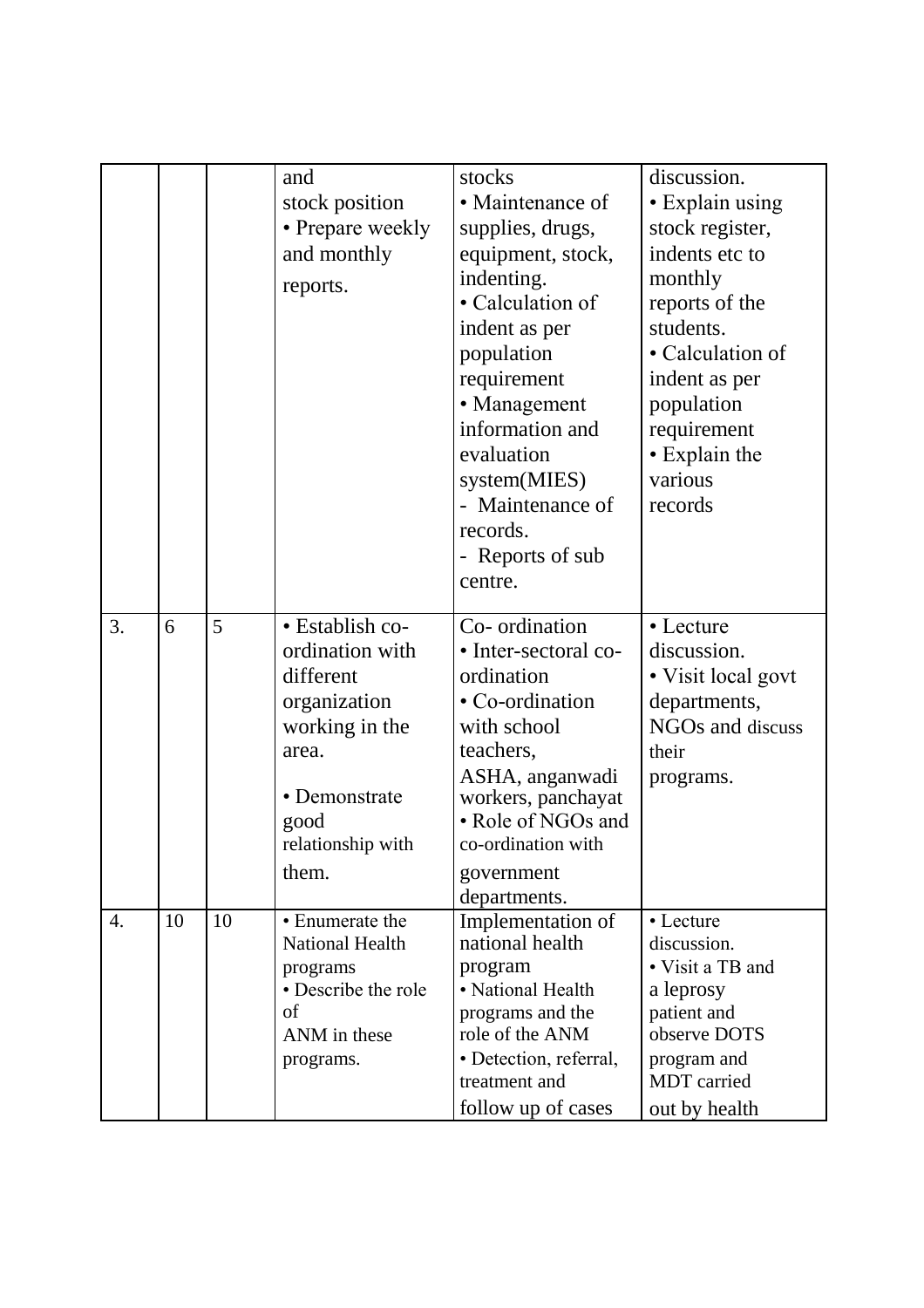| | | | | | |
|---|---|---|---|---|---|
| | | | and stock position<br>• Prepare weekly and monthly reports. | stocks<br>• Maintenance of supplies, drugs, equipment, stock, indenting.<br>• Calculation of indent as per population requirement<br>• Management information and evaluation system(MIES)<br>- Maintenance of records.<br>- Reports of sub centre. | discussion.<br>• Explain using stock register, indents etc to monthly reports of the students.<br>• Calculation of indent as per population requirement<br>• Explain the various records |
| 3. | 6 | 5 | • Establish co-ordination with different organization working in the area.<br>• Demonstrate good relationship with them. | Co- ordination<br>• Inter-sectoral co-ordination<br>• Co-ordination with school teachers, ASHA, anganwadi workers, panchayat<br>• Role of NGOs and co-ordination with government departments. | • Lecture discussion.<br>• Visit local govt departments, NGOs and discuss their programs. |
| 4. | 10 | 10 | • Enumerate the National Health programs<br>• Describe the role of ANM in these programs. | Implementation of national health program<br>• National Health programs and the role of the ANM<br>• Detection, referral, treatment and follow up of cases | • Lecture discussion.<br>• Visit a TB and a leprosy patient and observe DOTS program and MDT carried out by health |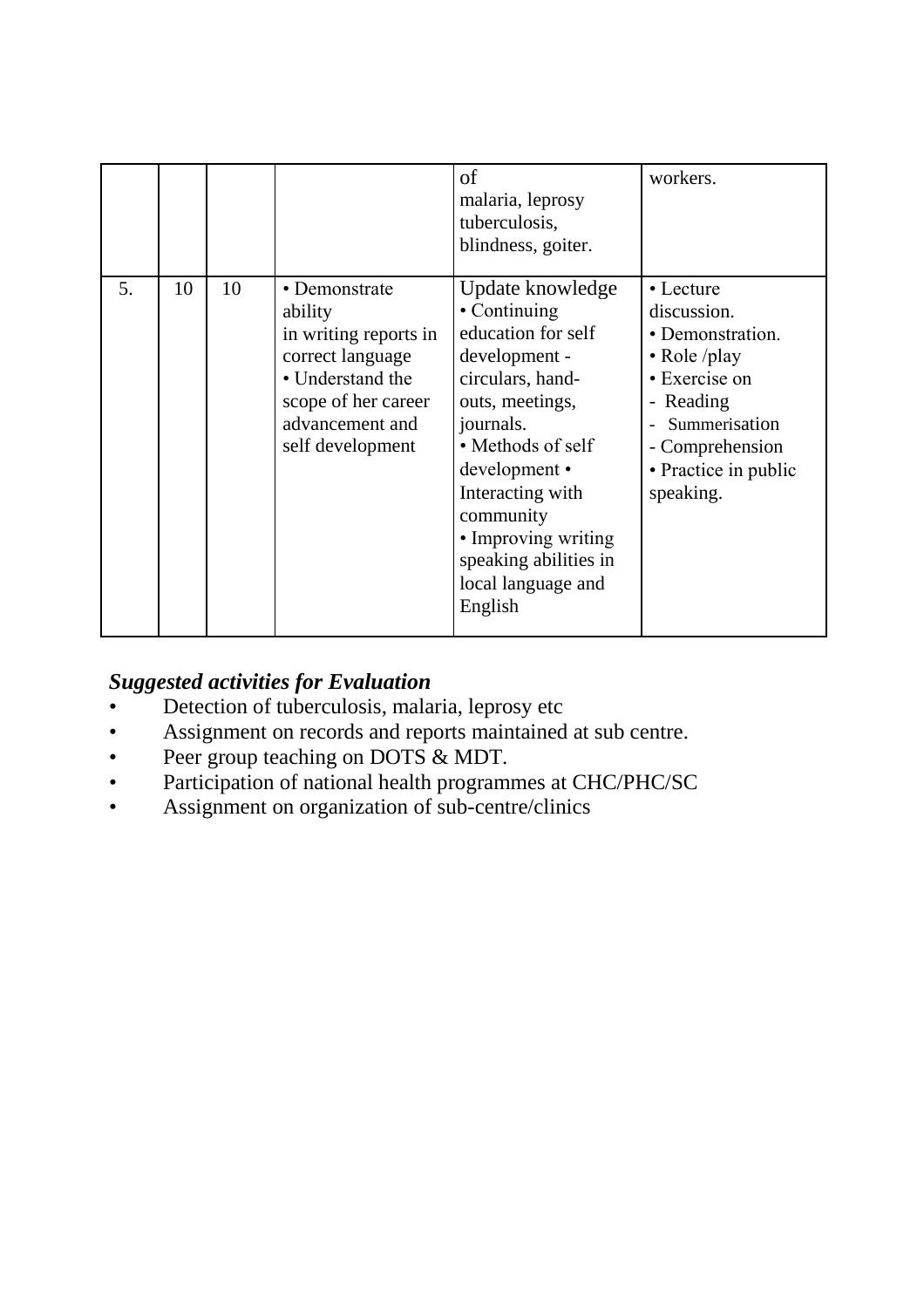|  |  |  |  |  |  |
|---|---|---|---|---|---|
|  |  |  |  | of malaria, leprosy tuberculosis, blindness, goiter. | workers. |
| 5. | 10 | 10 | • Demonstrate ability in writing reports in correct language • Understand the scope of her career advancement and self development | Update knowledge • Continuing education for self development - circulars, hand-outs, meetings, journals. • Methods of self development • Interacting with community • Improving writing speaking abilities in local language and English | • Lecture discussion. • Demonstration. • Role /play • Exercise on - Reading - Summerisation - Comprehension • Practice in public speaking. |

***Suggested activities for Evaluation***

- Detection of tuberculosis, malaria, leprosy etc
- Assignment on records and reports maintained at sub centre.
- Peer group teaching on DOTS & MDT.
- Participation of national health programmes at CHC/PHC/SC
- Assignment on organization of sub-centre/clinics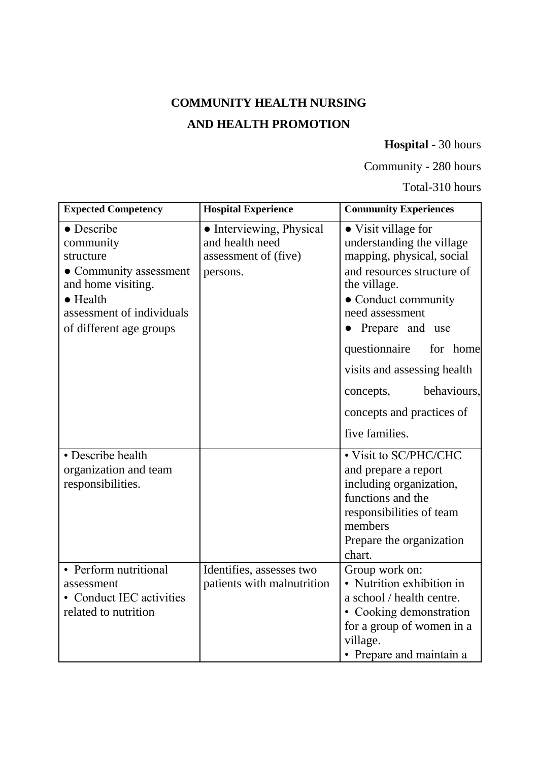**COMMUNITY HEALTH NURSING**

**AND HEALTH PROMOTION**

**Hospital** - 30 hours

Community - 280 hours

Total-310 hours

| Expected Competency | Hospital Experience | Community Experiences |
|---|---|---|
| ● Describe community structure<br>● Community assessment and home visiting.<br>● Health assessment of individuals of different age groups | ● Interviewing, Physical and health need assessment of (five) persons. | ● Visit village for understanding the village mapping, physical, social and resources structure of the village.<br>● Conduct community need assessment<br>● Prepare and use questionnaire for home visits and assessing health concepts, behaviours, concepts and practices of five families. |
| • Describe health organization and team responsibilities. | | • Visit to SC/PHC/CHC and prepare a report including organization, functions and the responsibilities of team members<br>Prepare the organization chart. |
| • Perform nutritional assessment<br>• Conduct IEC activities related to nutrition | Identifies, assesses two patients with malnutrition | Group work on:<br>• Nutrition exhibition in a school / health centre.<br>• Cooking demonstration for a group of women in a village.<br>• Prepare and maintain a |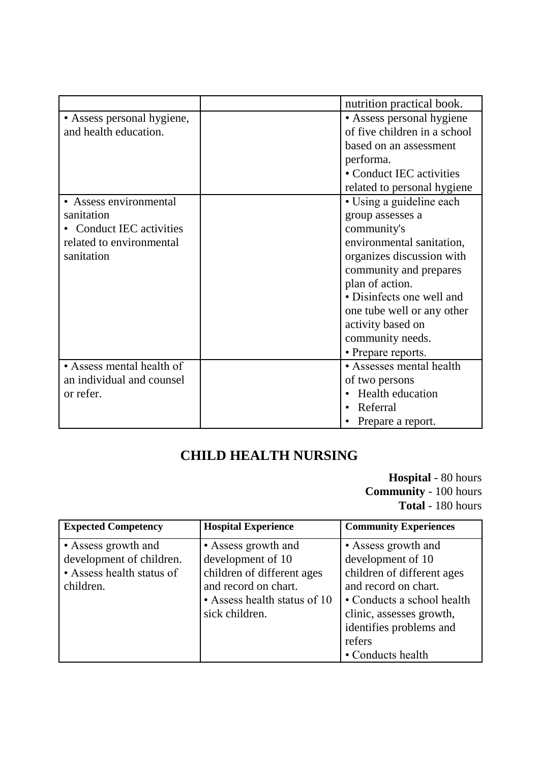| | | |
|---|---|---|
| | | nutrition practical book. |
| • Assess personal hygiene, and health education. | | • Assess personal hygiene of five children in a school based on an assessment performa.<br>• Conduct IEC activities related to personal hygiene |
| • Assess environmental sanitation<br>• Conduct IEC activities related to environmental sanitation | | • Using a guideline each group assesses a community's environmental sanitation, organizes discussion with community and prepares plan of action.<br>• Disinfects one well and one tube well or any other activity based on community needs.<br>• Prepare reports. |
| • Assess mental health of an individual and counsel or refer. | | • Assesses mental health of two persons<br>• Health education<br>• Referral<br>• Prepare a report. |

## CHILD HEALTH NURSING

**Hospital** - 80 hours
**Community** - 100 hours
**Total** - 180 hours

| **Expected Competency** | **Hospital Experience** | **Community Experiences** |
|---|---|---|
| • Assess growth and development of children.<br>• Assess health status of children. | • Assess growth and development of 10 children of different ages and record on chart.<br>• Assess health status of 10 sick children. | • Assess growth and development of 10 children of different ages and record on chart.<br>• Conducts a school health clinic, assesses growth, identifies problems and refers<br>• Conducts health |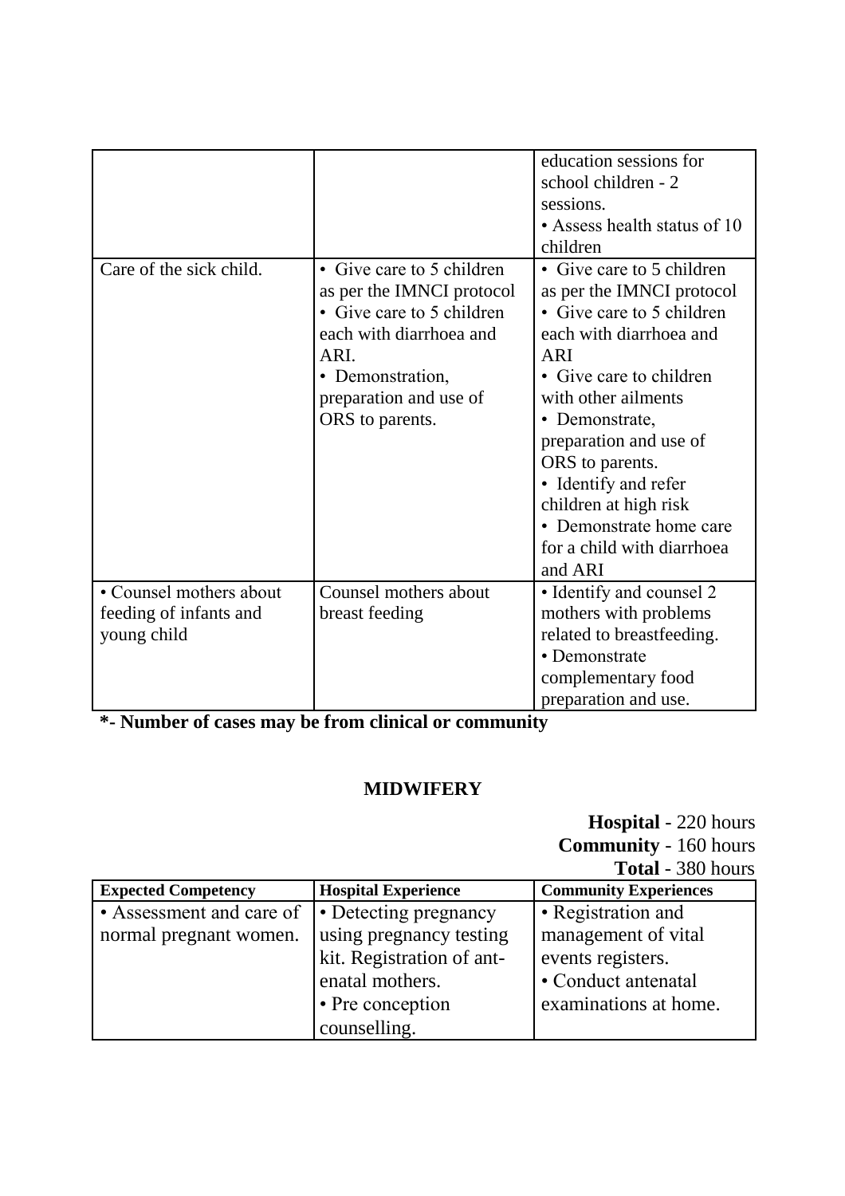| | | |
|---|---|---|
| | | education sessions for school children - 2 sessions.<br>• Assess health status of 10 children |
| Care of the sick child. | • Give care to 5 children as per the IMNCI protocol<br>• Give care to 5 children each with diarrhoea and ARI.<br>• Demonstration, preparation and use of ORS to parents. | • Give care to 5 children as per the IMNCI protocol<br>• Give care to 5 children each with diarrhoea and ARI<br>• Give care to children with other ailments<br>• Demonstrate, preparation and use of ORS to parents.<br>• Identify and refer children at high risk<br>• Demonstrate home care for a child with diarrhoea and ARI |
| • Counsel mothers about feeding of infants and young child | Counsel mothers about breast feeding | • Identify and counsel 2 mothers with problems related to breastfeeding.<br>• Demonstrate complementary food preparation and use. |

**\*- Number of cases may be from clinical or community**

## MIDWIFERY

**Hospital** - 220 hours
**Community** - 160 hours
**Total** - 380 hours

| Expected Competency | Hospital Experience | Community Experiences |
|---|---|---|
| • Assessment and care of normal pregnant women. | • Detecting pregnancy using pregnancy testing kit. Registration of ant-enatal mothers.<br>• Pre conception counselling. | • Registration and management of vital events registers.<br>• Conduct antenatal examinations at home. |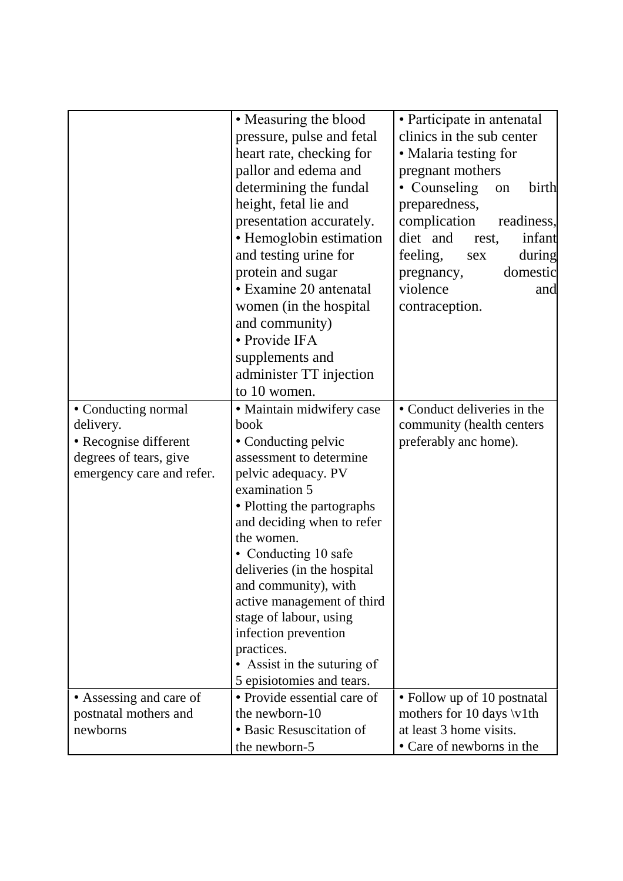| | | |
|---|---|---|
| | • Measuring the blood pressure, pulse and fetal heart rate, checking for pallor and edema and determining the fundal height, fetal lie and presentation accurately.<br>• Hemoglobin estimation and testing urine for protein and sugar<br>• Examine 20 antenatal women (in the hospital and community)<br>• Provide IFA supplements and administer TT injection to 10 women. | • Participate in antenatal clinics in the sub center<br>• Malaria testing for pregnant mothers<br>• Counseling on birth preparedness, complication readiness, diet and rest, infant feeling, sex during pregnancy, domestic violence and contraception. |
| • Conducting normal delivery.<br>• Recognise different degrees of tears, give emergency care and refer. | • Maintain midwifery case book<br>• Conducting pelvic assessment to determine pelvic adequacy. PV examination 5<br>• Plotting the partographs and deciding when to refer the women.<br>• Conducting 10 safe deliveries (in the hospital and community), with active management of third stage of labour, using infection prevention practices.<br>• Assist in the suturing of 5 episiotomies and tears. | • Conduct deliveries in the community (health centers preferably anc home). |
| • Assessing and care of postnatal mothers and newborns | • Provide essential care of the newborn-10<br>• Basic Resuscitation of the newborn-5 | • Follow up of 10 postnatal mothers for 10 days \v1th at least 3 home visits.<br>• Care of newborns in the |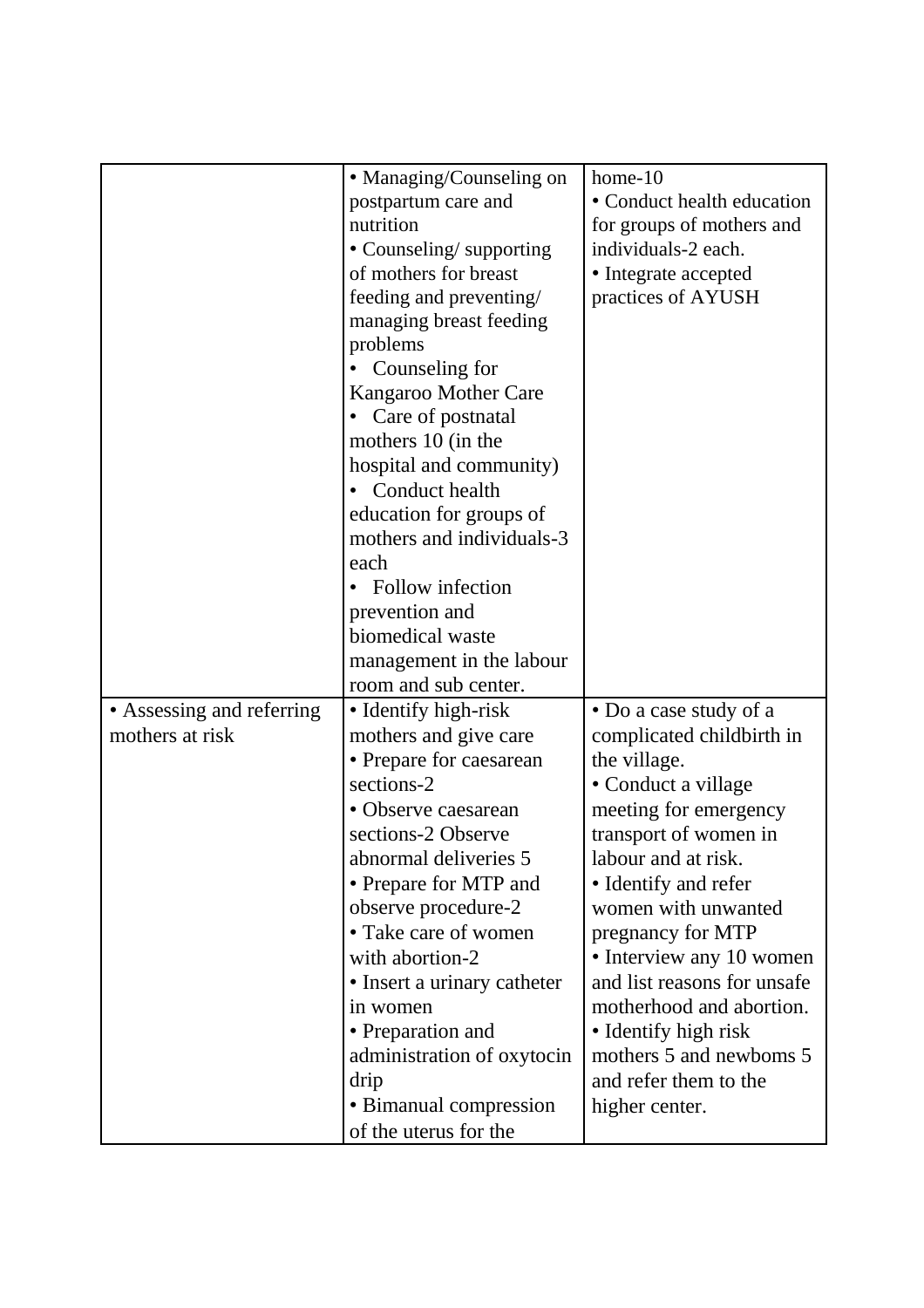| | | |
|---|---|---|
| | • Managing/Counseling on postpartum care and nutrition<br>• Counseling/ supporting of mothers for breast feeding and preventing/ managing breast feeding problems<br>• Counseling for Kangaroo Mother Care<br>• Care of postnatal mothers 10 (in the hospital and community)<br>• Conduct health education for groups of mothers and individuals-3 each<br>• Follow infection prevention and biomedical waste management in the labour room and sub center. | home-10<br>• Conduct health education for groups of mothers and individuals-2 each.<br>• Integrate accepted practices of AYUSH |
| • Assessing and referring mothers at risk | • Identify high-risk mothers and give care<br>• Prepare for caesarean sections-2<br>• Observe caesarean sections-2 Observe abnormal deliveries 5<br>• Prepare for MTP and observe procedure-2<br>• Take care of women with abortion-2<br>• Insert a urinary catheter in women<br>• Preparation and administration of oxytocin drip<br>• Bimanual compression of the uterus for the | • Do a case study of a complicated childbirth in the village.<br>• Conduct a village meeting for emergency transport of women in labour and at risk.<br>• Identify and refer women with unwanted pregnancy for MTP<br>• Interview any 10 women and list reasons for unsafe motherhood and abortion.<br>• Identify high risk mothers 5 and newboms 5 and refer them to the higher center. |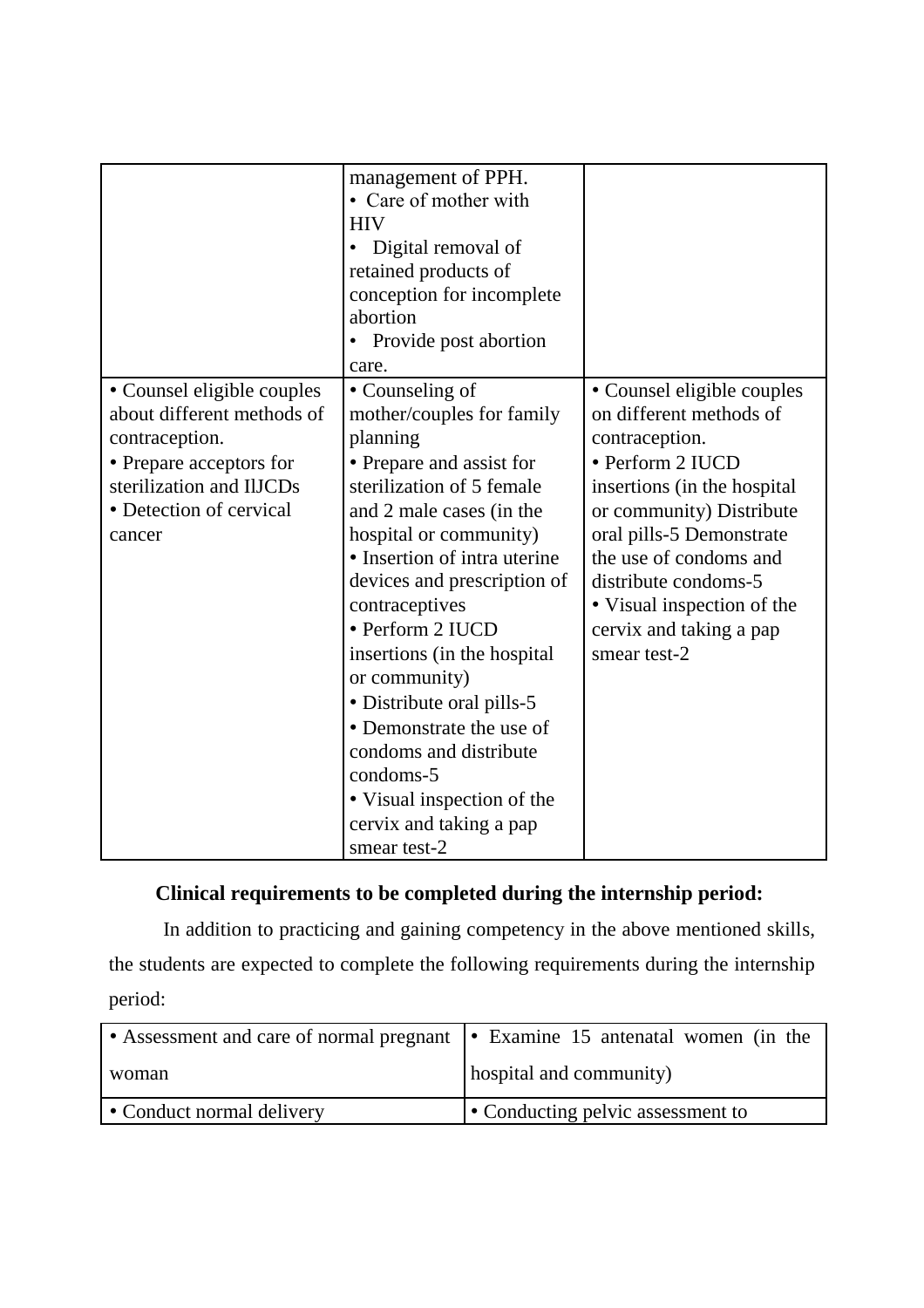| | | |
|---|---|---|
| | management of PPH.<br>• Care of mother with HIV<br>• Digital removal of retained products of conception for incomplete abortion<br>• Provide post abortion care. | |
| • Counsel eligible couples about different methods of contraception.<br>• Prepare acceptors for sterilization and IlJCDs<br>• Detection of cervical cancer | • Counseling of mother/couples for family planning<br>• Prepare and assist for sterilization of 5 female and 2 male cases (in the hospital or community)<br>• Insertion of intra uterine devices and prescription of contraceptives<br>• Perform 2 IUCD insertions (in the hospital or community)<br>• Distribute oral pills-5<br>• Demonstrate the use of condoms and distribute condoms-5<br>• Visual inspection of the cervix and taking a pap smear test-2 | • Counsel eligible couples on different methods of contraception.<br>• Perform 2 IUCD insertions (in the hospital or community) Distribute oral pills-5 Demonstrate the use of condoms and distribute condoms-5<br>• Visual inspection of the cervix and taking a pap smear test-2 |

**Clinical requirements to be completed during the internship period:**

In addition to practicing and gaining competency in the above mentioned skills, the students are expected to complete the following requirements during the internship period:

| | |
|---|---|
| • Assessment and care of normal pregnant woman | • Examine 15 antenatal women (in the hospital and community) |
| • Conduct normal delivery | • Conducting pelvic assessment to |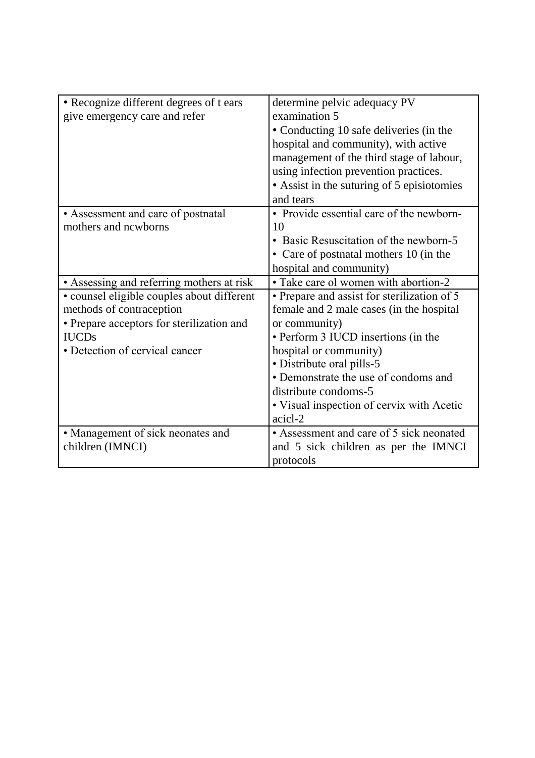| | |
|---|---|
| • Recognize different degrees of t ears give emergency care and refer | determine pelvic adequacy PV examination 5<br>• Conducting 10 safe deliveries (in the hospital and community), with active management of the third stage of labour, using infection prevention practices.<br>• Assist in the suturing of 5 episiotomies and tears |
| • Assessment and care of postnatal mothers and ncwborns | • Provide essential care of the newborn-10<br>• Basic Resuscitation of the newborn-5<br>• Care of postnatal mothers 10 (in the hospital and community) |
| • Assessing and referring mothers at risk | • Take care ol women with abortion-2 |
| • counsel eligible couples about different methods of contraception<br>• Prepare acceptors for sterilization and IUCDs<br>• Detection of cervical cancer | • Prepare and assist for sterilization of 5 female and 2 male cases (in the hospital or community)<br>• Perform 3 IUCD insertions (in the hospital or community)<br>• Distribute oral pills-5<br>• Demonstrate the use of condoms and distribute condoms-5<br>• Visual inspection of cervix with Acetic acicl-2 |
| • Management of sick neonates and children (IMNCI) | • Assessment and care of 5 sick neonated and 5 sick children as per the IMNCI protocols |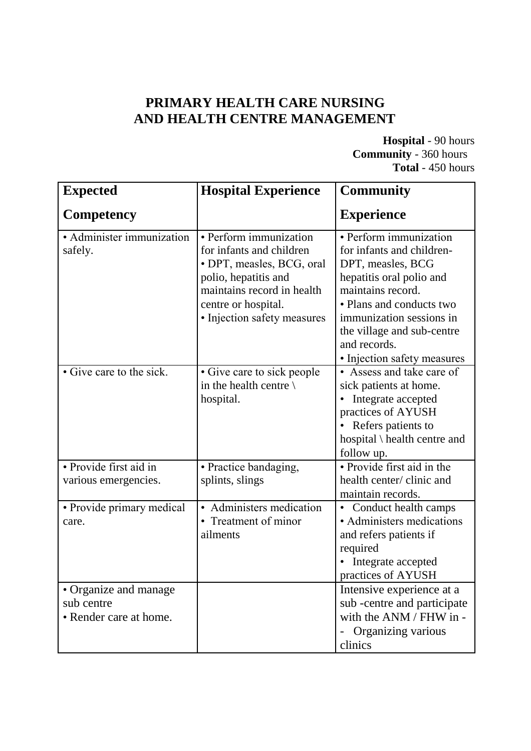## PRIMARY HEALTH CARE NURSING AND HEALTH CENTRE MANAGEMENT

**Hospital** - 90 hours
**Community** - 360 hours
**Total** - 450 hours

| Expected Competency | Hospital Experience | Community Experience |
|---|---|---|
| • Administer immunization safely. | • Perform immunization for infants and children • DPT, measles, BCG, oral polio, hepatitis and maintains record in health centre or hospital. • Injection safety measures | • Perform immunization for infants and children- DPT, measles, BCG hepatitis oral polio and maintains record. • Plans and conducts two immunization sessions in the village and sub-centre and records. • Injection safety measures |
| • Give care to the sick. | • Give care to sick people in the health centre \ hospital. | • Assess and take care of sick patients at home. • Integrate accepted practices of AYUSH • Refers patients to hospital \ health centre and follow up. |
| • Provide first aid in various emergencies. | • Practice bandaging, splints, slings | • Provide first aid in the health center/ clinic and maintain records. |
| • Provide primary medical care. | • Administers medication • Treatment of minor ailments | • Conduct health camps • Administers medications and refers patients if required • Integrate accepted practices of AYUSH |
| • Organize and manage sub centre • Render care at home. | | Intensive experience at a sub -centre and participate with the ANM / FHW in - - Organizing various clinics |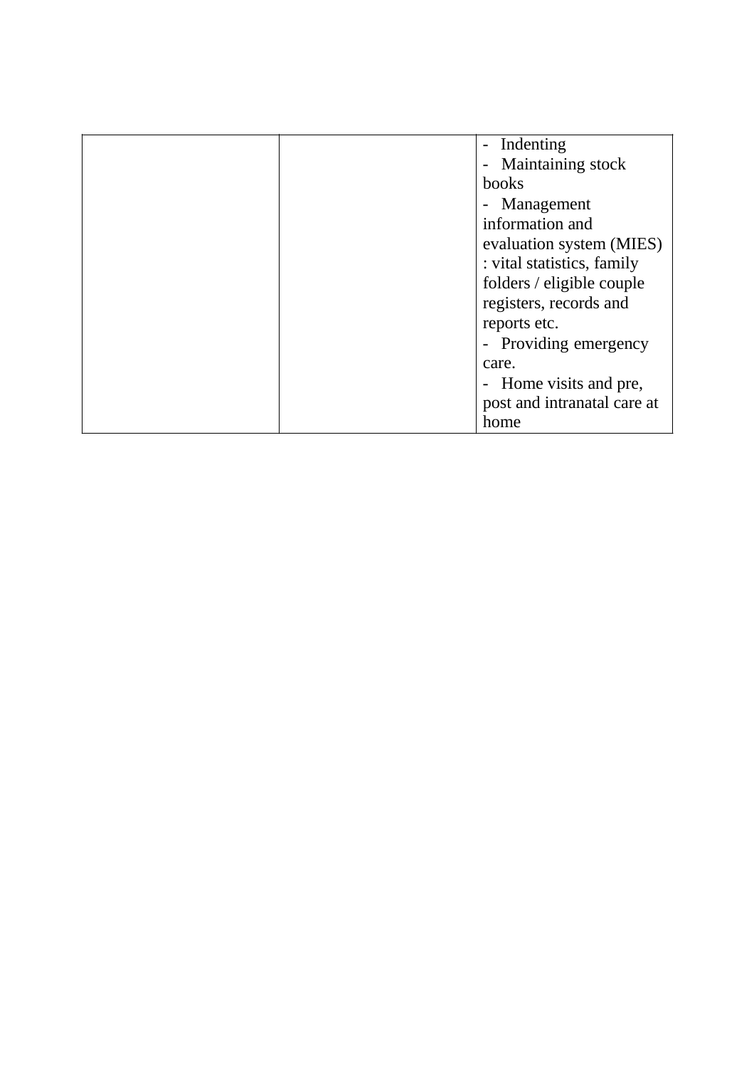| | | |
|---|---|---|
| | | - Indenting<br>- Maintaining stock books<br>- Management information and evaluation system (MIES) : vital statistics, family folders / eligible couple registers, records and reports etc.<br>- Providing emergency care.<br>- Home visits and pre, post and intranatal care at home |